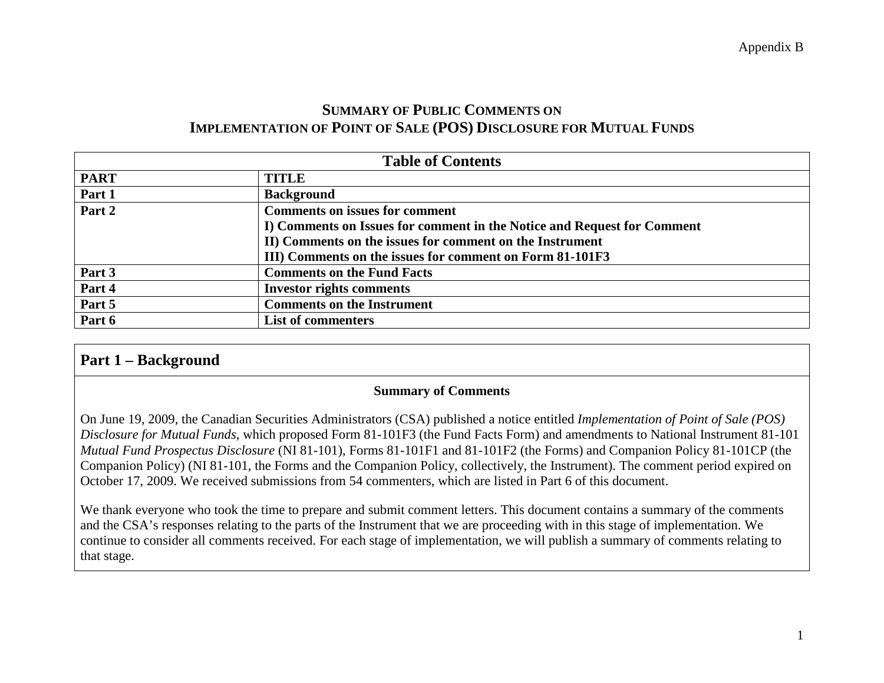Appendix B

# SUMMARY OF PUBLIC COMMENTS ON IMPLEMENTATION OF POINT OF SALE (POS) DISCLOSURE FOR MUTUAL FUNDS

| Table of Contents | |
|---|---|
| **PART** | **TITLE** |
| **Part 1** | **Background** |
| **Part 2** | **Comments on issues for comment**<br>**I) Comments on Issues for comment in the Notice and Request for Comment**<br>**II) Comments on the issues for comment on the Instrument**<br>**III) Comments on the issues for comment on Form 81-101F3** |
| **Part 3** | **Comments on the Fund Facts** |
| **Part 4** | **Investor rights comments** |
| **Part 5** | **Comments on the Instrument** |
| **Part 6** | **List of commenters** |

## Part 1 – Background

**Summary of Comments**

On June 19, 2009, the Canadian Securities Administrators (CSA) published a notice entitled *Implementation of Point of Sale (POS) Disclosure for Mutual Funds*, which proposed Form 81-101F3 (the Fund Facts Form) and amendments to National Instrument 81-101 *Mutual Fund Prospectus Disclosure* (NI 81-101), Forms 81-101F1 and 81-101F2 (the Forms) and Companion Policy 81-101CP (the Companion Policy) (NI 81-101, the Forms and the Companion Policy, collectively, the Instrument). The comment period expired on October 17, 2009. We received submissions from 54 commenters, which are listed in Part 6 of this document.

We thank everyone who took the time to prepare and submit comment letters. This document contains a summary of the comments and the CSA's responses relating to the parts of the Instrument that we are proceeding with in this stage of implementation. We continue to consider all comments received. For each stage of implementation, we will publish a summary of comments relating to that stage.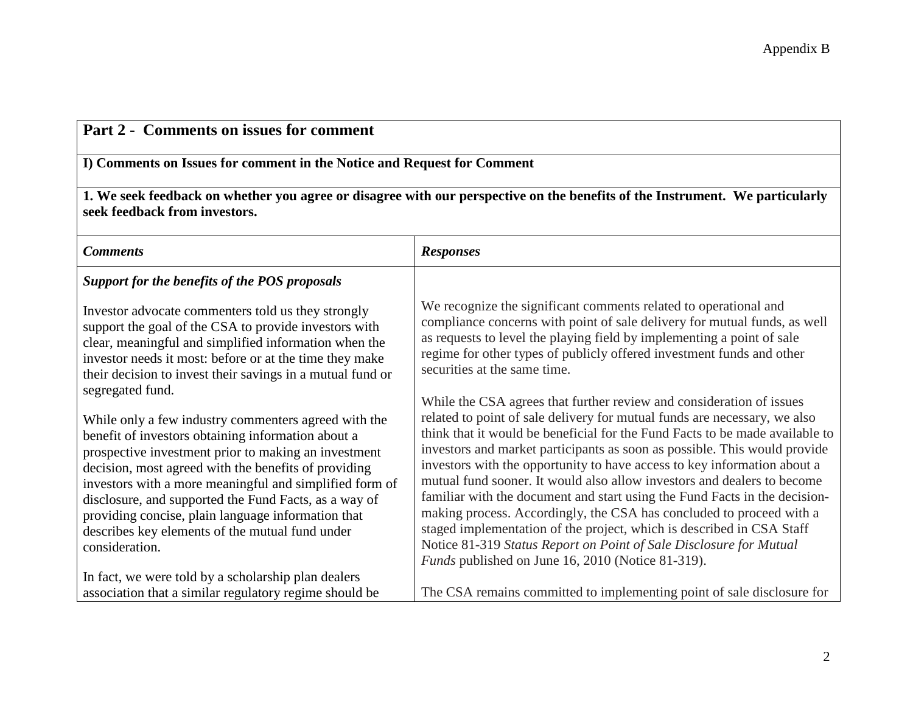## Part 2 - Comments on issues for comment

**I) Comments on Issues for comment in the Notice and Request for Comment**

**1. We seek feedback on whether you agree or disagree with our perspective on the benefits of the Instrument. We particularly seek feedback from investors.**

| *Comments* | *Responses* |
|---|---|
| ***Support for the benefits of the POS proposals***<br><br>Investor advocate commenters told us they strongly support the goal of the CSA to provide investors with clear, meaningful and simplified information when the investor needs it most: before or at the time they make their decision to invest their savings in a mutual fund or segregated fund.<br><br>While only a few industry commenters agreed with the benefit of investors obtaining information about a prospective investment prior to making an investment decision, most agreed with the benefits of providing investors with a more meaningful and simplified form of disclosure, and supported the Fund Facts, as a way of providing concise, plain language information that describes key elements of the mutual fund under consideration.<br><br>In fact, we were told by a scholarship plan dealers association that a similar regulatory regime should be | We recognize the significant comments related to operational and compliance concerns with point of sale delivery for mutual funds, as well as requests to level the playing field by implementing a point of sale regime for other types of publicly offered investment funds and other securities at the same time.<br><br>While the CSA agrees that further review and consideration of issues related to point of sale delivery for mutual funds are necessary, we also think that it would be beneficial for the Fund Facts to be made available to investors and market participants as soon as possible. This would provide investors with the opportunity to have access to key information about a mutual fund sooner. It would also allow investors and dealers to become familiar with the document and start using the Fund Facts in the decision-making process. Accordingly, the CSA has concluded to proceed with a staged implementation of the project, which is described in CSA Staff Notice 81-319 *Status Report on Point of Sale Disclosure for Mutual Funds* published on June 16, 2010 (Notice 81-319).<br><br>The CSA remains committed to implementing point of sale disclosure for |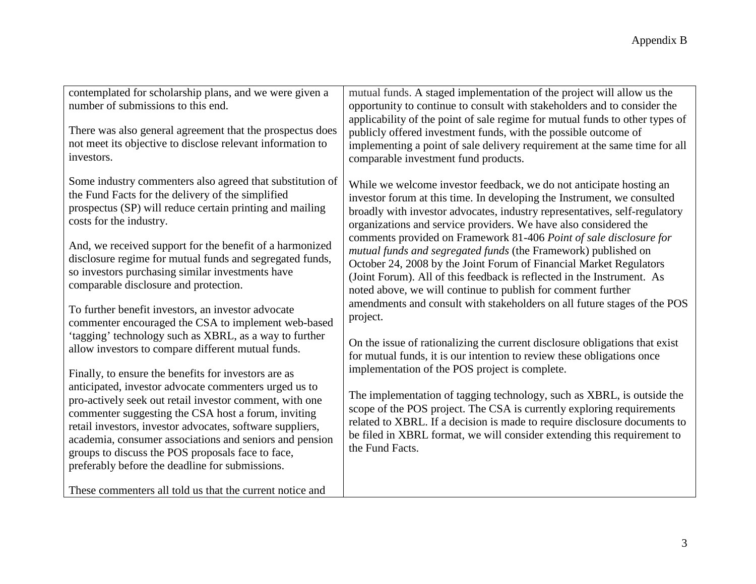| | |
|---|---|
| contemplated for scholarship plans, and we were given a number of submissions to this end.<br><br>There was also general agreement that the prospectus does not meet its objective to disclose relevant information to investors.<br><br>Some industry commenters also agreed that substitution of the Fund Facts for the delivery of the simplified prospectus (SP) will reduce certain printing and mailing costs for the industry.<br><br>And, we received support for the benefit of a harmonized disclosure regime for mutual funds and segregated funds, so investors purchasing similar investments have comparable disclosure and protection.<br><br>To further benefit investors, an investor advocate commenter encouraged the CSA to implement web-based 'tagging' technology such as XBRL, as a way to further allow investors to compare different mutual funds.<br><br>Finally, to ensure the benefits for investors are as anticipated, investor advocate commenters urged us to pro-actively seek out retail investor comment, with one commenter suggesting the CSA host a forum, inviting retail investors, investor advocates, software suppliers, academia, consumer associations and seniors and pension groups to discuss the POS proposals face to face, preferably before the deadline for submissions.<br><br>These commenters all told us that the current notice and | mutual funds. A staged implementation of the project will allow us the opportunity to continue to consult with stakeholders and to consider the applicability of the point of sale regime for mutual funds to other types of publicly offered investment funds, with the possible outcome of implementing a point of sale delivery requirement at the same time for all comparable investment fund products.<br><br>While we welcome investor feedback, we do not anticipate hosting an investor forum at this time. In developing the Instrument, we consulted broadly with investor advocates, industry representatives, self-regulatory organizations and service providers. We have also considered the comments provided on Framework 81-406 *Point of sale disclosure for mutual funds and segregated funds* (the Framework) published on October 24, 2008 by the Joint Forum of Financial Market Regulators (Joint Forum). All of this feedback is reflected in the Instrument. As noted above, we will continue to publish for comment further amendments and consult with stakeholders on all future stages of the POS project.<br><br>On the issue of rationalizing the current disclosure obligations that exist for mutual funds, it is our intention to review these obligations once implementation of the POS project is complete.<br><br>The implementation of tagging technology, such as XBRL, is outside the scope of the POS project. The CSA is currently exploring requirements related to XBRL. If a decision is made to require disclosure documents to be filed in XBRL format, we will consider extending this requirement to the Fund Facts. |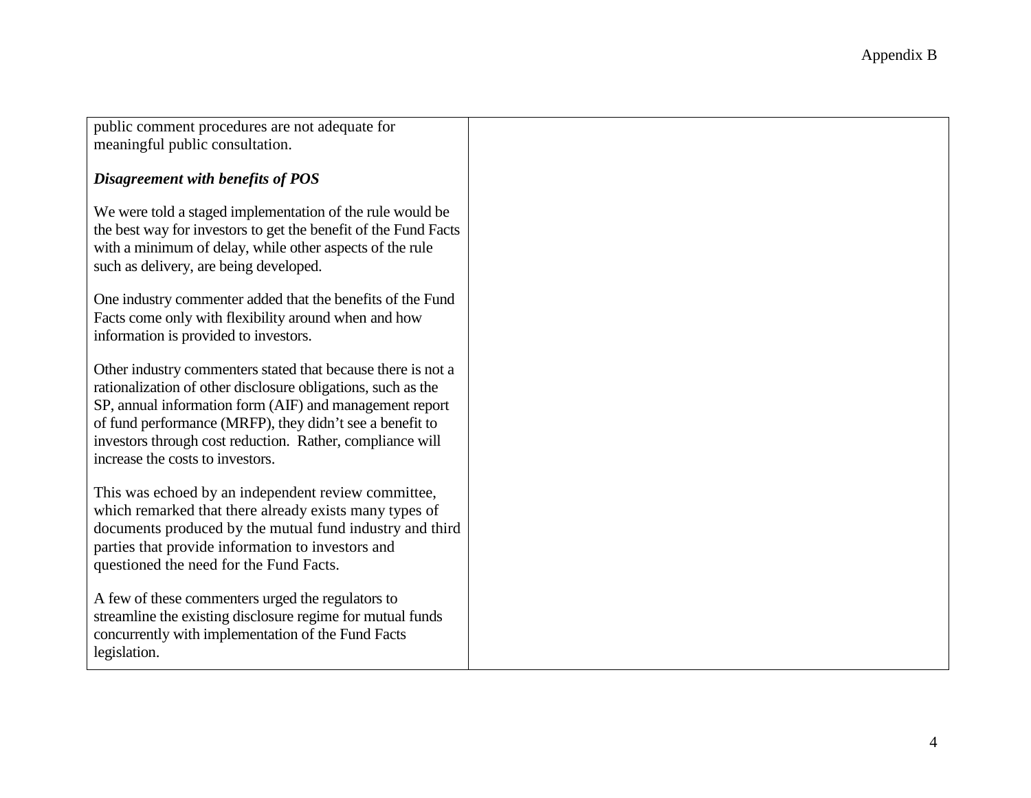| | |
|---|---|
| public comment procedures are not adequate for meaningful public consultation.<br><br>***Disagreement with benefits of POS***<br><br>We were told a staged implementation of the rule would be the best way for investors to get the benefit of the Fund Facts with a minimum of delay, while other aspects of the rule such as delivery, are being developed.<br><br>One industry commenter added that the benefits of the Fund Facts come only with flexibility around when and how information is provided to investors.<br><br>Other industry commenters stated that because there is not a rationalization of other disclosure obligations, such as the SP, annual information form (AIF) and management report of fund performance (MRFP), they didn't see a benefit to investors through cost reduction. Rather, compliance will increase the costs to investors.<br><br>This was echoed by an independent review committee, which remarked that there already exists many types of documents produced by the mutual fund industry and third parties that provide information to investors and questioned the need for the Fund Facts.<br><br>A few of these commenters urged the regulators to streamline the existing disclosure regime for mutual funds concurrently with implementation of the Fund Facts legislation. | |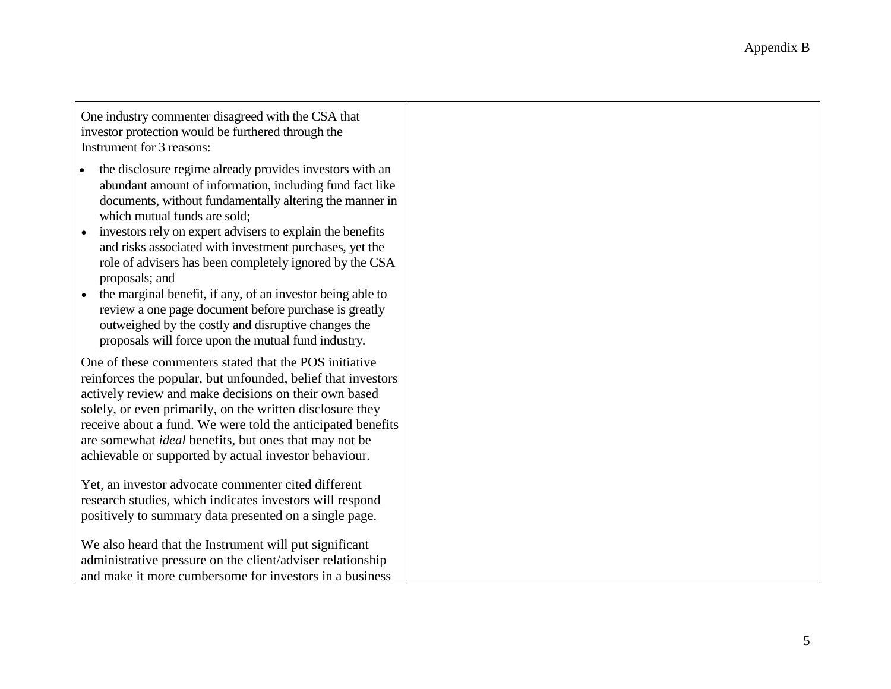| | |
|---|---|
| One industry commenter disagreed with the CSA that investor protection would be furthered through the Instrument for 3 reasons:<br><br>• the disclosure regime already provides investors with an abundant amount of information, including fund fact like documents, without fundamentally altering the manner in which mutual funds are sold;<br>• investors rely on expert advisers to explain the benefits and risks associated with investment purchases, yet the role of advisers has been completely ignored by the CSA proposals; and<br>• the marginal benefit, if any, of an investor being able to review a one page document before purchase is greatly outweighed by the costly and disruptive changes the proposals will force upon the mutual fund industry.<br><br>One of these commenters stated that the POS initiative reinforces the popular, but unfounded, belief that investors actively review and make decisions on their own based solely, or even primarily, on the written disclosure they receive about a fund. We were told the anticipated benefits are somewhat *ideal* benefits, but ones that may not be achievable or supported by actual investor behaviour.<br><br>Yet, an investor advocate commenter cited different research studies, which indicates investors will respond positively to summary data presented on a single page.<br><br>We also heard that the Instrument will put significant administrative pressure on the client/adviser relationship and make it more cumbersome for investors in a business | |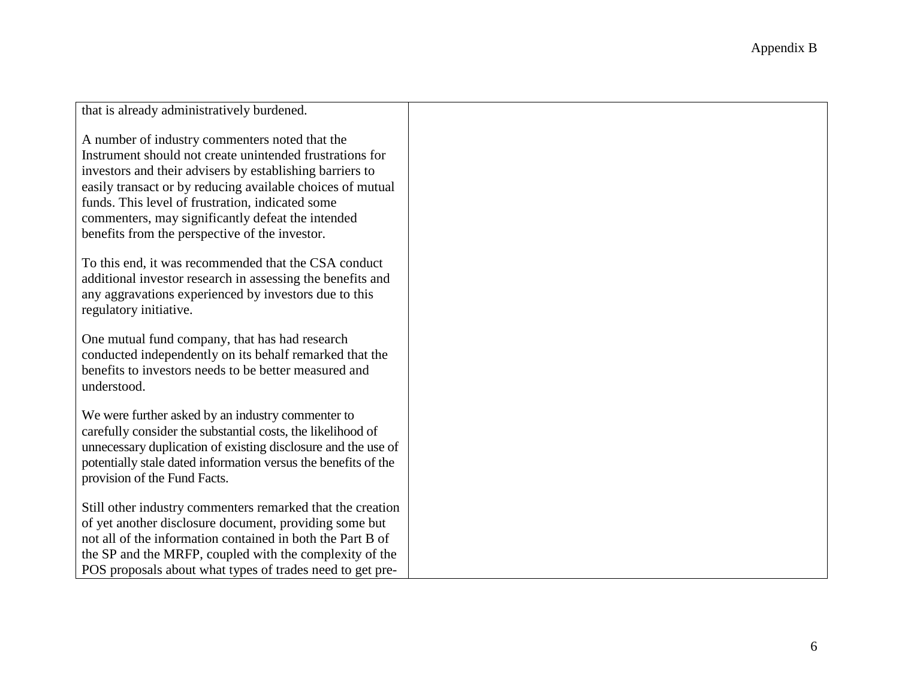| | |
|---|---|
| that is already administratively burdened.<br><br>A number of industry commenters noted that the Instrument should not create unintended frustrations for investors and their advisers by establishing barriers to easily transact or by reducing available choices of mutual funds. This level of frustration, indicated some commenters, may significantly defeat the intended benefits from the perspective of the investor.<br><br>To this end, it was recommended that the CSA conduct additional investor research in assessing the benefits and any aggravations experienced by investors due to this regulatory initiative.<br><br>One mutual fund company, that has had research conducted independently on its behalf remarked that the benefits to investors needs to be better measured and understood.<br><br>We were further asked by an industry commenter to carefully consider the substantial costs, the likelihood of unnecessary duplication of existing disclosure and the use of potentially stale dated information versus the benefits of the provision of the Fund Facts.<br><br>Still other industry commenters remarked that the creation of yet another disclosure document, providing some but not all of the information contained in both the Part B of the SP and the MRFP, coupled with the complexity of the POS proposals about what types of trades need to get pre- | |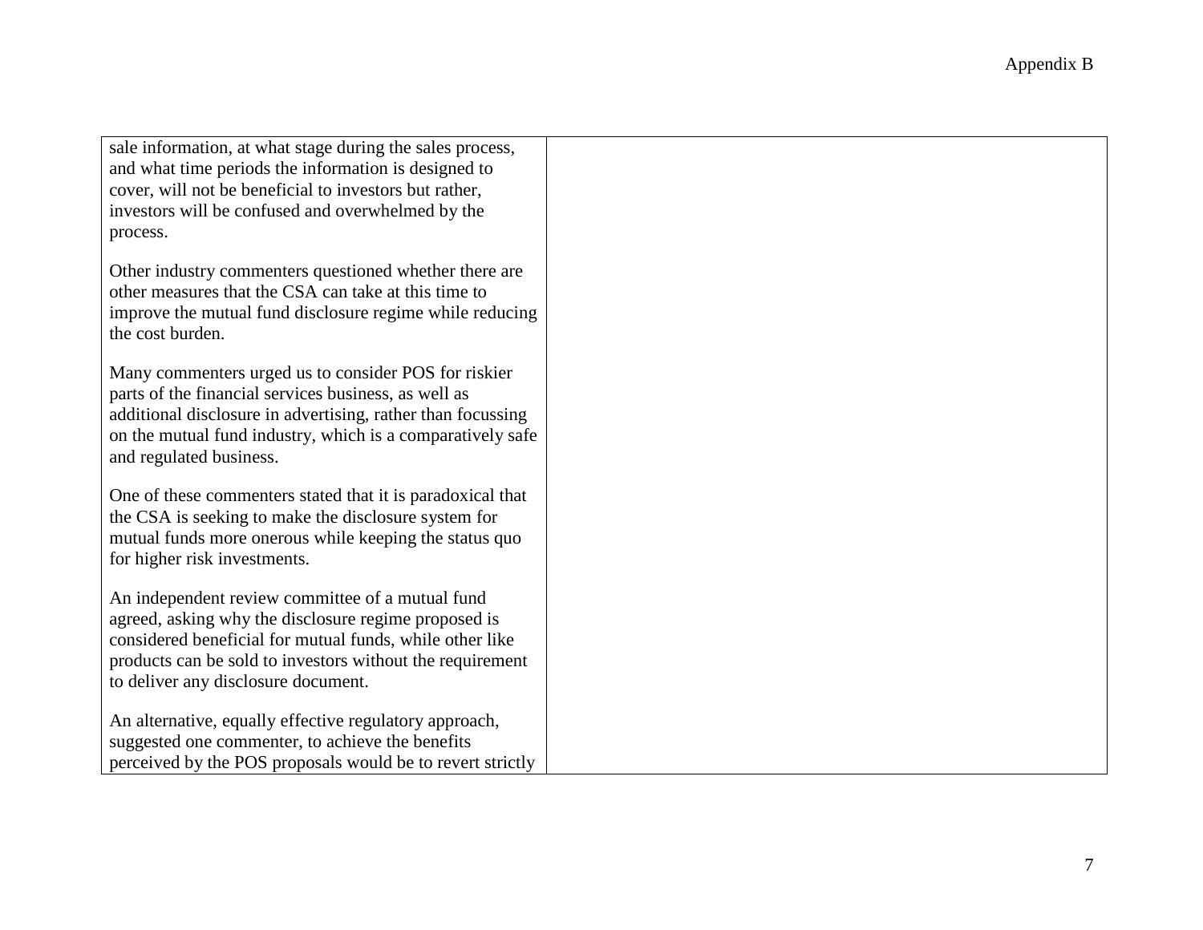| | |
|---|---|
| sale information, at what stage during the sales process, and what time periods the information is designed to cover, will not be beneficial to investors but rather, investors will be confused and overwhelmed by the process.<br><br>Other industry commenters questioned whether there are other measures that the CSA can take at this time to improve the mutual fund disclosure regime while reducing the cost burden.<br><br>Many commenters urged us to consider POS for riskier parts of the financial services business, as well as additional disclosure in advertising, rather than focussing on the mutual fund industry, which is a comparatively safe and regulated business.<br><br>One of these commenters stated that it is paradoxical that the CSA is seeking to make the disclosure system for mutual funds more onerous while keeping the status quo for higher risk investments.<br><br>An independent review committee of a mutual fund agreed, asking why the disclosure regime proposed is considered beneficial for mutual funds, while other like products can be sold to investors without the requirement to deliver any disclosure document.<br><br>An alternative, equally effective regulatory approach, suggested one commenter, to achieve the benefits perceived by the POS proposals would be to revert strictly | |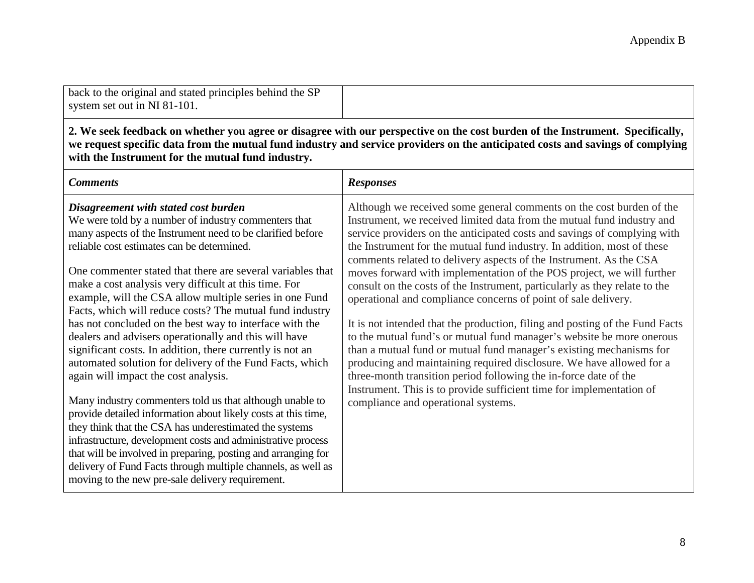| | |
|---|---|
| back to the original and stated principles behind the SP system set out in NI 81-101. | |

**2. We seek feedback on whether you agree or disagree with our perspective on the cost burden of the Instrument. Specifically, we request specific data from the mutual fund industry and service providers on the anticipated costs and savings of complying with the Instrument for the mutual fund industry.**

| *Comments* | *Responses* |
|---|---|
| ***Disagreement with stated cost burden***<br>We were told by a number of industry commenters that many aspects of the Instrument need to be clarified before reliable cost estimates can be determined.<br><br>One commenter stated that there are several variables that make a cost analysis very difficult at this time. For example, will the CSA allow multiple series in one Fund Facts, which will reduce costs? The mutual fund industry has not concluded on the best way to interface with the dealers and advisers operationally and this will have significant costs. In addition, there currently is not an automated solution for delivery of the Fund Facts, which again will impact the cost analysis.<br><br>Many industry commenters told us that although unable to provide detailed information about likely costs at this time, they think that the CSA has underestimated the systems infrastructure, development costs and administrative process that will be involved in preparing, posting and arranging for delivery of Fund Facts through multiple channels, as well as moving to the new pre-sale delivery requirement. | Although we received some general comments on the cost burden of the Instrument, we received limited data from the mutual fund industry and service providers on the anticipated costs and savings of complying with the Instrument for the mutual fund industry. In addition, most of these comments related to delivery aspects of the Instrument. As the CSA moves forward with implementation of the POS project, we will further consult on the costs of the Instrument, particularly as they relate to the operational and compliance concerns of point of sale delivery.<br><br>It is not intended that the production, filing and posting of the Fund Facts to the mutual fund's or mutual fund manager's website be more onerous than a mutual fund or mutual fund manager's existing mechanisms for producing and maintaining required disclosure. We have allowed for a three-month transition period following the in-force date of the Instrument. This is to provide sufficient time for implementation of compliance and operational systems. |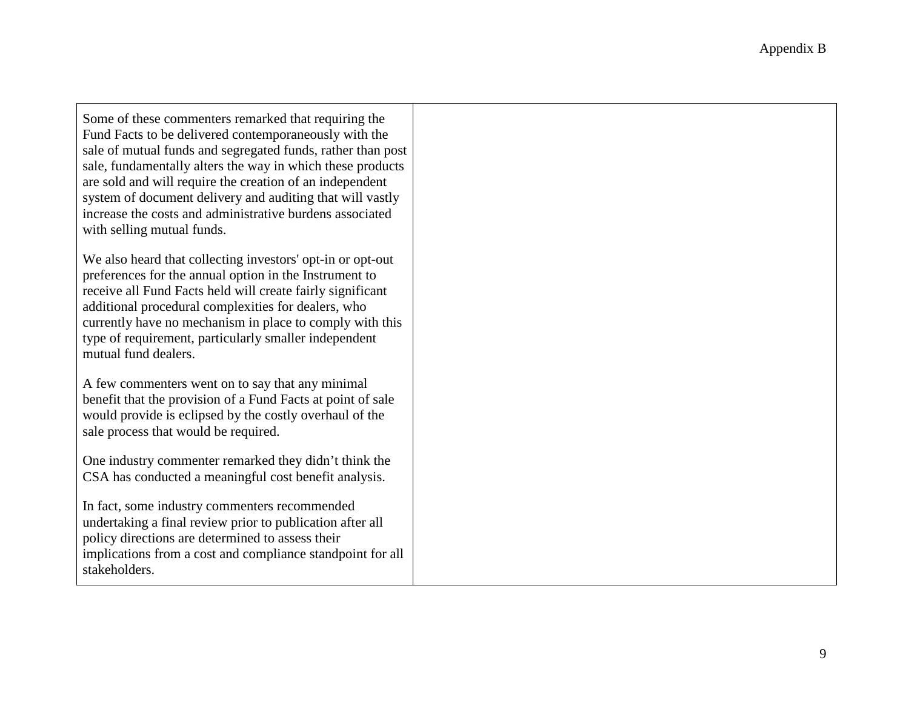| | |
|---|---|
| Some of these commenters remarked that requiring the Fund Facts to be delivered contemporaneously with the sale of mutual funds and segregated funds, rather than post sale, fundamentally alters the way in which these products are sold and will require the creation of an independent system of document delivery and auditing that will vastly increase the costs and administrative burdens associated with selling mutual funds.<br><br>We also heard that collecting investors' opt-in or opt-out preferences for the annual option in the Instrument to receive all Fund Facts held will create fairly significant additional procedural complexities for dealers, who currently have no mechanism in place to comply with this type of requirement, particularly smaller independent mutual fund dealers.<br><br>A few commenters went on to say that any minimal benefit that the provision of a Fund Facts at point of sale would provide is eclipsed by the costly overhaul of the sale process that would be required.<br><br>One industry commenter remarked they didn't think the CSA has conducted a meaningful cost benefit analysis.<br><br>In fact, some industry commenters recommended undertaking a final review prior to publication after all policy directions are determined to assess their implications from a cost and compliance standpoint for all stakeholders. | |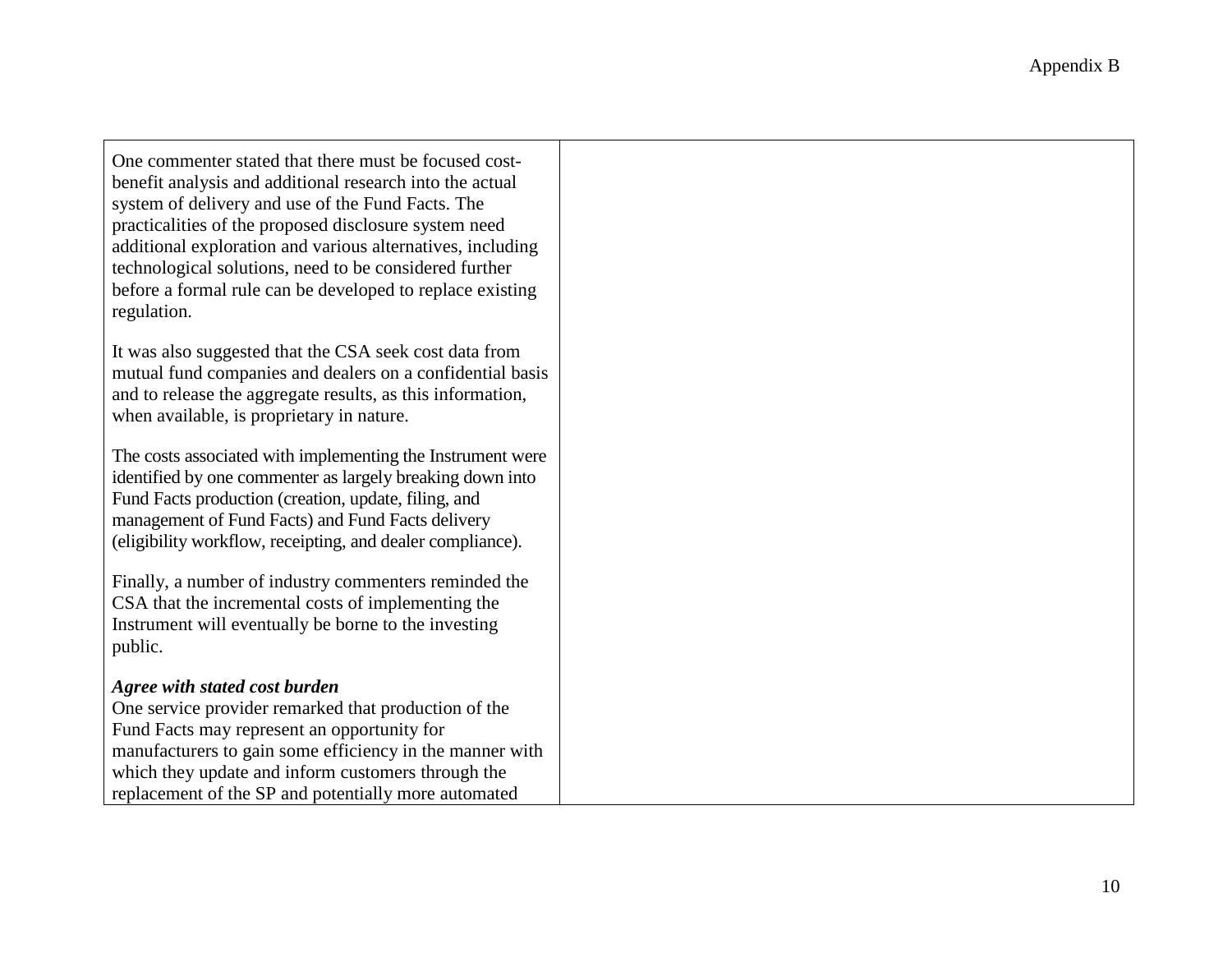| | |
|---|---|
| One commenter stated that there must be focused cost-benefit analysis and additional research into the actual system of delivery and use of the Fund Facts. The practicalities of the proposed disclosure system need additional exploration and various alternatives, including technological solutions, need to be considered further before a formal rule can be developed to replace existing regulation.<br><br>It was also suggested that the CSA seek cost data from mutual fund companies and dealers on a confidential basis and to release the aggregate results, as this information, when available, is proprietary in nature.<br><br>The costs associated with implementing the Instrument were identified by one commenter as largely breaking down into Fund Facts production (creation, update, filing, and management of Fund Facts) and Fund Facts delivery (eligibility workflow, receipting, and dealer compliance).<br><br>Finally, a number of industry commenters reminded the CSA that the incremental costs of implementing the Instrument will eventually be borne to the investing public.<br><br>***Agree with stated cost burden***<br>One service provider remarked that production of the Fund Facts may represent an opportunity for manufacturers to gain some efficiency in the manner with which they update and inform customers through the replacement of the SP and potentially more automated | |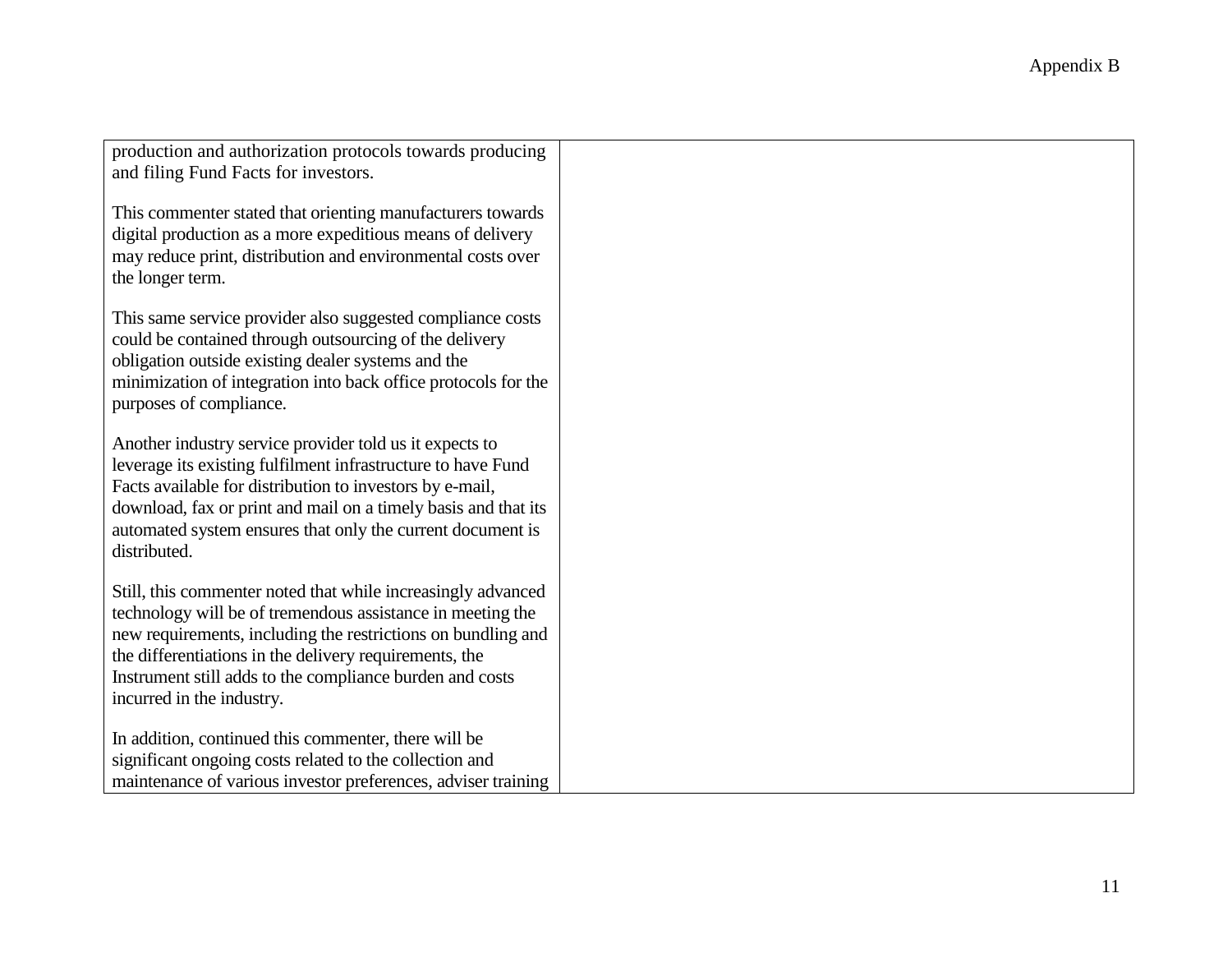| | |
|---|---|
| production and authorization protocols towards producing and filing Fund Facts for investors.<br><br>This commenter stated that orienting manufacturers towards digital production as a more expeditious means of delivery may reduce print, distribution and environmental costs over the longer term.<br><br>This same service provider also suggested compliance costs could be contained through outsourcing of the delivery obligation outside existing dealer systems and the minimization of integration into back office protocols for the purposes of compliance.<br><br>Another industry service provider told us it expects to leverage its existing fulfilment infrastructure to have Fund Facts available for distribution to investors by e-mail, download, fax or print and mail on a timely basis and that its automated system ensures that only the current document is distributed.<br><br>Still, this commenter noted that while increasingly advanced technology will be of tremendous assistance in meeting the new requirements, including the restrictions on bundling and the differentiations in the delivery requirements, the Instrument still adds to the compliance burden and costs incurred in the industry.<br><br>In addition, continued this commenter, there will be significant ongoing costs related to the collection and maintenance of various investor preferences, adviser training | |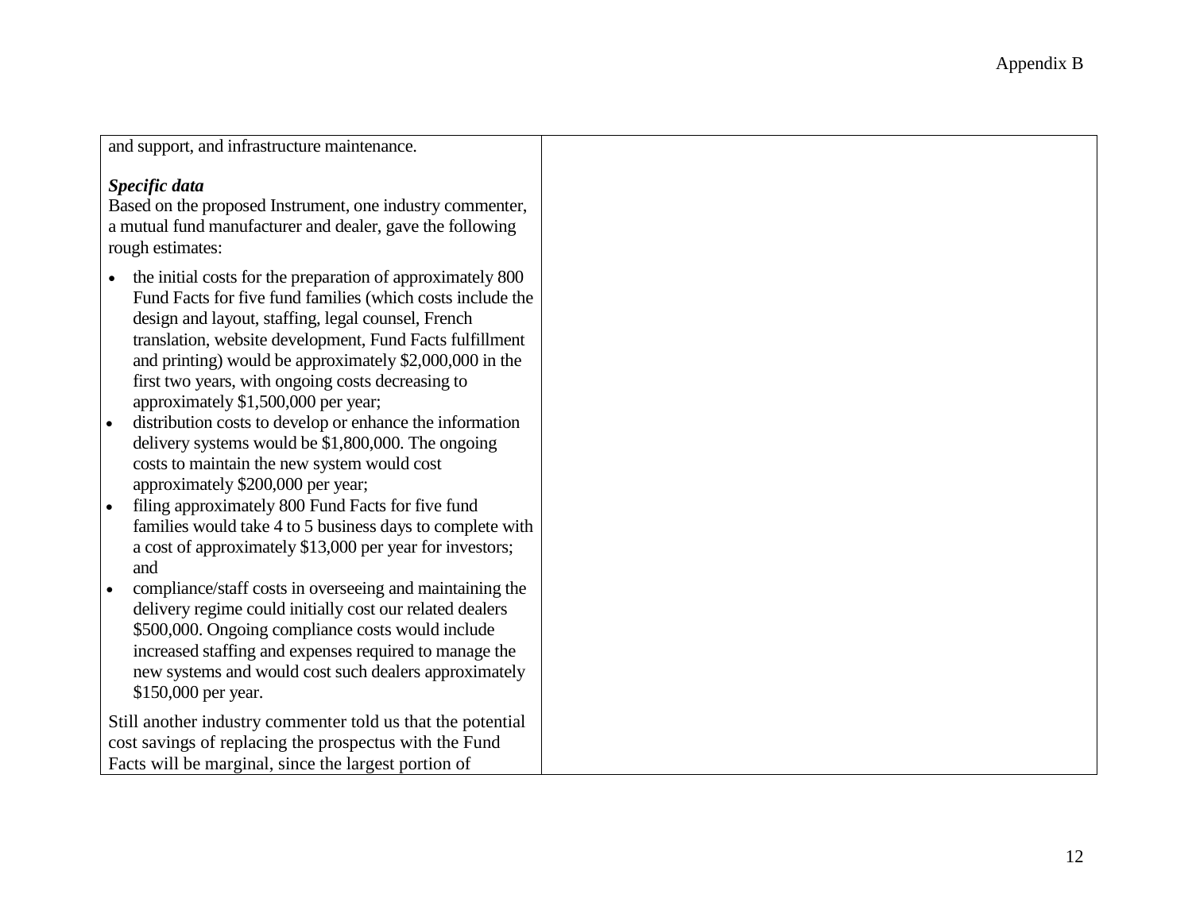| | |
|---|---|
| and support, and infrastructure maintenance.<br><br>***Specific data***<br>Based on the proposed Instrument, one industry commenter, a mutual fund manufacturer and dealer, gave the following rough estimates:<br><br>• the initial costs for the preparation of approximately 800 Fund Facts for five fund families (which costs include the design and layout, staffing, legal counsel, French translation, website development, Fund Facts fulfillment and printing) would be approximately $2,000,000 in the first two years, with ongoing costs decreasing to approximately $1,500,000 per year;<br>• distribution costs to develop or enhance the information delivery systems would be $1,800,000. The ongoing costs to maintain the new system would cost approximately $200,000 per year;<br>• filing approximately 800 Fund Facts for five fund families would take 4 to 5 business days to complete with a cost of approximately $13,000 per year for investors; and<br>• compliance/staff costs in overseeing and maintaining the delivery regime could initially cost our related dealers $500,000. Ongoing compliance costs would include increased staffing and expenses required to manage the new systems and would cost such dealers approximately $150,000 per year.<br><br>Still another industry commenter told us that the potential cost savings of replacing the prospectus with the Fund Facts will be marginal, since the largest portion of | |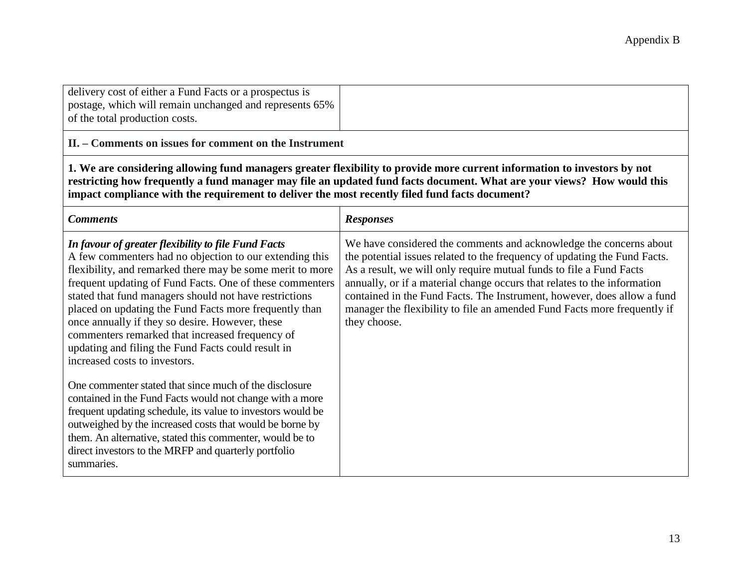| | |
|---|---|
| delivery cost of either a Fund Facts or a prospectus is postage, which will remain unchanged and represents 65% of the total production costs. | |

**II. – Comments on issues for comment on the Instrument**

**1. We are considering allowing fund managers greater flexibility to provide more current information to investors by not restricting how frequently a fund manager may file an updated fund facts document. What are your views? How would this impact compliance with the requirement to deliver the most recently filed fund facts document?**

| ***Comments*** | ***Responses*** |
|---|---|
| ***In favour of greater flexibility to file Fund Facts*** <br> A few commenters had no objection to our extending this flexibility, and remarked there may be some merit to more frequent updating of Fund Facts. One of these commenters stated that fund managers should not have restrictions placed on updating the Fund Facts more frequently than once annually if they so desire. However, these commenters remarked that increased frequency of updating and filing the Fund Facts could result in increased costs to investors. <br><br> One commenter stated that since much of the disclosure contained in the Fund Facts would not change with a more frequent updating schedule, its value to investors would be outweighed by the increased costs that would be borne by them. An alternative, stated this commenter, would be to direct investors to the MRFP and quarterly portfolio summaries. | We have considered the comments and acknowledge the concerns about the potential issues related to the frequency of updating the Fund Facts. As a result, we will only require mutual funds to file a Fund Facts annually, or if a material change occurs that relates to the information contained in the Fund Facts. The Instrument, however, does allow a fund manager the flexibility to file an amended Fund Facts more frequently if they choose. |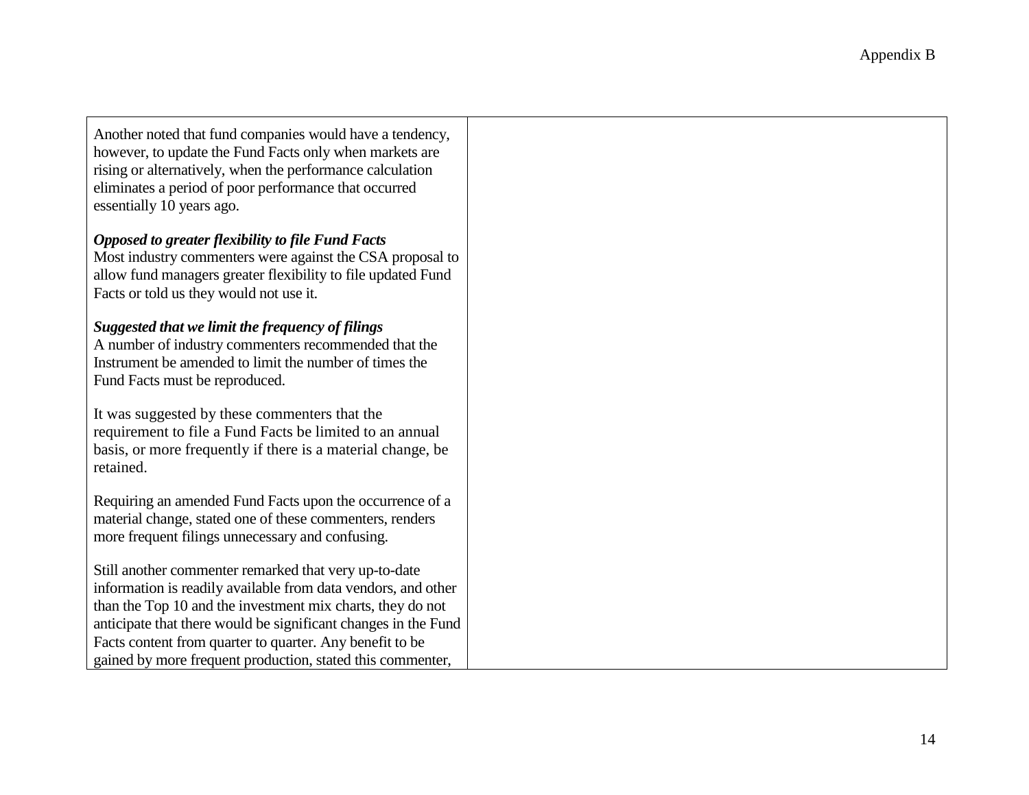| | |
|---|---|
| Another noted that fund companies would have a tendency, however, to update the Fund Facts only when markets are rising or alternatively, when the performance calculation eliminates a period of poor performance that occurred essentially 10 years ago.<br><br>***Opposed to greater flexibility to file Fund Facts***<br>Most industry commenters were against the CSA proposal to allow fund managers greater flexibility to file updated Fund Facts or told us they would not use it.<br><br>***Suggested that we limit the frequency of filings***<br>A number of industry commenters recommended that the Instrument be amended to limit the number of times the Fund Facts must be reproduced.<br><br>It was suggested by these commenters that the requirement to file a Fund Facts be limited to an annual basis, or more frequently if there is a material change, be retained.<br><br>Requiring an amended Fund Facts upon the occurrence of a material change, stated one of these commenters, renders more frequent filings unnecessary and confusing.<br><br>Still another commenter remarked that very up-to-date information is readily available from data vendors, and other than the Top 10 and the investment mix charts, they do not anticipate that there would be significant changes in the Fund Facts content from quarter to quarter. Any benefit to be gained by more frequent production, stated this commenter, | |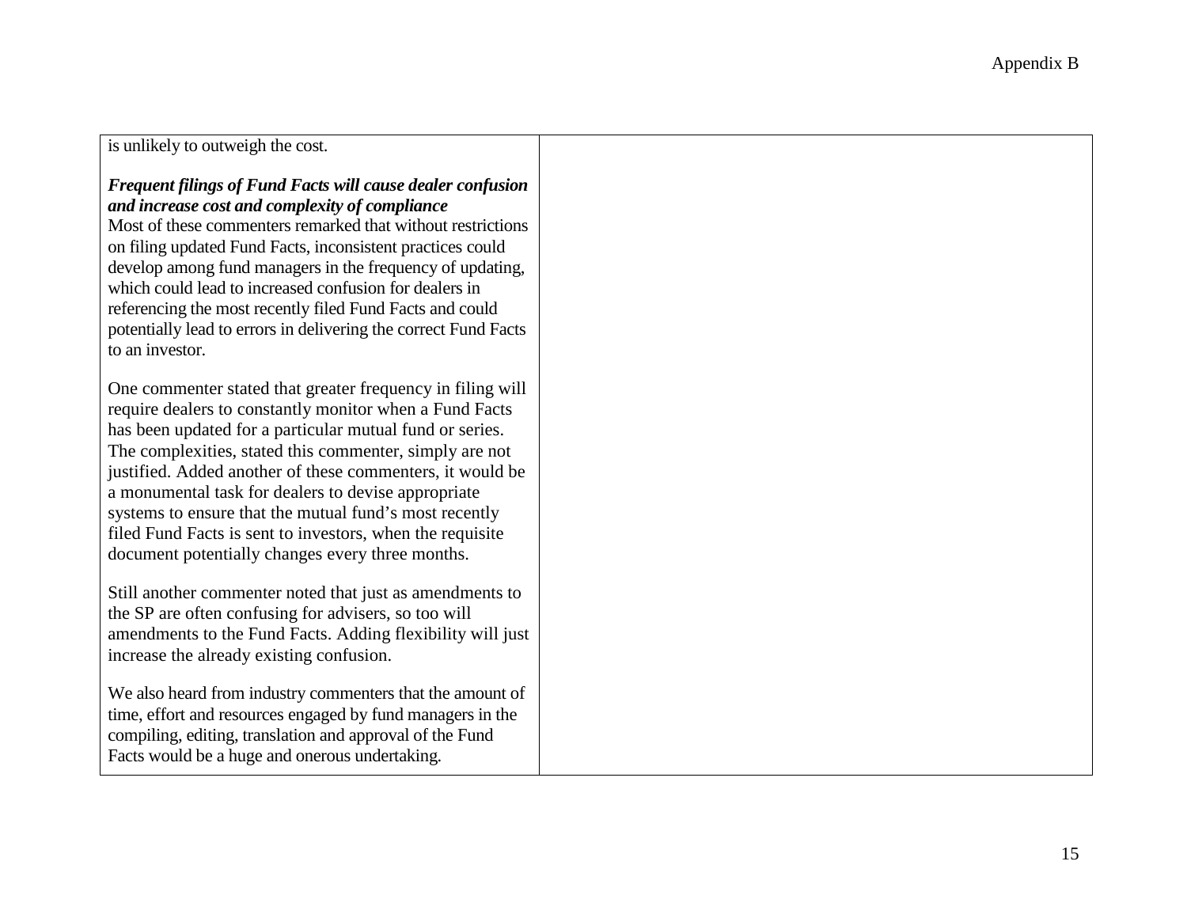| | |
|---|---|
| is unlikely to outweigh the cost.<br><br>***Frequent filings of Fund Facts will cause dealer confusion and increase cost and complexity of compliance***<br>Most of these commenters remarked that without restrictions on filing updated Fund Facts, inconsistent practices could develop among fund managers in the frequency of updating, which could lead to increased confusion for dealers in referencing the most recently filed Fund Facts and could potentially lead to errors in delivering the correct Fund Facts to an investor.<br><br>One commenter stated that greater frequency in filing will require dealers to constantly monitor when a Fund Facts has been updated for a particular mutual fund or series. The complexities, stated this commenter, simply are not justified. Added another of these commenters, it would be a monumental task for dealers to devise appropriate systems to ensure that the mutual fund's most recently filed Fund Facts is sent to investors, when the requisite document potentially changes every three months.<br><br>Still another commenter noted that just as amendments to the SP are often confusing for advisers, so too will amendments to the Fund Facts. Adding flexibility will just increase the already existing confusion.<br><br>We also heard from industry commenters that the amount of time, effort and resources engaged by fund managers in the compiling, editing, translation and approval of the Fund Facts would be a huge and onerous undertaking. | |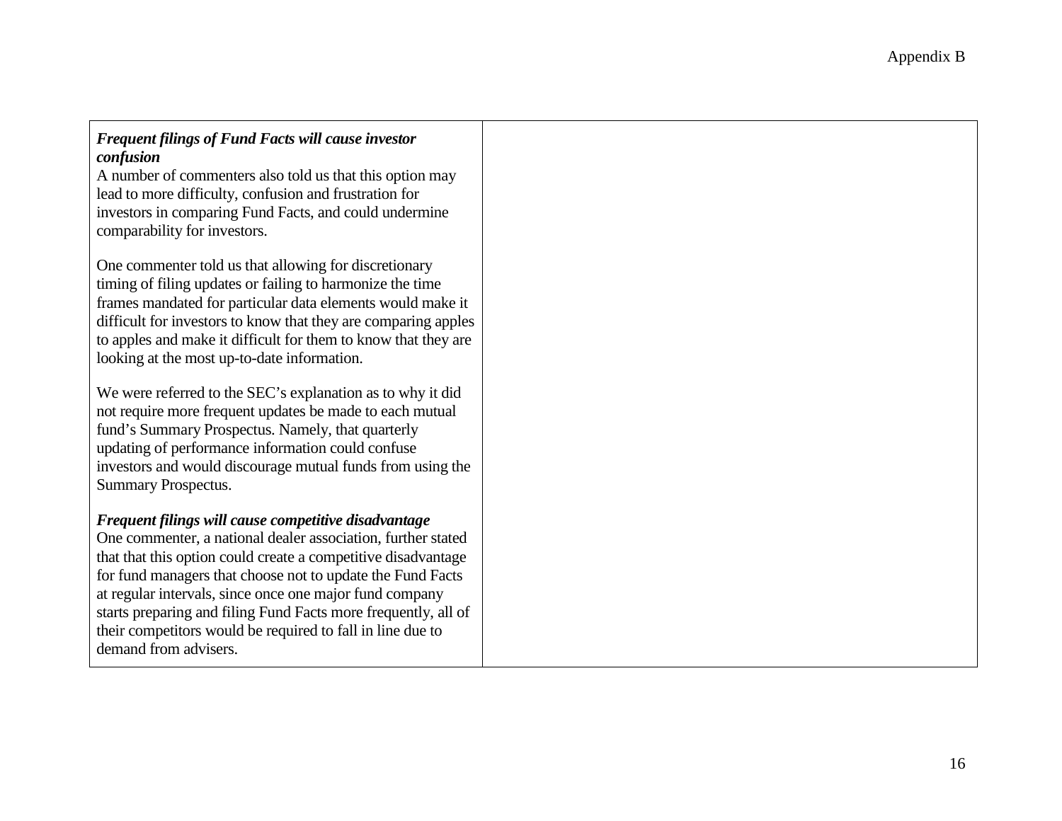| | |
|---|---|
| ***Frequent filings of Fund Facts will cause investor confusion*** <br> A number of commenters also told us that this option may lead to more difficulty, confusion and frustration for investors in comparing Fund Facts, and could undermine comparability for investors. <br><br> One commenter told us that allowing for discretionary timing of filing updates or failing to harmonize the time frames mandated for particular data elements would make it difficult for investors to know that they are comparing apples to apples and make it difficult for them to know that they are looking at the most up-to-date information. <br><br> We were referred to the SEC's explanation as to why it did not require more frequent updates be made to each mutual fund's Summary Prospectus. Namely, that quarterly updating of performance information could confuse investors and would discourage mutual funds from using the Summary Prospectus. <br><br> ***Frequent filings will cause competitive disadvantage*** <br> One commenter, a national dealer association, further stated that that this option could create a competitive disadvantage for fund managers that choose not to update the Fund Facts at regular intervals, since once one major fund company starts preparing and filing Fund Facts more frequently, all of their competitors would be required to fall in line due to demand from advisers. | |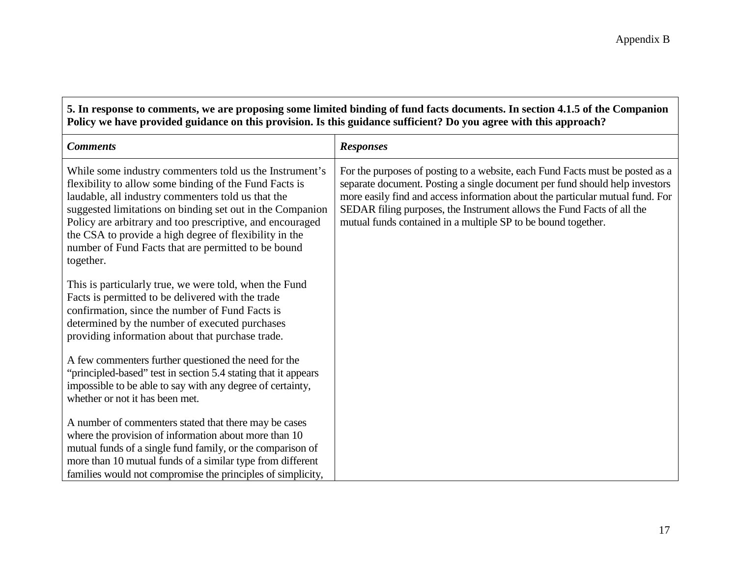Appendix B

| 5. In response to comments, we are proposing some limited binding of fund facts documents. In section 4.1.5 of the Companion Policy we have provided guidance on this provision. Is this guidance sufficient? Do you agree with this approach? | |
|---|---|
| ***Comments*** | ***Responses*** |
| While some industry commenters told us the Instrument's flexibility to allow some binding of the Fund Facts is laudable, all industry commenters told us that the suggested limitations on binding set out in the Companion Policy are arbitrary and too prescriptive, and encouraged the CSA to provide a high degree of flexibility in the number of Fund Facts that are permitted to be bound together.<br><br>This is particularly true, we were told, when the Fund Facts is permitted to be delivered with the trade confirmation, since the number of Fund Facts is determined by the number of executed purchases providing information about that purchase trade.<br><br>A few commenters further questioned the need for the "principled-based" test in section 5.4 stating that it appears impossible to be able to say with any degree of certainty, whether or not it has been met.<br><br>A number of commenters stated that there may be cases where the provision of information about more than 10 mutual funds of a single fund family, or the comparison of more than 10 mutual funds of a similar type from different families would not compromise the principles of simplicity, | For the purposes of posting to a website, each Fund Facts must be posted as a separate document. Posting a single document per fund should help investors more easily find and access information about the particular mutual fund. For SEDAR filing purposes, the Instrument allows the Fund Facts of all the mutual funds contained in a multiple SP to be bound together. |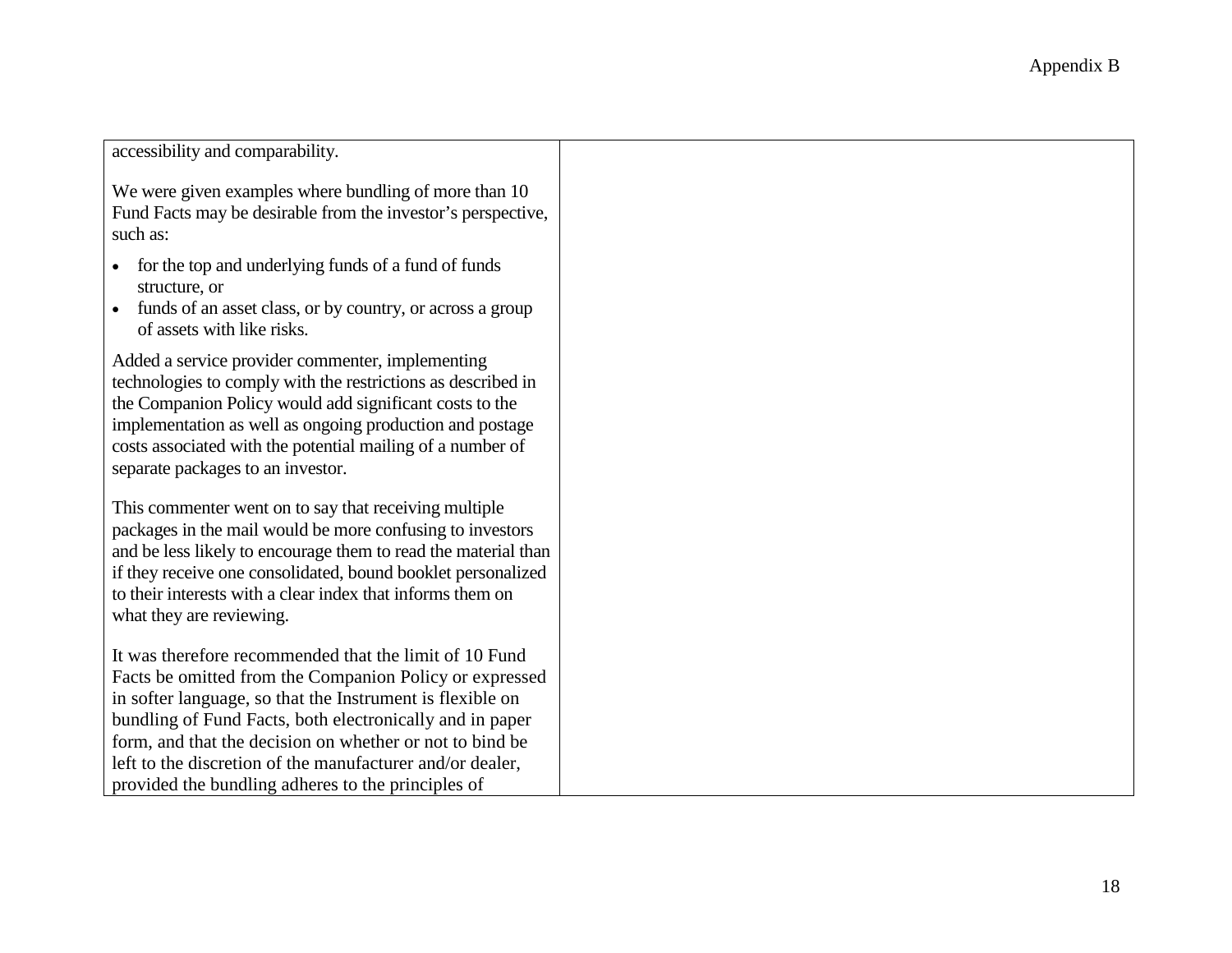| | |
|---|---|
| accessibility and comparability.<br><br>We were given examples where bundling of more than 10 Fund Facts may be desirable from the investor's perspective, such as:<br><br>• for the top and underlying funds of a fund of funds structure, or<br>• funds of an asset class, or by country, or across a group of assets with like risks.<br><br>Added a service provider commenter, implementing technologies to comply with the restrictions as described in the Companion Policy would add significant costs to the implementation as well as ongoing production and postage costs associated with the potential mailing of a number of separate packages to an investor.<br><br>This commenter went on to say that receiving multiple packages in the mail would be more confusing to investors and be less likely to encourage them to read the material than if they receive one consolidated, bound booklet personalized to their interests with a clear index that informs them on what they are reviewing.<br><br>It was therefore recommended that the limit of 10 Fund Facts be omitted from the Companion Policy or expressed in softer language, so that the Instrument is flexible on bundling of Fund Facts, both electronically and in paper form, and that the decision on whether or not to bind be left to the discretion of the manufacturer and/or dealer, provided the bundling adheres to the principles of | |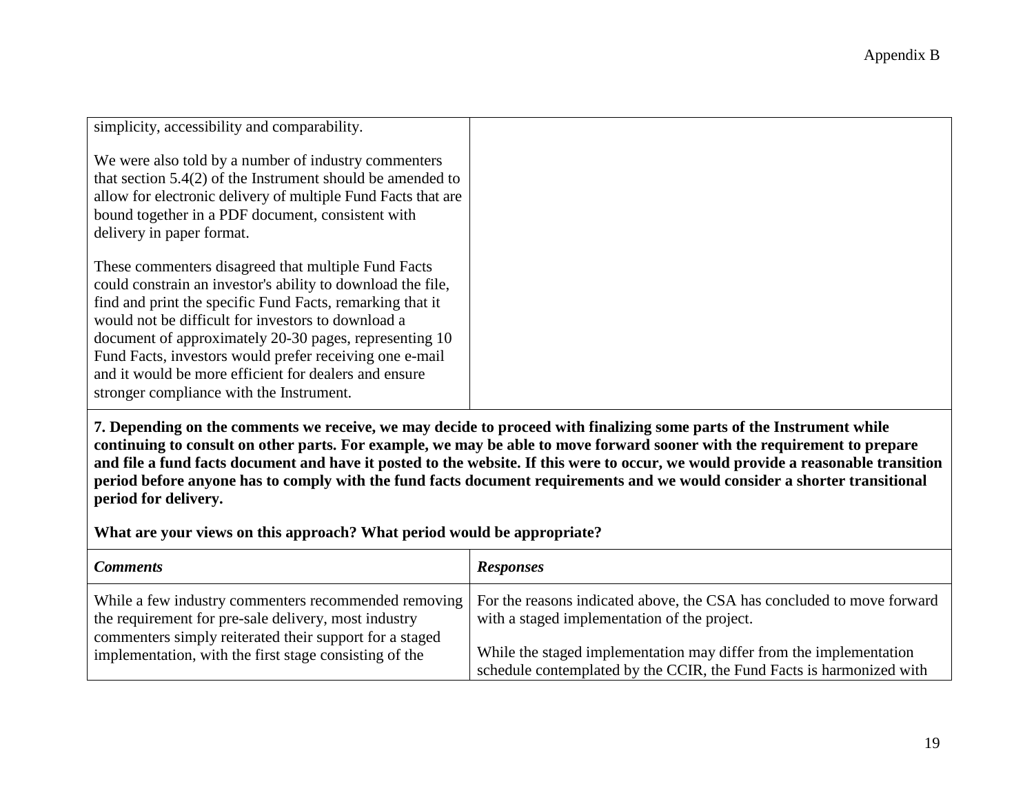| | |
|---|---|
| simplicity, accessibility and comparability.<br><br>We were also told by a number of industry commenters that section 5.4(2) of the Instrument should be amended to allow for electronic delivery of multiple Fund Facts that are bound together in a PDF document, consistent with delivery in paper format.<br><br>These commenters disagreed that multiple Fund Facts could constrain an investor's ability to download the file, find and print the specific Fund Facts, remarking that it would not be difficult for investors to download a document of approximately 20-30 pages, representing 10 Fund Facts, investors would prefer receiving one e-mail and it would be more efficient for dealers and ensure stronger compliance with the Instrument. | |

**7. Depending on the comments we receive, we may decide to proceed with finalizing some parts of the Instrument while continuing to consult on other parts. For example, we may be able to move forward sooner with the requirement to prepare and file a fund facts document and have it posted to the website. If this were to occur, we would provide a reasonable transition period before anyone has to comply with the fund facts document requirements and we would consider a shorter transitional period for delivery.**

**What are your views on this approach? What period would be appropriate?**

| ***Comments*** | ***Responses*** |
|---|---|
| While a few industry commenters recommended removing the requirement for pre-sale delivery, most industry commenters simply reiterated their support for a staged implementation, with the first stage consisting of the | For the reasons indicated above, the CSA has concluded to move forward with a staged implementation of the project.<br><br>While the staged implementation may differ from the implementation schedule contemplated by the CCIR, the Fund Facts is harmonized with |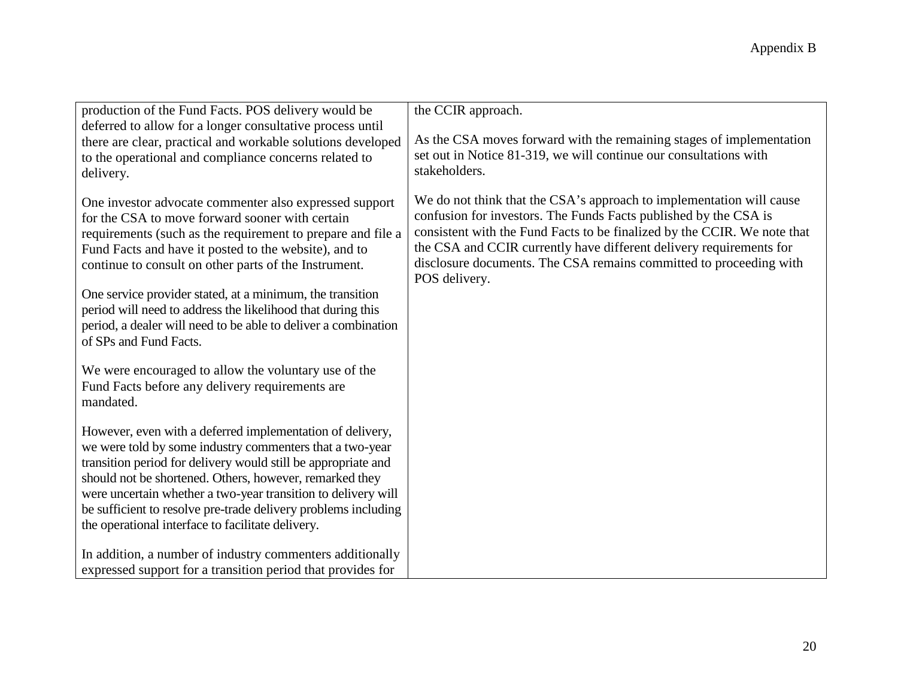| | |
|---|---|
| production of the Fund Facts. POS delivery would be deferred to allow for a longer consultative process until there are clear, practical and workable solutions developed to the operational and compliance concerns related to delivery.<br><br>One investor advocate commenter also expressed support for the CSA to move forward sooner with certain requirements (such as the requirement to prepare and file a Fund Facts and have it posted to the website), and to continue to consult on other parts of the Instrument.<br><br>One service provider stated, at a minimum, the transition period will need to address the likelihood that during this period, a dealer will need to be able to deliver a combination of SPs and Fund Facts.<br><br>We were encouraged to allow the voluntary use of the Fund Facts before any delivery requirements are mandated.<br><br>However, even with a deferred implementation of delivery, we were told by some industry commenters that a two-year transition period for delivery would still be appropriate and should not be shortened. Others, however, remarked they were uncertain whether a two-year transition to delivery will be sufficient to resolve pre-trade delivery problems including the operational interface to facilitate delivery.<br><br>In addition, a number of industry commenters additionally expressed support for a transition period that provides for | the CCIR approach.<br><br>As the CSA moves forward with the remaining stages of implementation set out in Notice 81-319, we will continue our consultations with stakeholders.<br><br>We do not think that the CSA's approach to implementation will cause confusion for investors. The Funds Facts published by the CSA is consistent with the Fund Facts to be finalized by the CCIR. We note that the CSA and CCIR currently have different delivery requirements for disclosure documents. The CSA remains committed to proceeding with POS delivery. |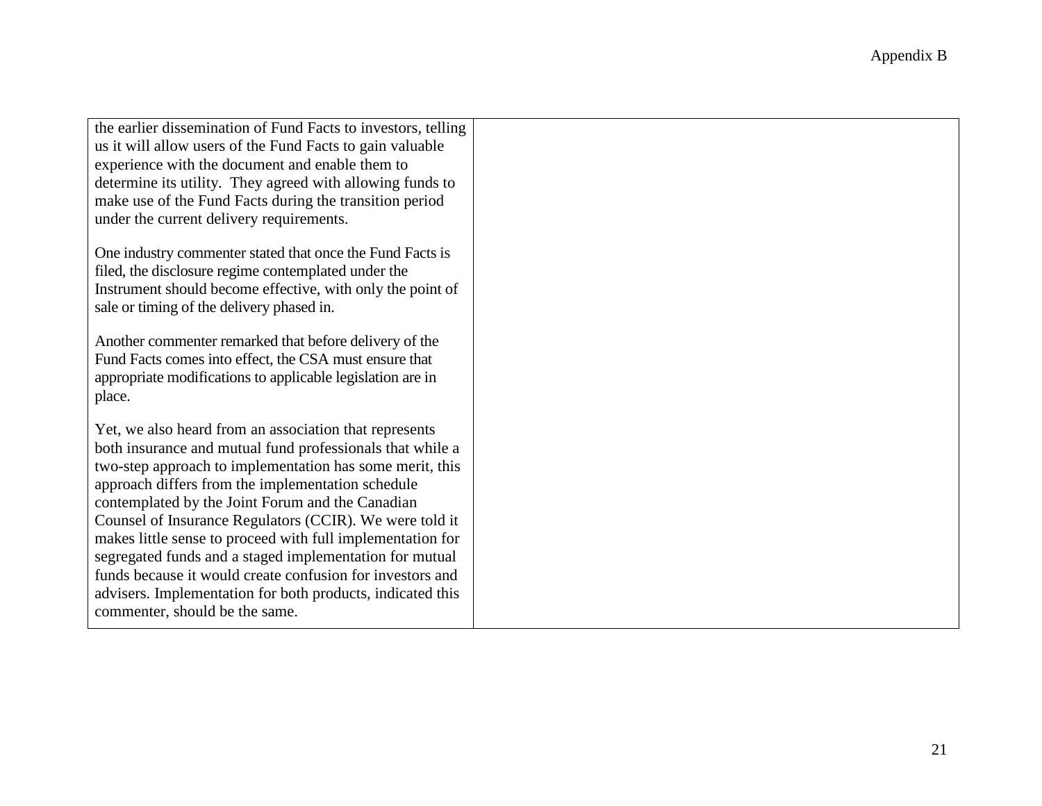| | |
|---|---|
| the earlier dissemination of Fund Facts to investors, telling us it will allow users of the Fund Facts to gain valuable experience with the document and enable them to determine its utility. They agreed with allowing funds to make use of the Fund Facts during the transition period under the current delivery requirements.<br><br>One industry commenter stated that once the Fund Facts is filed, the disclosure regime contemplated under the Instrument should become effective, with only the point of sale or timing of the delivery phased in.<br><br>Another commenter remarked that before delivery of the Fund Facts comes into effect, the CSA must ensure that appropriate modifications to applicable legislation are in place.<br><br>Yet, we also heard from an association that represents both insurance and mutual fund professionals that while a two-step approach to implementation has some merit, this approach differs from the implementation schedule contemplated by the Joint Forum and the Canadian Counsel of Insurance Regulators (CCIR). We were told it makes little sense to proceed with full implementation for segregated funds and a staged implementation for mutual funds because it would create confusion for investors and advisers. Implementation for both products, indicated this commenter, should be the same. | |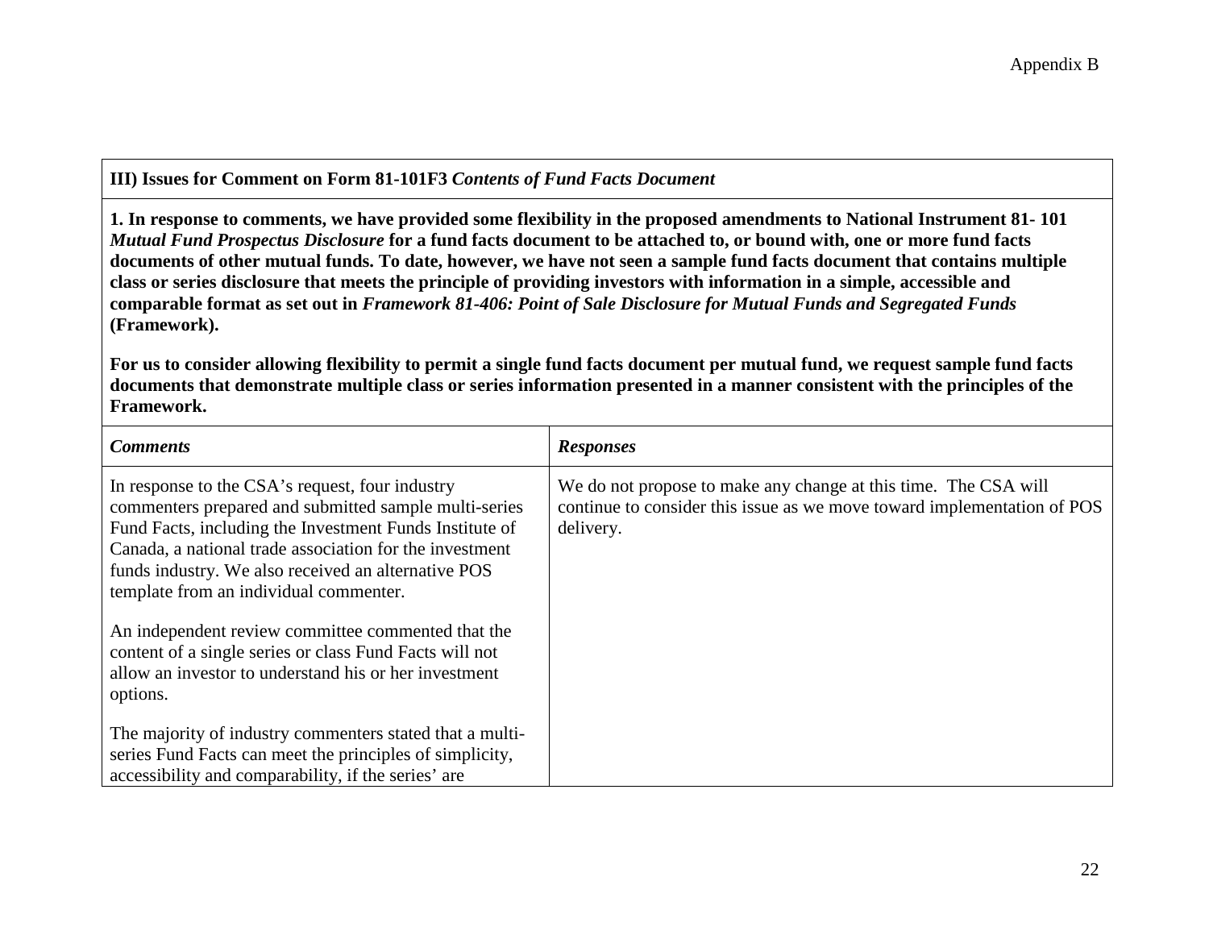Appendix B

| **III) Issues for Comment on Form 81-101F3** ***Contents of Fund Facts Document*** | |
|---|---|
| **1. In response to comments, we have provided some flexibility in the proposed amendments to National Instrument 81- 101** ***Mutual Fund Prospectus Disclosure*** **for a fund facts document to be attached to, or bound with, one or more fund facts documents of other mutual funds. To date, however, we have not seen a sample fund facts document that contains multiple class or series disclosure that meets the principle of providing investors with information in a simple, accessible and comparable format as set out in** ***Framework 81-406: Point of Sale Disclosure for Mutual Funds and Segregated Funds*** **(Framework).** <br><br> **For us to consider allowing flexibility to permit a single fund facts document per mutual fund, we request sample fund facts documents that demonstrate multiple class or series information presented in a manner consistent with the principles of the Framework.** | |
| ***Comments*** | ***Responses*** |
| In response to the CSA's request, four industry commenters prepared and submitted sample multi-series Fund Facts, including the Investment Funds Institute of Canada, a national trade association for the investment funds industry. We also received an alternative POS template from an individual commenter. <br><br> An independent review committee commented that the content of a single series or class Fund Facts will not allow an investor to understand his or her investment options. <br><br> The majority of industry commenters stated that a multi-series Fund Facts can meet the principles of simplicity, accessibility and comparability, if the series' are | We do not propose to make any change at this time. The CSA will continue to consider this issue as we move toward implementation of POS delivery. |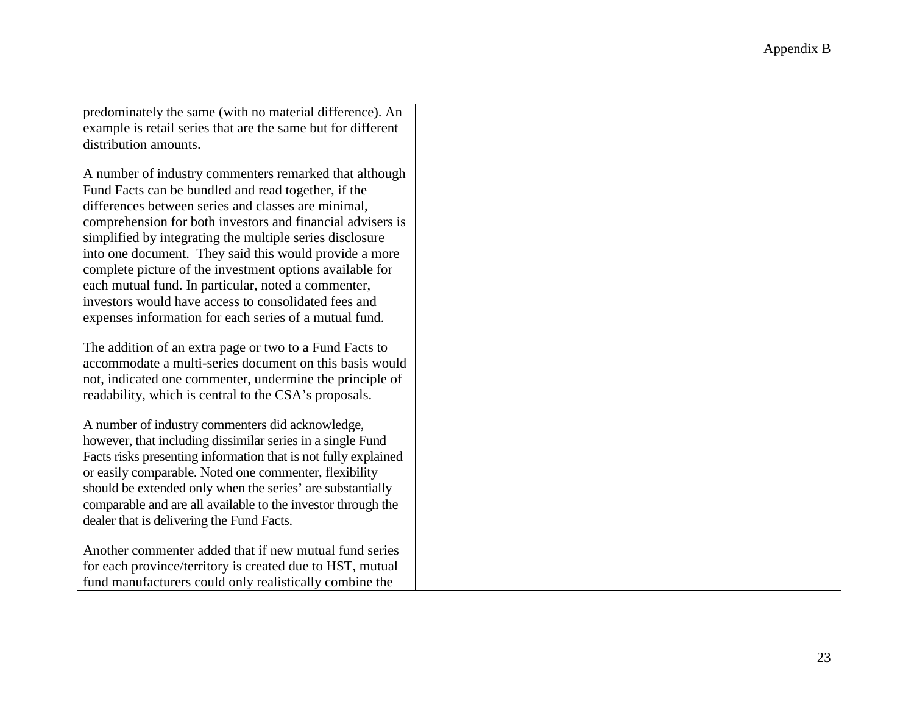| | |
|---|---|
| predominately the same (with no material difference). An example is retail series that are the same but for different distribution amounts.<br><br>A number of industry commenters remarked that although Fund Facts can be bundled and read together, if the differences between series and classes are minimal, comprehension for both investors and financial advisers is simplified by integrating the multiple series disclosure into one document. They said this would provide a more complete picture of the investment options available for each mutual fund. In particular, noted a commenter, investors would have access to consolidated fees and expenses information for each series of a mutual fund.<br><br>The addition of an extra page or two to a Fund Facts to accommodate a multi-series document on this basis would not, indicated one commenter, undermine the principle of readability, which is central to the CSA's proposals.<br><br>A number of industry commenters did acknowledge, however, that including dissimilar series in a single Fund Facts risks presenting information that is not fully explained or easily comparable. Noted one commenter, flexibility should be extended only when the series' are substantially comparable and are all available to the investor through the dealer that is delivering the Fund Facts.<br><br>Another commenter added that if new mutual fund series for each province/territory is created due to HST, mutual fund manufacturers could only realistically combine the | |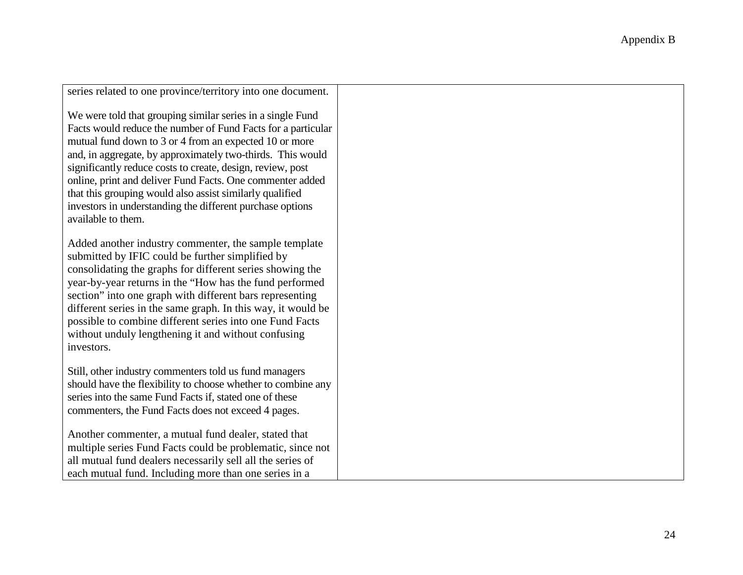| | |
|---|---|
| series related to one province/territory into one document.<br><br>We were told that grouping similar series in a single Fund Facts would reduce the number of Fund Facts for a particular mutual fund down to 3 or 4 from an expected 10 or more and, in aggregate, by approximately two-thirds. This would significantly reduce costs to create, design, review, post online, print and deliver Fund Facts. One commenter added that this grouping would also assist similarly qualified investors in understanding the different purchase options available to them.<br><br>Added another industry commenter, the sample template submitted by IFIC could be further simplified by consolidating the graphs for different series showing the year-by-year returns in the "How has the fund performed section" into one graph with different bars representing different series in the same graph. In this way, it would be possible to combine different series into one Fund Facts without unduly lengthening it and without confusing investors.<br><br>Still, other industry commenters told us fund managers should have the flexibility to choose whether to combine any series into the same Fund Facts if, stated one of these commenters, the Fund Facts does not exceed 4 pages.<br><br>Another commenter, a mutual fund dealer, stated that multiple series Fund Facts could be problematic, since not all mutual fund dealers necessarily sell all the series of each mutual fund. Including more than one series in a | |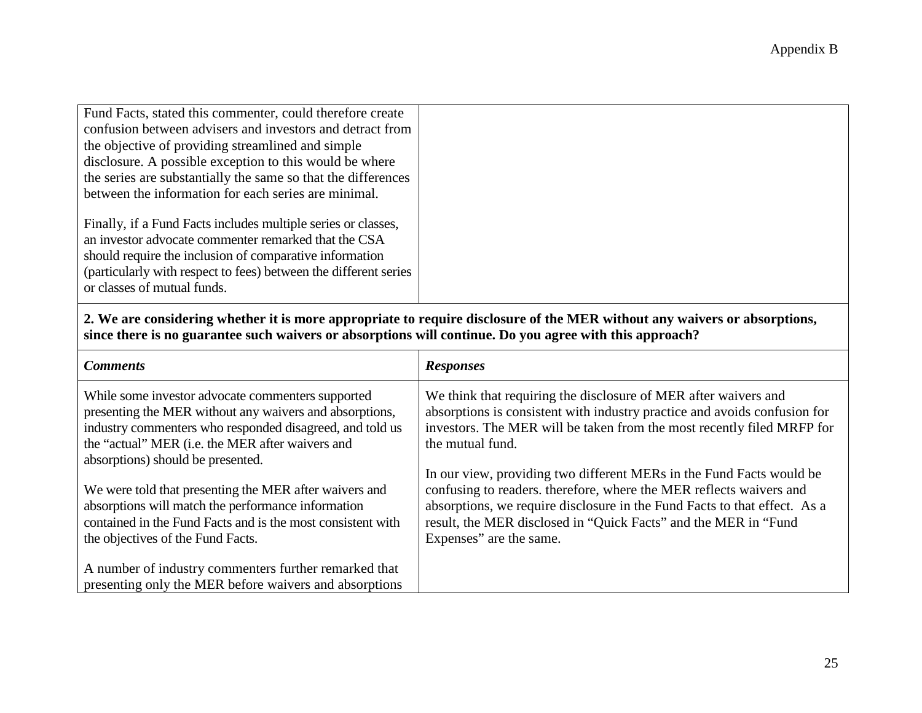Appendix B

| | |
|---|---|
| Fund Facts, stated this commenter, could therefore create confusion between advisers and investors and detract from the objective of providing streamlined and simple disclosure. A possible exception to this would be where the series are substantially the same so that the differences between the information for each series are minimal.<br><br>Finally, if a Fund Facts includes multiple series or classes, an investor advocate commenter remarked that the CSA should require the inclusion of comparative information (particularly with respect to fees) between the different series or classes of mutual funds. | |

**2. We are considering whether it is more appropriate to require disclosure of the MER without any waivers or absorptions, since there is no guarantee such waivers or absorptions will continue. Do you agree with this approach?**

| ***Comments*** | ***Responses*** |
|---|---|
| While some investor advocate commenters supported presenting the MER without any waivers and absorptions, industry commenters who responded disagreed, and told us the "actual" MER (i.e. the MER after waivers and absorptions) should be presented.<br><br>We were told that presenting the MER after waivers and absorptions will match the performance information contained in the Fund Facts and is the most consistent with the objectives of the Fund Facts.<br><br>A number of industry commenters further remarked that presenting only the MER before waivers and absorptions | We think that requiring the disclosure of MER after waivers and absorptions is consistent with industry practice and avoids confusion for investors. The MER will be taken from the most recently filed MRFP for the mutual fund.<br><br>In our view, providing two different MERs in the Fund Facts would be confusing to readers. therefore, where the MER reflects waivers and absorptions, we require disclosure in the Fund Facts to that effect. As a result, the MER disclosed in "Quick Facts" and the MER in "Fund Expenses" are the same. |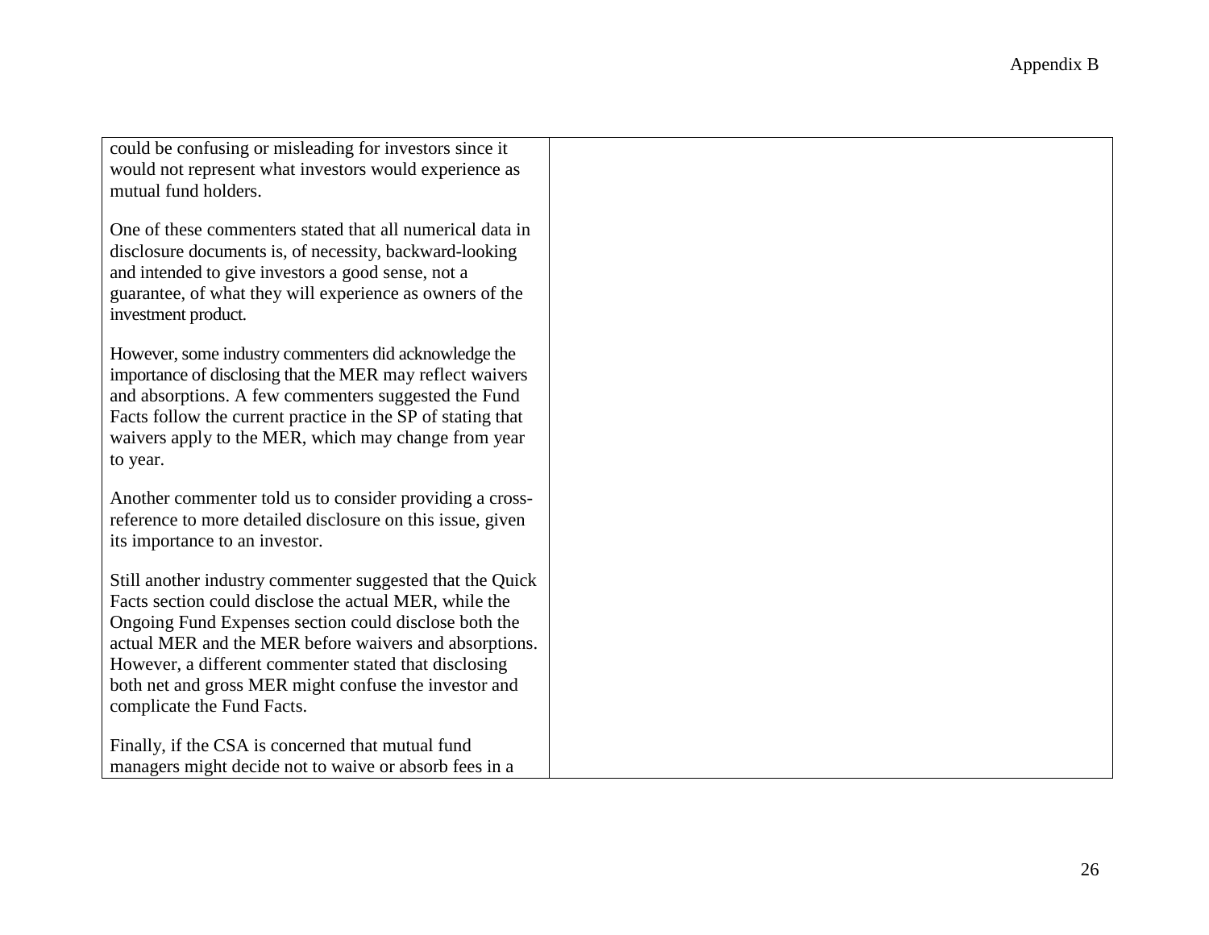| | |
|---|---|
| could be confusing or misleading for investors since it would not represent what investors would experience as mutual fund holders.<br><br>One of these commenters stated that all numerical data in disclosure documents is, of necessity, backward-looking and intended to give investors a good sense, not a guarantee, of what they will experience as owners of the investment product.<br><br>However, some industry commenters did acknowledge the importance of disclosing that the MER may reflect waivers and absorptions. A few commenters suggested the Fund Facts follow the current practice in the SP of stating that waivers apply to the MER, which may change from year to year.<br><br>Another commenter told us to consider providing a cross-reference to more detailed disclosure on this issue, given its importance to an investor.<br><br>Still another industry commenter suggested that the Quick Facts section could disclose the actual MER, while the Ongoing Fund Expenses section could disclose both the actual MER and the MER before waivers and absorptions. However, a different commenter stated that disclosing both net and gross MER might confuse the investor and complicate the Fund Facts.<br><br>Finally, if the CSA is concerned that mutual fund managers might decide not to waive or absorb fees in a | |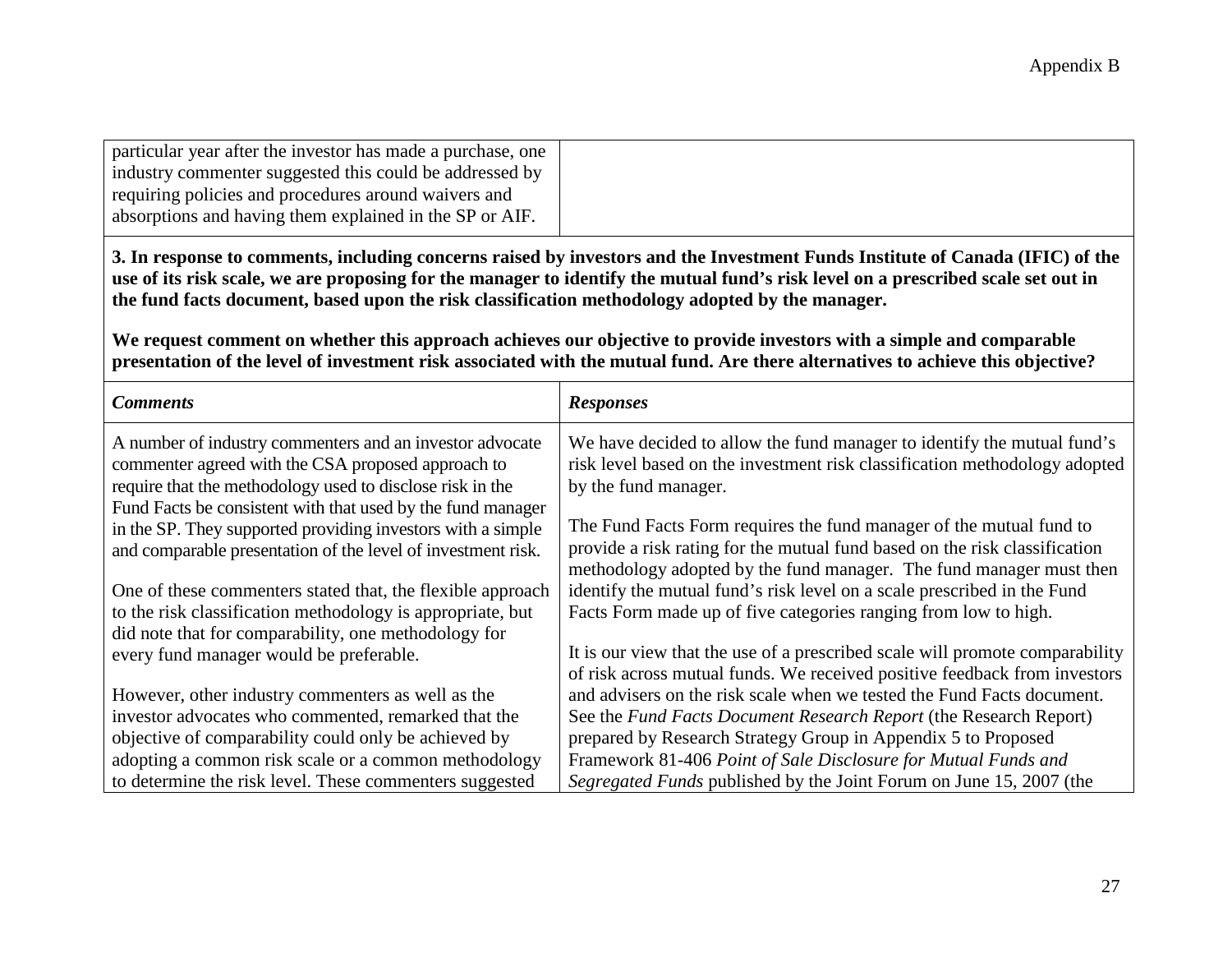| | |
|---|---|
| particular year after the investor has made a purchase, one industry commenter suggested this could be addressed by requiring policies and procedures around waivers and absorptions and having them explained in the SP or AIF. | |

**3. In response to comments, including concerns raised by investors and the Investment Funds Institute of Canada (IFIC) of the use of its risk scale, we are proposing for the manager to identify the mutual fund's risk level on a prescribed scale set out in the fund facts document, based upon the risk classification methodology adopted by the manager.**

**We request comment on whether this approach achieves our objective to provide investors with a simple and comparable presentation of the level of investment risk associated with the mutual fund. Are there alternatives to achieve this objective?**

| ***Comments*** | ***Responses*** |
|---|---|
| A number of industry commenters and an investor advocate commenter agreed with the CSA proposed approach to require that the methodology used to disclose risk in the Fund Facts be consistent with that used by the fund manager in the SP. They supported providing investors with a simple and comparable presentation of the level of investment risk.<br><br>One of these commenters stated that, the flexible approach to the risk classification methodology is appropriate, but did note that for comparability, one methodology for every fund manager would be preferable.<br><br>However, other industry commenters as well as the investor advocates who commented, remarked that the objective of comparability could only be achieved by adopting a common risk scale or a common methodology to determine the risk level. These commenters suggested | We have decided to allow the fund manager to identify the mutual fund's risk level based on the investment risk classification methodology adopted by the fund manager.<br><br>The Fund Facts Form requires the fund manager of the mutual fund to provide a risk rating for the mutual fund based on the risk classification methodology adopted by the fund manager. The fund manager must then identify the mutual fund's risk level on a scale prescribed in the Fund Facts Form made up of five categories ranging from low to high.<br><br>It is our view that the use of a prescribed scale will promote comparability of risk across mutual funds. We received positive feedback from investors and advisers on the risk scale when we tested the Fund Facts document. See the *Fund Facts Document Research Report* (the Research Report) prepared by Research Strategy Group in Appendix 5 to Proposed Framework 81-406 *Point of Sale Disclosure for Mutual Funds and Segregated Funds* published by the Joint Forum on June 15, 2007 (the |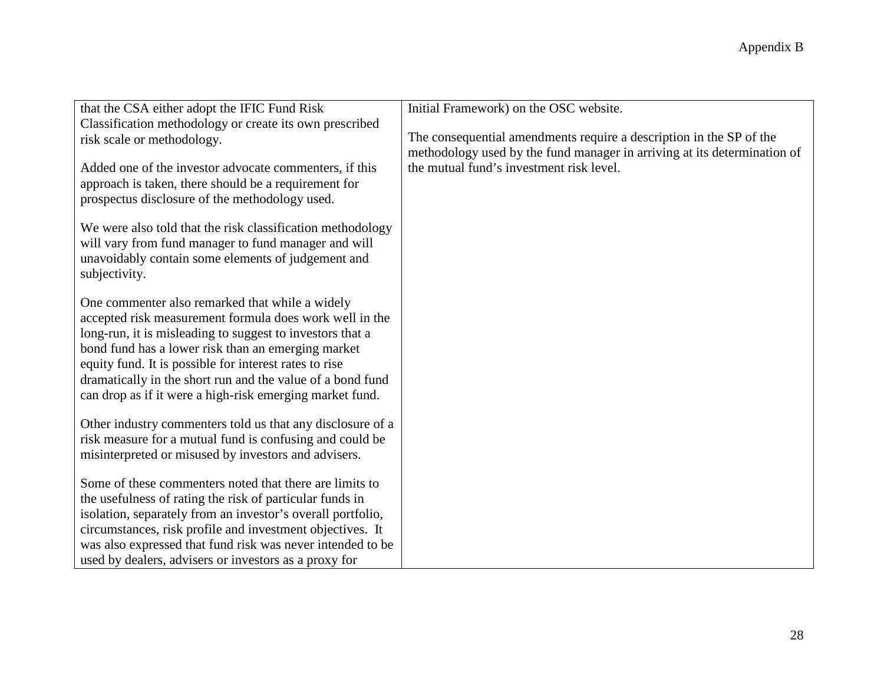| | |
|---|---|
| that the CSA either adopt the IFIC Fund Risk Classification methodology or create its own prescribed risk scale or methodology.<br><br>Added one of the investor advocate commenters, if this approach is taken, there should be a requirement for prospectus disclosure of the methodology used.<br><br>We were also told that the risk classification methodology will vary from fund manager to fund manager and will unavoidably contain some elements of judgement and subjectivity.<br><br>One commenter also remarked that while a widely accepted risk measurement formula does work well in the long-run, it is misleading to suggest to investors that a bond fund has a lower risk than an emerging market equity fund. It is possible for interest rates to rise dramatically in the short run and the value of a bond fund can drop as if it were a high-risk emerging market fund.<br><br>Other industry commenters told us that any disclosure of a risk measure for a mutual fund is confusing and could be misinterpreted or misused by investors and advisers.<br><br>Some of these commenters noted that there are limits to the usefulness of rating the risk of particular funds in isolation, separately from an investor's overall portfolio, circumstances, risk profile and investment objectives. It was also expressed that fund risk was never intended to be used by dealers, advisers or investors as a proxy for | Initial Framework) on the OSC website.<br><br>The consequential amendments require a description in the SP of the methodology used by the fund manager in arriving at its determination of the mutual fund's investment risk level. |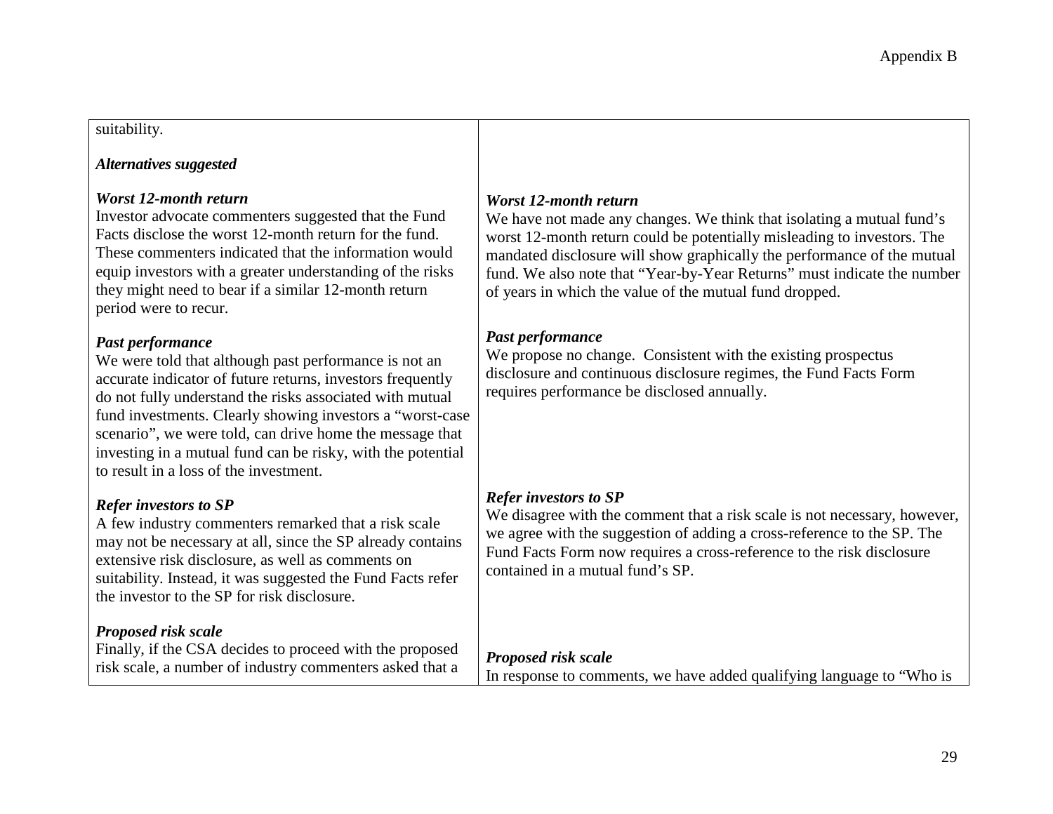| | |
|---|---|
| suitability.<br><br>***Alternatives suggested***<br><br>***Worst 12-month return***<br>Investor advocate commenters suggested that the Fund Facts disclose the worst 12-month return for the fund. These commenters indicated that the information would equip investors with a greater understanding of the risks they might need to bear if a similar 12-month return period were to recur. | ***Worst 12-month return***<br>We have not made any changes. We think that isolating a mutual fund's worst 12-month return could be potentially misleading to investors. The mandated disclosure will show graphically the performance of the mutual fund. We also note that "Year-by-Year Returns" must indicate the number of years in which the value of the mutual fund dropped. |
| ***Past performance***<br>We were told that although past performance is not an accurate indicator of future returns, investors frequently do not fully understand the risks associated with mutual fund investments. Clearly showing investors a "worst-case scenario", we were told, can drive home the message that investing in a mutual fund can be risky, with the potential to result in a loss of the investment. | ***Past performance***<br>We propose no change. Consistent with the existing prospectus disclosure and continuous disclosure regimes, the Fund Facts Form requires performance be disclosed annually. |
| ***Refer investors to SP***<br>A few industry commenters remarked that a risk scale may not be necessary at all, since the SP already contains extensive risk disclosure, as well as comments on suitability. Instead, it was suggested the Fund Facts refer the investor to the SP for risk disclosure. | ***Refer investors to SP***<br>We disagree with the comment that a risk scale is not necessary, however, we agree with the suggestion of adding a cross-reference to the SP. The Fund Facts Form now requires a cross-reference to the risk disclosure contained in a mutual fund's SP. |
| ***Proposed risk scale***<br>Finally, if the CSA decides to proceed with the proposed risk scale, a number of industry commenters asked that a | ***Proposed risk scale***<br>In response to comments, we have added qualifying language to "Who is |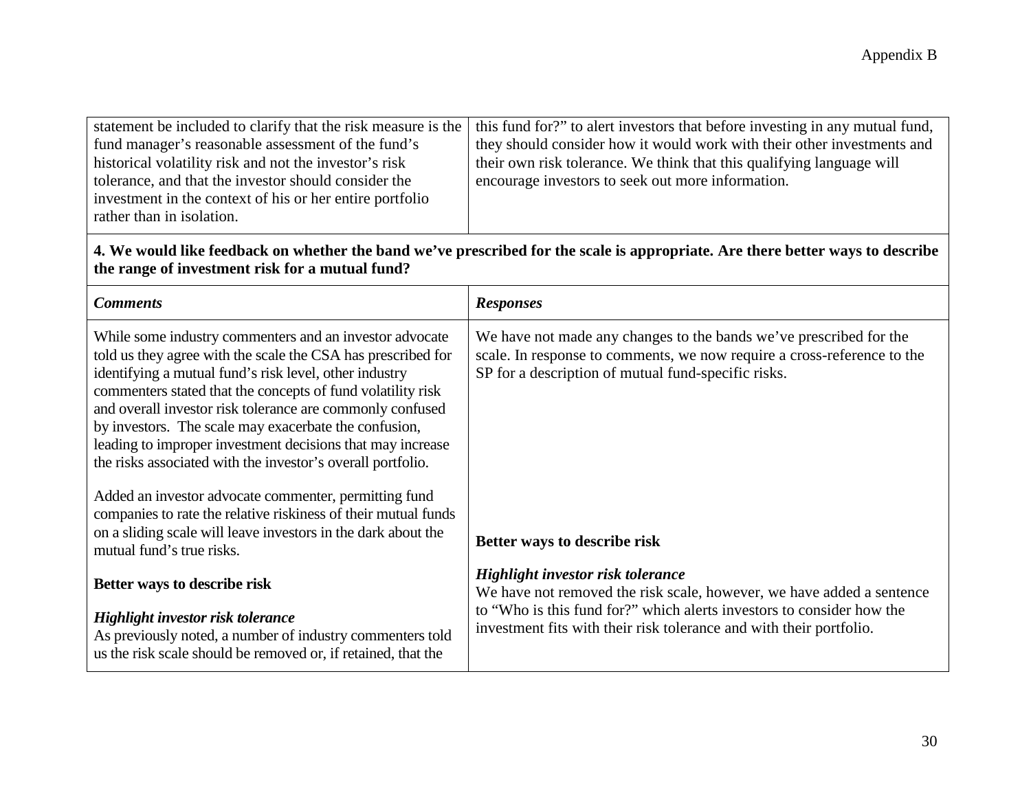| | |
|---|---|
| statement be included to clarify that the risk measure is the fund manager's reasonable assessment of the fund's historical volatility risk and not the investor's risk tolerance, and that the investor should consider the investment in the context of his or her entire portfolio rather than in isolation. | this fund for?" to alert investors that before investing in any mutual fund, they should consider how it would work with their other investments and their own risk tolerance. We think that this qualifying language will encourage investors to seek out more information. |
| **4. We would like feedback on whether the band we've prescribed for the scale is appropriate. Are there better ways to describe the range of investment risk for a mutual fund?** | |
| ***Comments*** | ***Responses*** |
| While some industry commenters and an investor advocate told us they agree with the scale the CSA has prescribed for identifying a mutual fund's risk level, other industry commenters stated that the concepts of fund volatility risk and overall investor risk tolerance are commonly confused by investors. The scale may exacerbate the confusion, leading to improper investment decisions that may increase the risks associated with the investor's overall portfolio.<br><br>Added an investor advocate commenter, permitting fund companies to rate the relative riskiness of their mutual funds on a sliding scale will leave investors in the dark about the mutual fund's true risks. | We have not made any changes to the bands we've prescribed for the scale. In response to comments, we now require a cross-reference to the SP for a description of mutual fund-specific risks. |
| **Better ways to describe risk**<br><br>***Highlight investor risk tolerance***<br>As previously noted, a number of industry commenters told us the risk scale should be removed or, if retained, that the | **Better ways to describe risk**<br><br>***Highlight investor risk tolerance***<br>We have not removed the risk scale, however, we have added a sentence to "Who is this fund for?" which alerts investors to consider how the investment fits with their risk tolerance and with their portfolio. |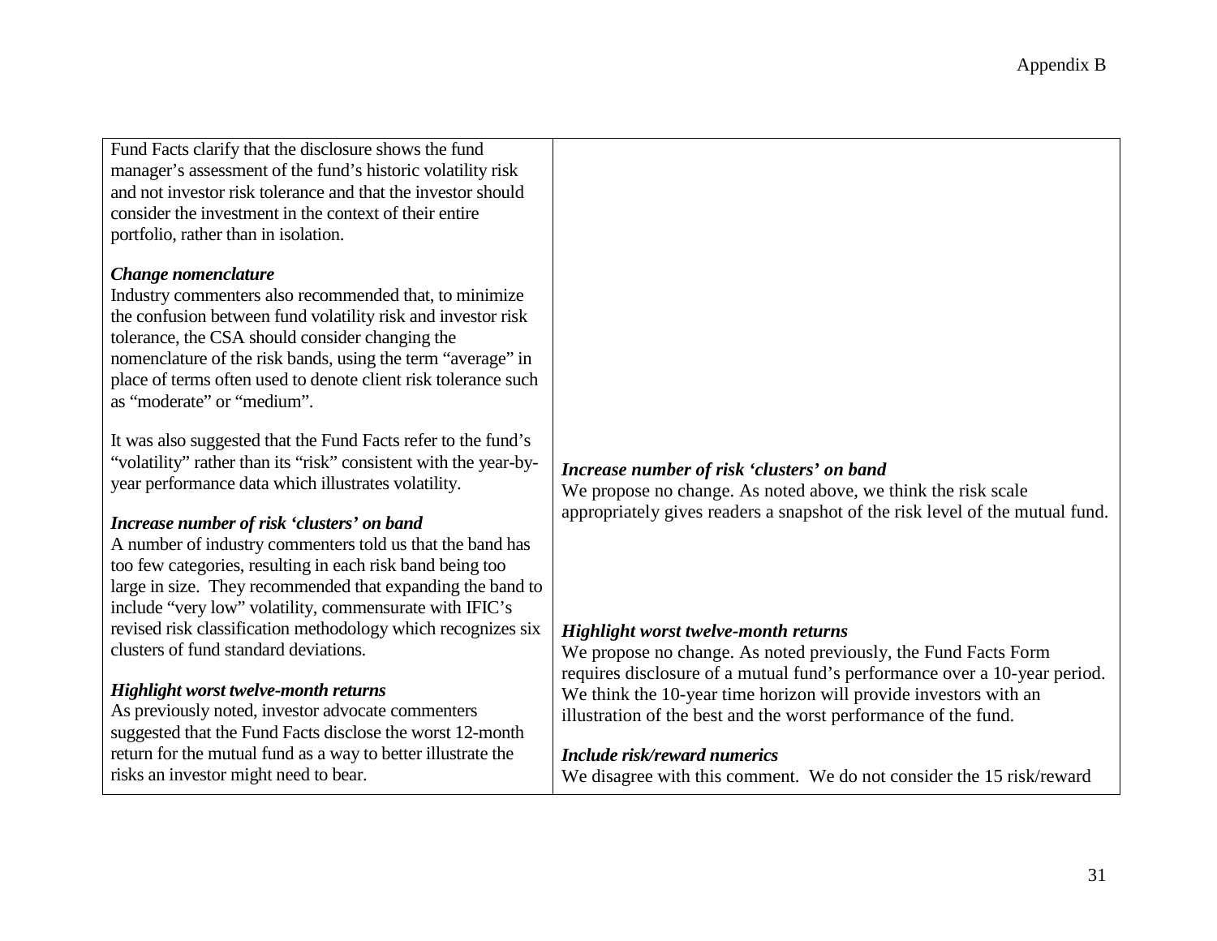| | |
|---|---|
| Fund Facts clarify that the disclosure shows the fund manager's assessment of the fund's historic volatility risk and not investor risk tolerance and that the investor should consider the investment in the context of their entire portfolio, rather than in isolation.<br><br>***Change nomenclature***<br>Industry commenters also recommended that, to minimize the confusion between fund volatility risk and investor risk tolerance, the CSA should consider changing the nomenclature of the risk bands, using the term "average" in place of terms often used to denote client risk tolerance such as "moderate" or "medium".<br><br>It was also suggested that the Fund Facts refer to the fund's "volatility" rather than its "risk" consistent with the year-by-year performance data which illustrates volatility. | |
| ***Increase number of risk 'clusters' on band***<br>A number of industry commenters told us that the band has too few categories, resulting in each risk band being too large in size. They recommended that expanding the band to include "very low" volatility, commensurate with IFIC's revised risk classification methodology which recognizes six clusters of fund standard deviations. | ***Increase number of risk 'clusters' on band***<br>We propose no change. As noted above, we think the risk scale appropriately gives readers a snapshot of the risk level of the mutual fund. |
| ***Highlight worst twelve-month returns***<br>As previously noted, investor advocate commenters suggested that the Fund Facts disclose the worst 12-month return for the mutual fund as a way to better illustrate the risks an investor might need to bear. | ***Highlight worst twelve-month returns***<br>We propose no change. As noted previously, the Fund Facts Form requires disclosure of a mutual fund's performance over a 10-year period. We think the 10-year time horizon will provide investors with an illustration of the best and the worst performance of the fund.<br><br>***Include risk/reward numerics***<br>We disagree with this comment. We do not consider the 15 risk/reward |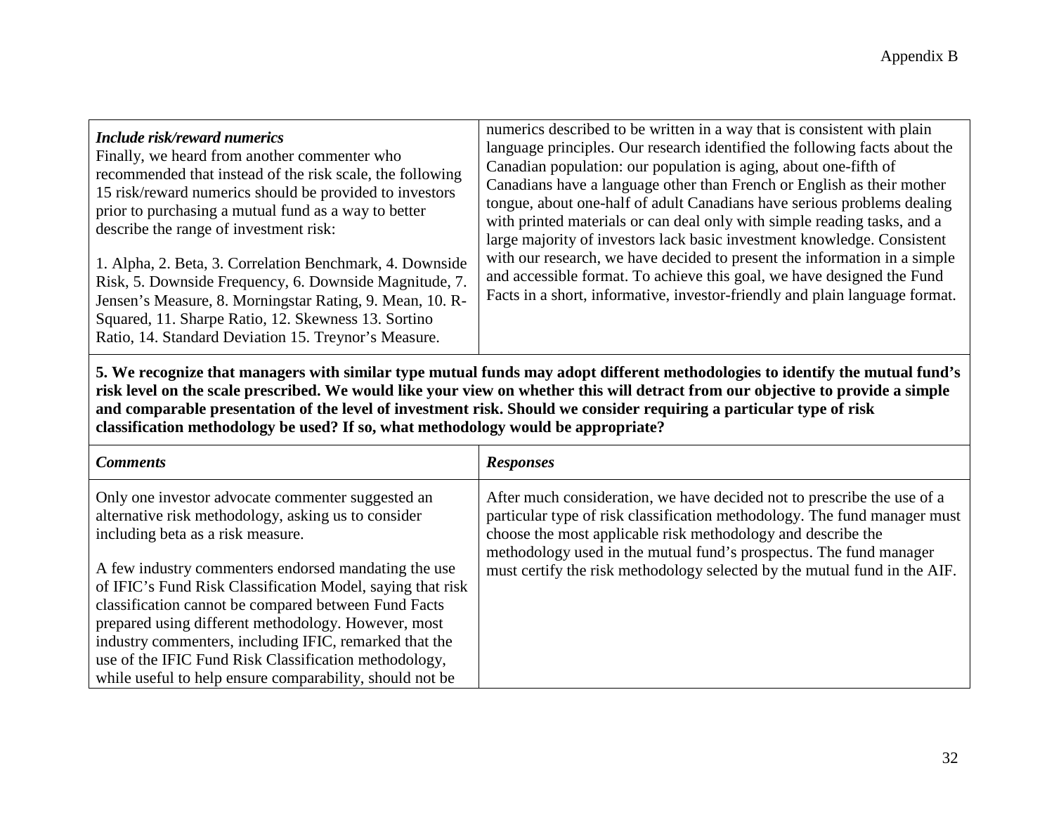| | |
|---|---|
| ***Include risk/reward numerics***<br>Finally, we heard from another commenter who recommended that instead of the risk scale, the following 15 risk/reward numerics should be provided to investors prior to purchasing a mutual fund as a way to better describe the range of investment risk:<br><br>1. Alpha, 2. Beta, 3. Correlation Benchmark, 4. Downside Risk, 5. Downside Frequency, 6. Downside Magnitude, 7. Jensen's Measure, 8. Morningstar Rating, 9. Mean, 10. R-Squared, 11. Sharpe Ratio, 12. Skewness 13. Sortino Ratio, 14. Standard Deviation 15. Treynor's Measure. | numerics described to be written in a way that is consistent with plain language principles. Our research identified the following facts about the Canadian population: our population is aging, about one-fifth of Canadians have a language other than French or English as their mother tongue, about one-half of adult Canadians have serious problems dealing with printed materials or can deal only with simple reading tasks, and a large majority of investors lack basic investment knowledge. Consistent with our research, we have decided to present the information in a simple and accessible format. To achieve this goal, we have designed the Fund Facts in a short, informative, investor-friendly and plain language format. |

**5. We recognize that managers with similar type mutual funds may adopt different methodologies to identify the mutual fund's risk level on the scale prescribed. We would like your view on whether this will detract from our objective to provide a simple and comparable presentation of the level of investment risk. Should we consider requiring a particular type of risk classification methodology be used? If so, what methodology would be appropriate?**

| ***Comments*** | ***Responses*** |
|---|---|
| Only one investor advocate commenter suggested an alternative risk methodology, asking us to consider including beta as a risk measure.<br><br>A few industry commenters endorsed mandating the use of IFIC's Fund Risk Classification Model, saying that risk classification cannot be compared between Fund Facts prepared using different methodology. However, most industry commenters, including IFIC, remarked that the use of the IFIC Fund Risk Classification methodology, while useful to help ensure comparability, should not be | After much consideration, we have decided not to prescribe the use of a particular type of risk classification methodology. The fund manager must choose the most applicable risk methodology and describe the methodology used in the mutual fund's prospectus. The fund manager must certify the risk methodology selected by the mutual fund in the AIF. |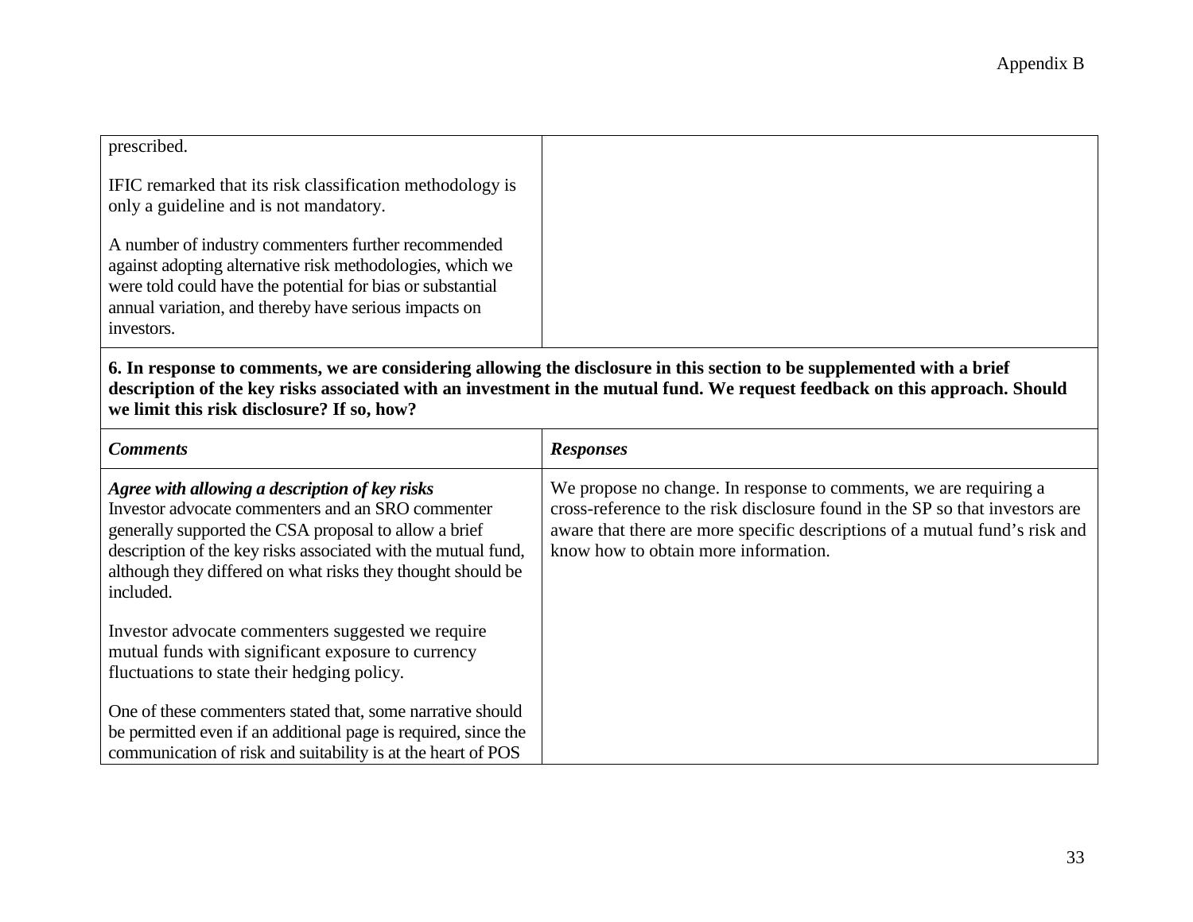| | |
|---|---|
| prescribed.<br><br>IFIC remarked that its risk classification methodology is only a guideline and is not mandatory.<br><br>A number of industry commenters further recommended against adopting alternative risk methodologies, which we were told could have the potential for bias or substantial annual variation, and thereby have serious impacts on investors. | |

**6. In response to comments, we are considering allowing the disclosure in this section to be supplemented with a brief description of the key risks associated with an investment in the mutual fund. We request feedback on this approach. Should we limit this risk disclosure? If so, how?**

| ***Comments*** | ***Responses*** |
|---|---|
| ***Agree with allowing a description of key risks***<br>Investor advocate commenters and an SRO commenter generally supported the CSA proposal to allow a brief description of the key risks associated with the mutual fund, although they differed on what risks they thought should be included.<br><br>Investor advocate commenters suggested we require mutual funds with significant exposure to currency fluctuations to state their hedging policy.<br><br>One of these commenters stated that, some narrative should be permitted even if an additional page is required, since the communication of risk and suitability is at the heart of POS | We propose no change. In response to comments, we are requiring a cross-reference to the risk disclosure found in the SP so that investors are aware that there are more specific descriptions of a mutual fund's risk and know how to obtain more information. |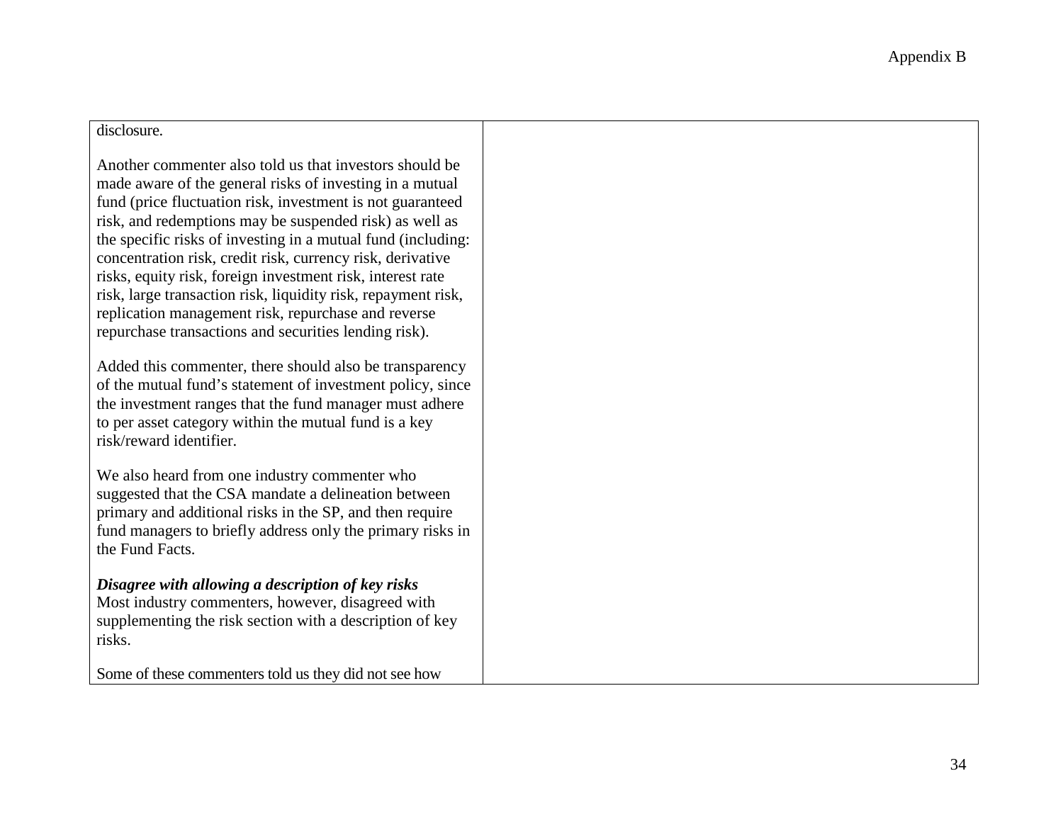| | |
|---|---|
| disclosure.<br><br>Another commenter also told us that investors should be made aware of the general risks of investing in a mutual fund (price fluctuation risk, investment is not guaranteed risk, and redemptions may be suspended risk) as well as the specific risks of investing in a mutual fund (including: concentration risk, credit risk, currency risk, derivative risks, equity risk, foreign investment risk, interest rate risk, large transaction risk, liquidity risk, repayment risk, replication management risk, repurchase and reverse repurchase transactions and securities lending risk).<br><br>Added this commenter, there should also be transparency of the mutual fund's statement of investment policy, since the investment ranges that the fund manager must adhere to per asset category within the mutual fund is a key risk/reward identifier.<br><br>We also heard from one industry commenter who suggested that the CSA mandate a delineation between primary and additional risks in the SP, and then require fund managers to briefly address only the primary risks in the Fund Facts.<br><br>***Disagree with allowing a description of key risks***<br>Most industry commenters, however, disagreed with supplementing the risk section with a description of key risks.<br><br>Some of these commenters told us they did not see how | |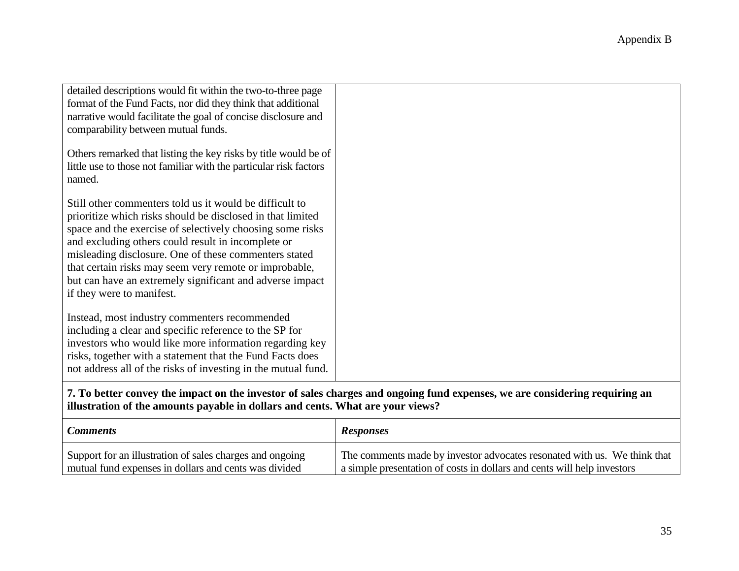| | |
|---|---|
| detailed descriptions would fit within the two-to-three page format of the Fund Facts, nor did they think that additional narrative would facilitate the goal of concise disclosure and comparability between mutual funds.<br><br>Others remarked that listing the key risks by title would be of little use to those not familiar with the particular risk factors named.<br><br>Still other commenters told us it would be difficult to prioritize which risks should be disclosed in that limited space and the exercise of selectively choosing some risks and excluding others could result in incomplete or misleading disclosure. One of these commenters stated that certain risks may seem very remote or improbable, but can have an extremely significant and adverse impact if they were to manifest.<br><br>Instead, most industry commenters recommended including a clear and specific reference to the SP for investors who would like more information regarding key risks, together with a statement that the Fund Facts does not address all of the risks of investing in the mutual fund. | |

**7. To better convey the impact on the investor of sales charges and ongoing fund expenses, we are considering requiring an illustration of the amounts payable in dollars and cents. What are your views?**

| ***Comments*** | ***Responses*** |
|---|---|
| Support for an illustration of sales charges and ongoing mutual fund expenses in dollars and cents was divided | The comments made by investor advocates resonated with us. We think that a simple presentation of costs in dollars and cents will help investors |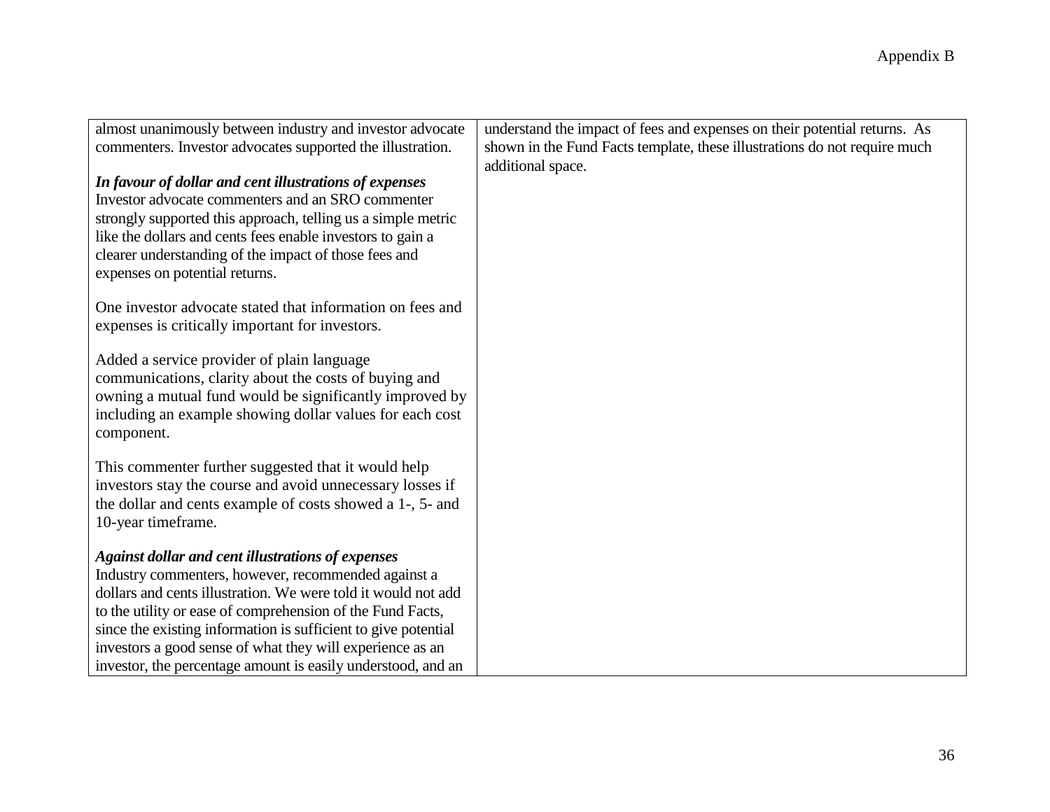| | |
|---|---|
| almost unanimously between industry and investor advocate commenters. Investor advocates supported the illustration.<br><br>***In favour of dollar and cent illustrations of expenses***<br>Investor advocate commenters and an SRO commenter strongly supported this approach, telling us a simple metric like the dollars and cents fees enable investors to gain a clearer understanding of the impact of those fees and expenses on potential returns.<br><br>One investor advocate stated that information on fees and expenses is critically important for investors.<br><br>Added a service provider of plain language communications, clarity about the costs of buying and owning a mutual fund would be significantly improved by including an example showing dollar values for each cost component.<br><br>This commenter further suggested that it would help investors stay the course and avoid unnecessary losses if the dollar and cents example of costs showed a 1-, 5- and 10-year timeframe.<br><br>***Against dollar and cent illustrations of expenses***<br>Industry commenters, however, recommended against a dollars and cents illustration. We were told it would not add to the utility or ease of comprehension of the Fund Facts, since the existing information is sufficient to give potential investors a good sense of what they will experience as an investor, the percentage amount is easily understood, and an | understand the impact of fees and expenses on their potential returns. As shown in the Fund Facts template, these illustrations do not require much additional space. |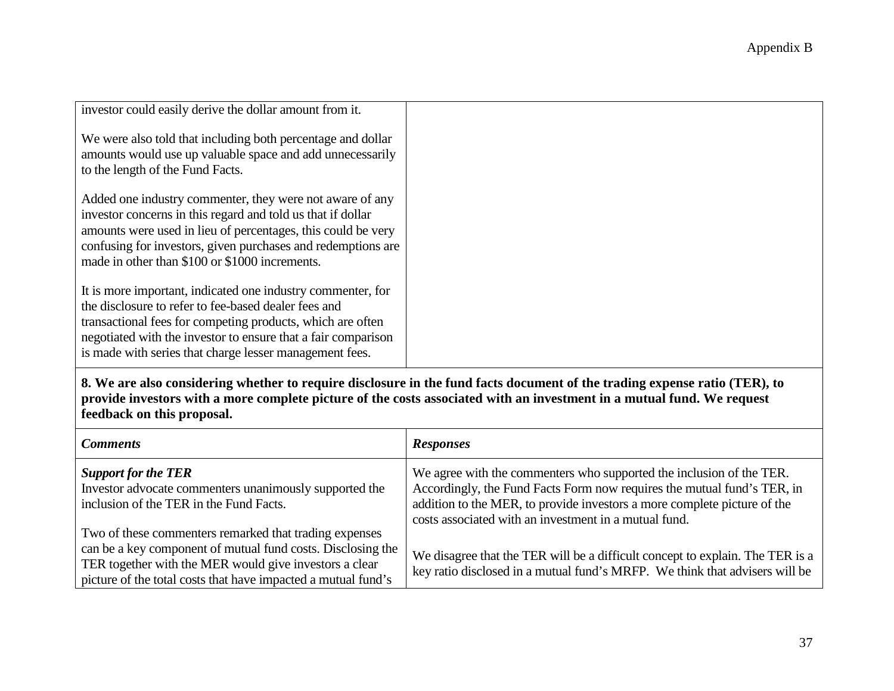| | |
|---|---|
| investor could easily derive the dollar amount from it.<br><br>We were also told that including both percentage and dollar amounts would use up valuable space and add unnecessarily to the length of the Fund Facts.<br><br>Added one industry commenter, they were not aware of any investor concerns in this regard and told us that if dollar amounts were used in lieu of percentages, this could be very confusing for investors, given purchases and redemptions are made in other than $100 or $1000 increments.<br><br>It is more important, indicated one industry commenter, for the disclosure to refer to fee-based dealer fees and transactional fees for competing products, which are often negotiated with the investor to ensure that a fair comparison is made with series that charge lesser management fees. | |

**8. We are also considering whether to require disclosure in the fund facts document of the trading expense ratio (TER), to provide investors with a more complete picture of the costs associated with an investment in a mutual fund. We request feedback on this proposal.**

| ***Comments*** | ***Responses*** |
|---|---|
| ***Support for the TER***<br>Investor advocate commenters unanimously supported the inclusion of the TER in the Fund Facts.<br><br>Two of these commenters remarked that trading expenses can be a key component of mutual fund costs. Disclosing the TER together with the MER would give investors a clear picture of the total costs that have impacted a mutual fund's | We agree with the commenters who supported the inclusion of the TER. Accordingly, the Fund Facts Form now requires the mutual fund's TER, in addition to the MER, to provide investors a more complete picture of the costs associated with an investment in a mutual fund.<br><br>We disagree that the TER will be a difficult concept to explain. The TER is a key ratio disclosed in a mutual fund's MRFP. We think that advisers will be |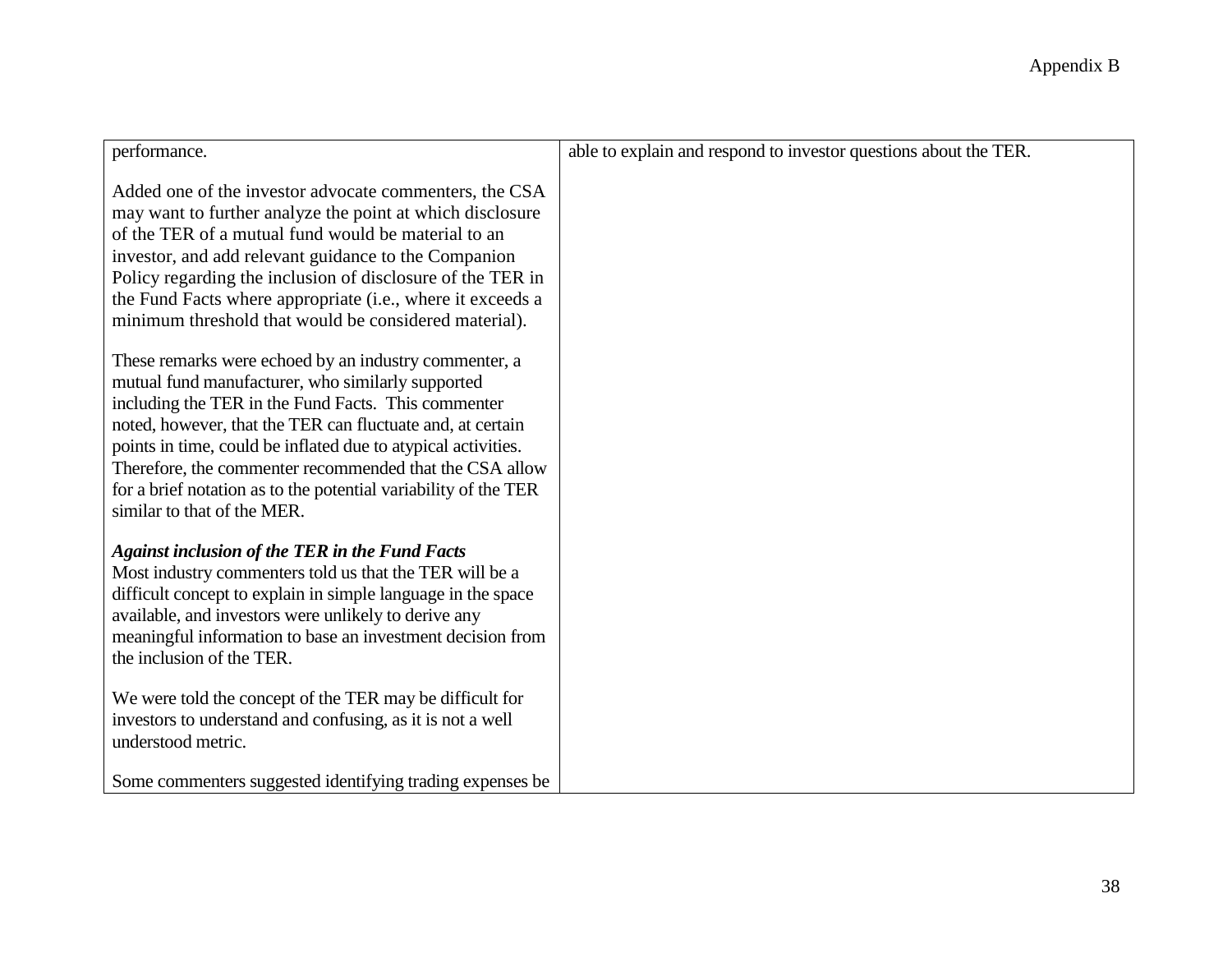| | |
|---|---|
| performance.<br><br>Added one of the investor advocate commenters, the CSA may want to further analyze the point at which disclosure of the TER of a mutual fund would be material to an investor, and add relevant guidance to the Companion Policy regarding the inclusion of disclosure of the TER in the Fund Facts where appropriate (i.e., where it exceeds a minimum threshold that would be considered material).<br><br>These remarks were echoed by an industry commenter, a mutual fund manufacturer, who similarly supported including the TER in the Fund Facts. This commenter noted, however, that the TER can fluctuate and, at certain points in time, could be inflated due to atypical activities. Therefore, the commenter recommended that the CSA allow for a brief notation as to the potential variability of the TER similar to that of the MER.<br><br>***Against inclusion of the TER in the Fund Facts***<br>Most industry commenters told us that the TER will be a difficult concept to explain in simple language in the space available, and investors were unlikely to derive any meaningful information to base an investment decision from the inclusion of the TER.<br><br>We were told the concept of the TER may be difficult for investors to understand and confusing, as it is not a well understood metric.<br><br>Some commenters suggested identifying trading expenses be | able to explain and respond to investor questions about the TER. |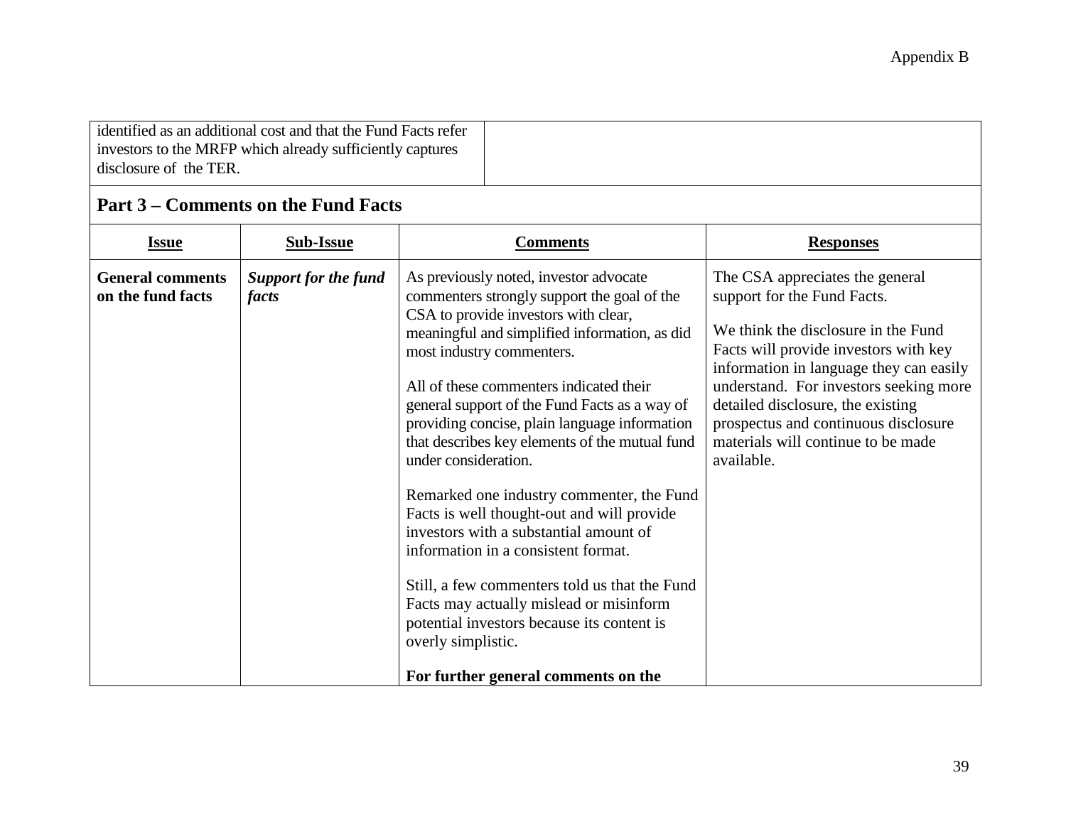| identified as an additional cost and that the Fund Facts refer investors to the MRFP which already sufficiently captures disclosure of the TER. | |
|---|---|

## Part 3 – Comments on the Fund Facts

| Issue | Sub-Issue | Comments | Responses |
|---|---|---|---|
| **General comments on the fund facts** | ***Support for the fund facts*** | As previously noted, investor advocate commenters strongly support the goal of the CSA to provide investors with clear, meaningful and simplified information, as did most industry commenters.<br><br>All of these commenters indicated their general support of the Fund Facts as a way of providing concise, plain language information that describes key elements of the mutual fund under consideration.<br><br>Remarked one industry commenter, the Fund Facts is well thought-out and will provide investors with a substantial amount of information in a consistent format.<br><br>Still, a few commenters told us that the Fund Facts may actually mislead or misinform potential investors because its content is overly simplistic.<br><br>**For further general comments on the** | The CSA appreciates the general support for the Fund Facts.<br><br>We think the disclosure in the Fund Facts will provide investors with key information in language they can easily understand. For investors seeking more detailed disclosure, the existing prospectus and continuous disclosure materials will continue to be made available. |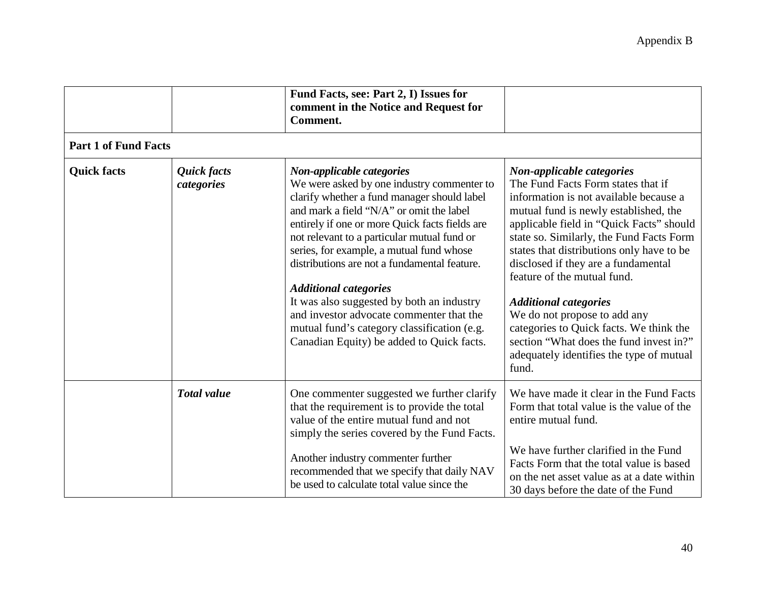| | | | |
|---|---|---|---|
| | | **Fund Facts, see: Part 2, I) Issues for comment in the Notice and Request for Comment.** | |
| **Part 1 of Fund Facts** | | | |
| **Quick facts** | ***Quick facts categories*** | ***Non-applicable categories***<br>We were asked by one industry commenter to clarify whether a fund manager should label and mark a field "N/A" or omit the label entirely if one or more Quick facts fields are not relevant to a particular mutual fund or series, for example, a mutual fund whose distributions are not a fundamental feature.<br><br>***Additional categories***<br>It was also suggested by both an industry and investor advocate commenter that the mutual fund's category classification (e.g. Canadian Equity) be added to Quick facts. | ***Non-applicable categories***<br>The Fund Facts Form states that if information is not available because a mutual fund is newly established, the applicable field in "Quick Facts" should state so. Similarly, the Fund Facts Form states that distributions only have to be disclosed if they are a fundamental feature of the mutual fund.<br><br>***Additional categories***<br>We do not propose to add any categories to Quick facts. We think the section "What does the fund invest in?" adequately identifies the type of mutual fund. |
| | ***Total value*** | One commenter suggested we further clarify that the requirement is to provide the total value of the entire mutual fund and not simply the series covered by the Fund Facts.<br><br>Another industry commenter further recommended that we specify that daily NAV be used to calculate total value since the | We have made it clear in the Fund Facts Form that total value is the value of the entire mutual fund.<br><br>We have further clarified in the Fund Facts Form that the total value is based on the net asset value as at a date within 30 days before the date of the Fund |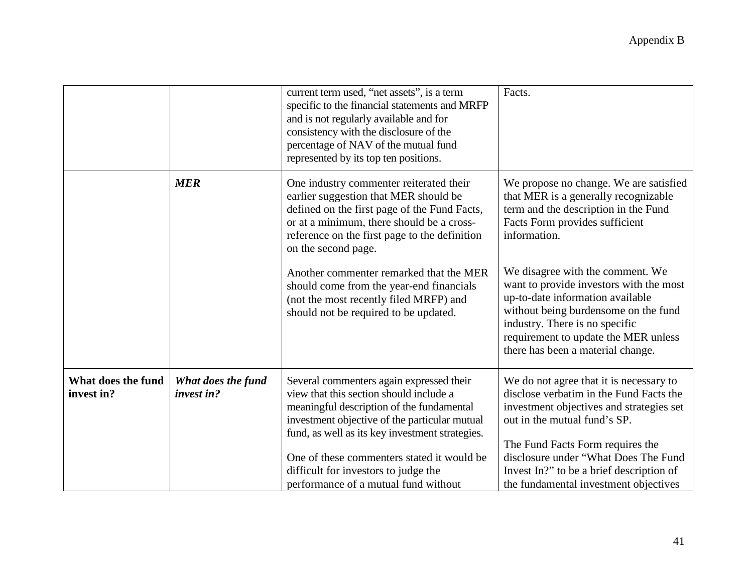| | | | |
|---|---|---|---|
| | | current term used, "net assets", is a term specific to the financial statements and MRFP and is not regularly available and for consistency with the disclosure of the percentage of NAV of the mutual fund represented by its top ten positions. | Facts. |
| | ***MER*** | One industry commenter reiterated their earlier suggestion that MER should be defined on the first page of the Fund Facts, or at a minimum, there should be a cross-reference on the first page to the definition on the second page.<br><br>Another commenter remarked that the MER should come from the year-end financials (not the most recently filed MRFP) and should not be required to be updated. | We propose no change. We are satisfied that MER is a generally recognizable term and the description in the Fund Facts Form provides sufficient information.<br><br>We disagree with the comment. We want to provide investors with the most up-to-date information available without being burdensome on the fund industry. There is no specific requirement to update the MER unless there has been a material change. |
| **What does the fund invest in?** | ***What does the fund invest in?*** | Several commenters again expressed their view that this section should include a meaningful description of the fundamental investment objective of the particular mutual fund, as well as its key investment strategies.<br><br>One of these commenters stated it would be difficult for investors to judge the performance of a mutual fund without | We do not agree that it is necessary to disclose verbatim in the Fund Facts the investment objectives and strategies set out in the mutual fund's SP.<br><br>The Fund Facts Form requires the disclosure under "What Does The Fund Invest In?" to be a brief description of the fundamental investment objectives |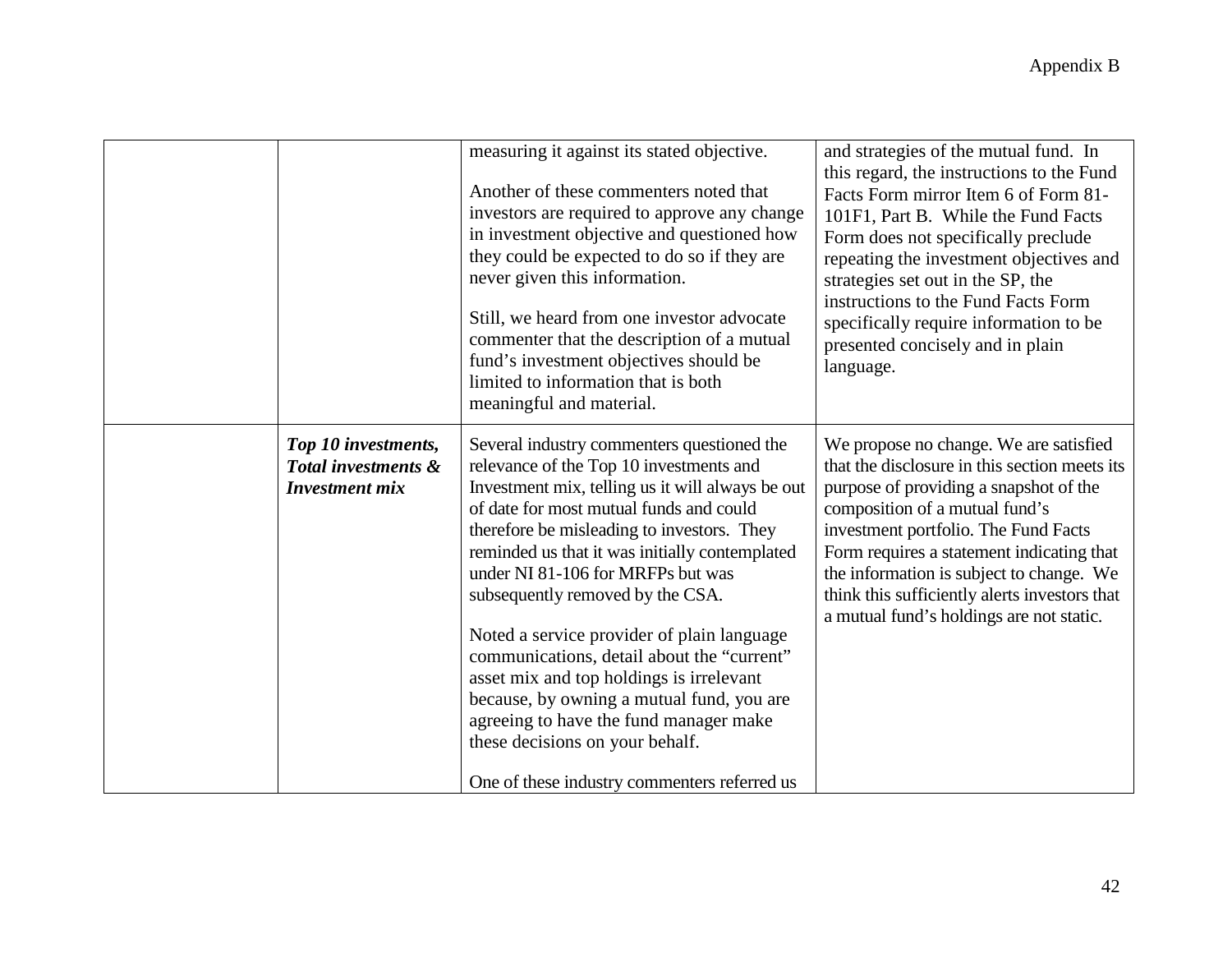| | | | |
|---|---|---|---|
| | | measuring it against its stated objective.<br><br>Another of these commenters noted that investors are required to approve any change in investment objective and questioned how they could be expected to do so if they are never given this information.<br><br>Still, we heard from one investor advocate commenter that the description of a mutual fund's investment objectives should be limited to information that is both meaningful and material. | and strategies of the mutual fund. In this regard, the instructions to the Fund Facts Form mirror Item 6 of Form 81-101F1, Part B. While the Fund Facts Form does not specifically preclude repeating the investment objectives and strategies set out in the SP, the instructions to the Fund Facts Form specifically require information to be presented concisely and in plain language. |
| | ***Top 10 investments, Total investments & Investment mix*** | Several industry commenters questioned the relevance of the Top 10 investments and Investment mix, telling us it will always be out of date for most mutual funds and could therefore be misleading to investors. They reminded us that it was initially contemplated under NI 81-106 for MRFPs but was subsequently removed by the CSA.<br><br>Noted a service provider of plain language communications, detail about the "current" asset mix and top holdings is irrelevant because, by owning a mutual fund, you are agreeing to have the fund manager make these decisions on your behalf.<br><br>One of these industry commenters referred us | We propose no change. We are satisfied that the disclosure in this section meets its purpose of providing a snapshot of the composition of a mutual fund's investment portfolio. The Fund Facts Form requires a statement indicating that the information is subject to change. We think this sufficiently alerts investors that a mutual fund's holdings are not static. |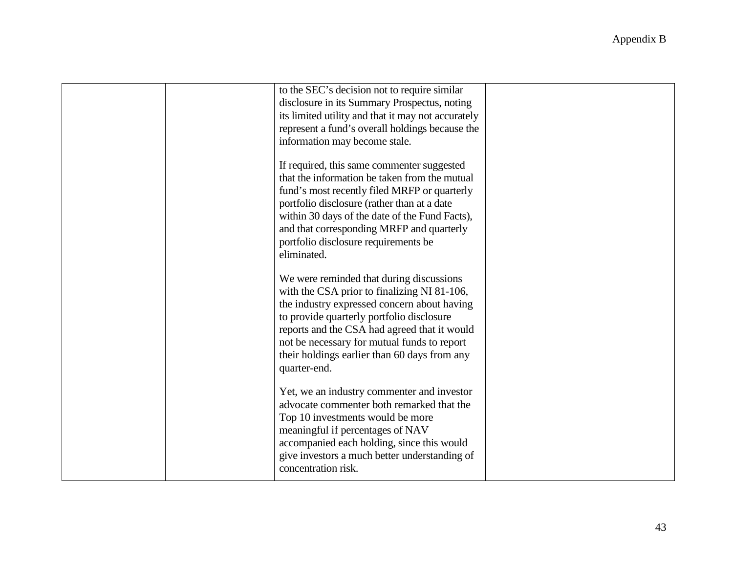| | | | |
|---|---|---|---|
| | | to the SEC's decision not to require similar disclosure in its Summary Prospectus, noting its limited utility and that it may not accurately represent a fund's overall holdings because the information may become stale.<br><br>If required, this same commenter suggested that the information be taken from the mutual fund's most recently filed MRFP or quarterly portfolio disclosure (rather than at a date within 30 days of the date of the Fund Facts), and that corresponding MRFP and quarterly portfolio disclosure requirements be eliminated.<br><br>We were reminded that during discussions with the CSA prior to finalizing NI 81-106, the industry expressed concern about having to provide quarterly portfolio disclosure reports and the CSA had agreed that it would not be necessary for mutual funds to report their holdings earlier than 60 days from any quarter-end.<br><br>Yet, we an industry commenter and investor advocate commenter both remarked that the Top 10 investments would be more meaningful if percentages of NAV accompanied each holding, since this would give investors a much better understanding of concentration risk. | |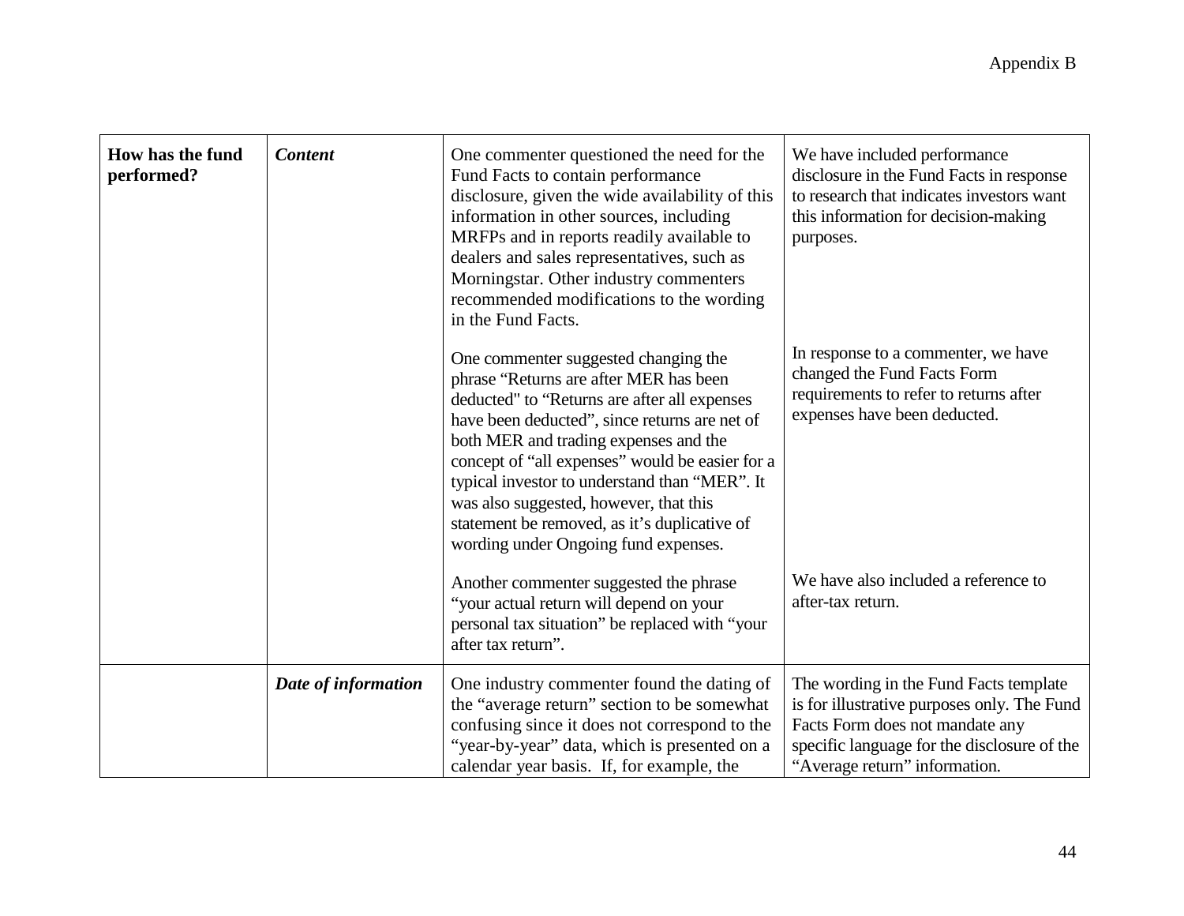| | | | |
|---|---|---|---|
| **How has the fund performed?** | ***Content*** | One commenter questioned the need for the Fund Facts to contain performance disclosure, given the wide availability of this information in other sources, including MRFPs and in reports readily available to dealers and sales representatives, such as Morningstar. Other industry commenters recommended modifications to the wording in the Fund Facts.<br><br>One commenter suggested changing the phrase "Returns are after MER has been deducted" to "Returns are after all expenses have been deducted", since returns are net of both MER and trading expenses and the concept of "all expenses" would be easier for a typical investor to understand than "MER". It was also suggested, however, that this statement be removed, as it's duplicative of wording under Ongoing fund expenses.<br><br>Another commenter suggested the phrase "your actual return will depend on your personal tax situation" be replaced with "your after tax return". | We have included performance disclosure in the Fund Facts in response to research that indicates investors want this information for decision-making purposes.<br><br>In response to a commenter, we have changed the Fund Facts Form requirements to refer to returns after expenses have been deducted.<br><br>We have also included a reference to after-tax return. |
| | ***Date of information*** | One industry commenter found the dating of the "average return" section to be somewhat confusing since it does not correspond to the "year-by-year" data, which is presented on a calendar year basis. If, for example, the | The wording in the Fund Facts template is for illustrative purposes only. The Fund Facts Form does not mandate any specific language for the disclosure of the "Average return" information. |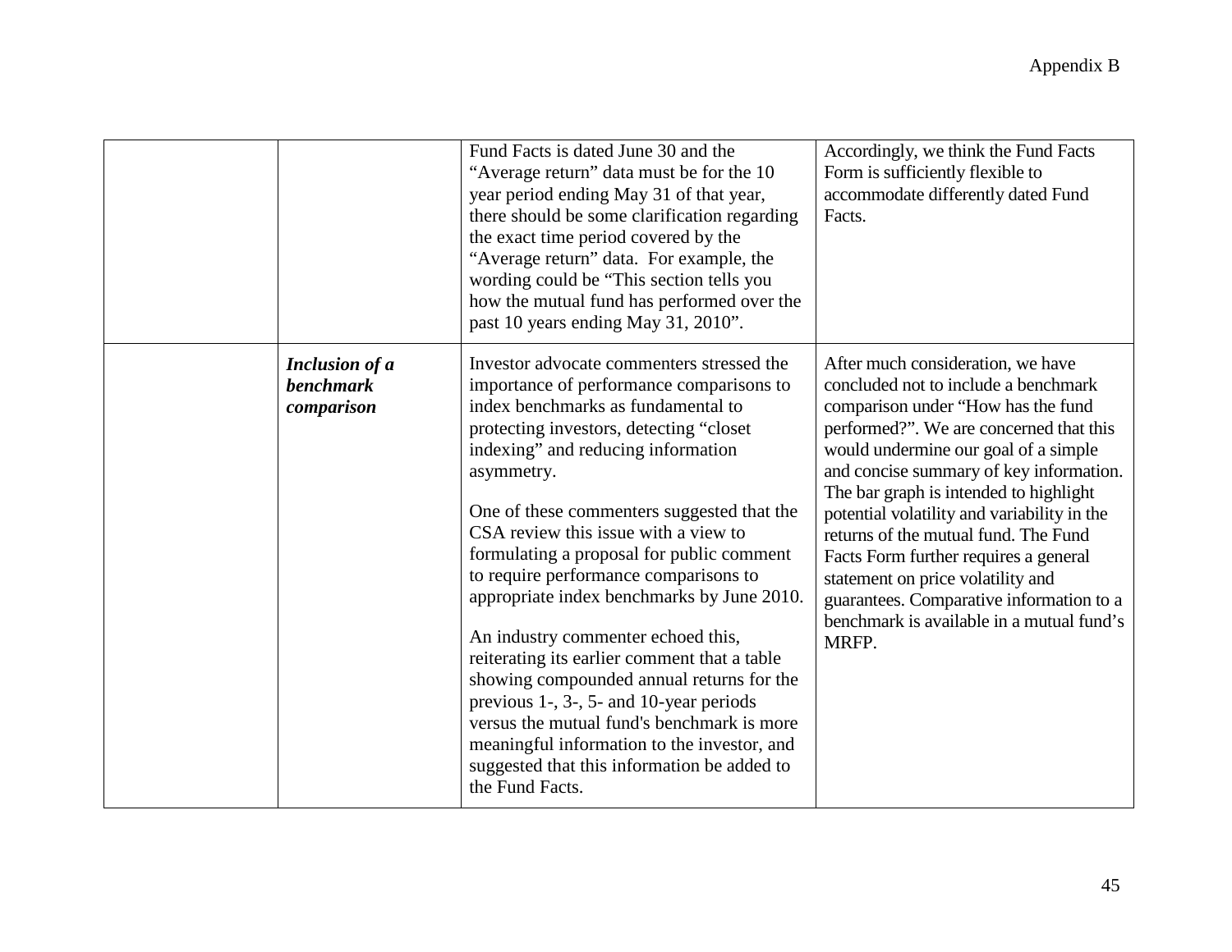| | | | |
|---|---|---|---|
| | | Fund Facts is dated June 30 and the "Average return" data must be for the 10 year period ending May 31 of that year, there should be some clarification regarding the exact time period covered by the "Average return" data. For example, the wording could be "This section tells you how the mutual fund has performed over the past 10 years ending May 31, 2010". | Accordingly, we think the Fund Facts Form is sufficiently flexible to accommodate differently dated Fund Facts. |
| | ***Inclusion of a benchmark comparison*** | Investor advocate commenters stressed the importance of performance comparisons to index benchmarks as fundamental to protecting investors, detecting "closet indexing" and reducing information asymmetry.<br><br>One of these commenters suggested that the CSA review this issue with a view to formulating a proposal for public comment to require performance comparisons to appropriate index benchmarks by June 2010.<br><br>An industry commenter echoed this, reiterating its earlier comment that a table showing compounded annual returns for the previous 1-, 3-, 5- and 10-year periods versus the mutual fund's benchmark is more meaningful information to the investor, and suggested that this information be added to the Fund Facts. | After much consideration, we have concluded not to include a benchmark comparison under "How has the fund performed?". We are concerned that this would undermine our goal of a simple and concise summary of key information. The bar graph is intended to highlight potential volatility and variability in the returns of the mutual fund. The Fund Facts Form further requires a general statement on price volatility and guarantees. Comparative information to a benchmark is available in a mutual fund's MRFP. |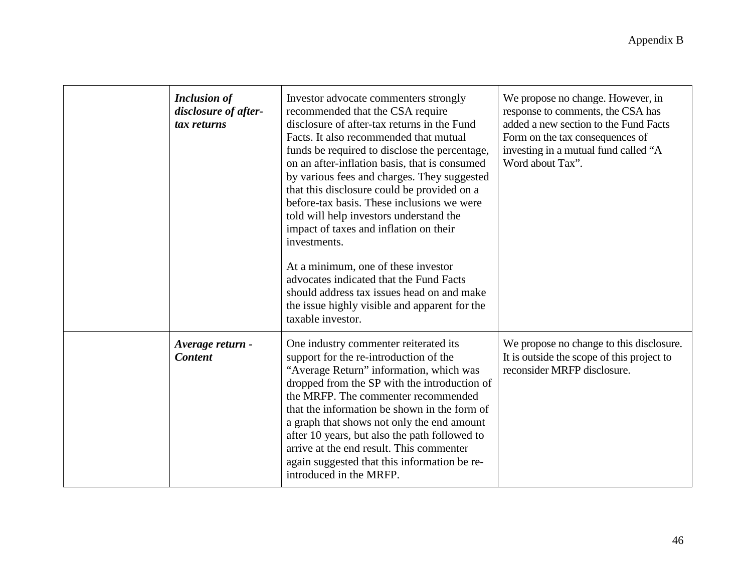| | | | |
|---|---|---|---|
| | ***Inclusion of disclosure of after-tax returns*** | Investor advocate commenters strongly recommended that the CSA require disclosure of after-tax returns in the Fund Facts. It also recommended that mutual funds be required to disclose the percentage, on an after-inflation basis, that is consumed by various fees and charges. They suggested that this disclosure could be provided on a before-tax basis. These inclusions we were told will help investors understand the impact of taxes and inflation on their investments.<br><br>At a minimum, one of these investor advocates indicated that the Fund Facts should address tax issues head on and make the issue highly visible and apparent for the taxable investor. | We propose no change. However, in response to comments, the CSA has added a new section to the Fund Facts Form on the tax consequences of investing in a mutual fund called "A Word about Tax". |
| | ***Average return - Content*** | One industry commenter reiterated its support for the re-introduction of the "Average Return" information, which was dropped from the SP with the introduction of the MRFP. The commenter recommended that the information be shown in the form of a graph that shows not only the end amount after 10 years, but also the path followed to arrive at the end result. This commenter again suggested that this information be re-introduced in the MRFP. | We propose no change to this disclosure. It is outside the scope of this project to reconsider MRFP disclosure. |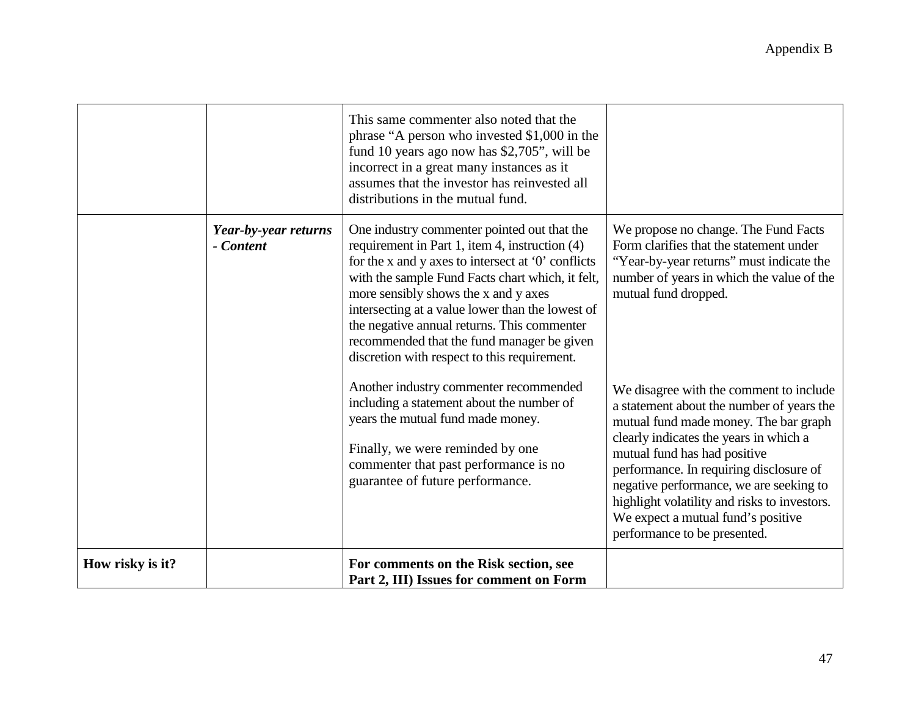| | | | |
|---|---|---|---|
| | | This same commenter also noted that the phrase “A person who invested $1,000 in the fund 10 years ago now has $2,705”, will be incorrect in a great many instances as it assumes that the investor has reinvested all distributions in the mutual fund. | |
| | ***Year-by-year returns - Content*** | One industry commenter pointed out that the requirement in Part 1, item 4, instruction (4) for the x and y axes to intersect at ‘0’ conflicts with the sample Fund Facts chart which, it felt, more sensibly shows the x and y axes intersecting at a value lower than the lowest of the negative annual returns. This commenter recommended that the fund manager be given discretion with respect to this requirement.<br><br>Another industry commenter recommended including a statement about the number of years the mutual fund made money.<br><br>Finally, we were reminded by one commenter that past performance is no guarantee of future performance. | We propose no change. The Fund Facts Form clarifies that the statement under “Year-by-year returns” must indicate the number of years in which the value of the mutual fund dropped.<br><br>We disagree with the comment to include a statement about the number of years the mutual fund made money. The bar graph clearly indicates the years in which a mutual fund has had positive performance. In requiring disclosure of negative performance, we are seeking to highlight volatility and risks to investors. We expect a mutual fund’s positive performance to be presented. |
| **How risky is it?** | | **For comments on the Risk section, see Part 2, III) Issues for comment on Form** | |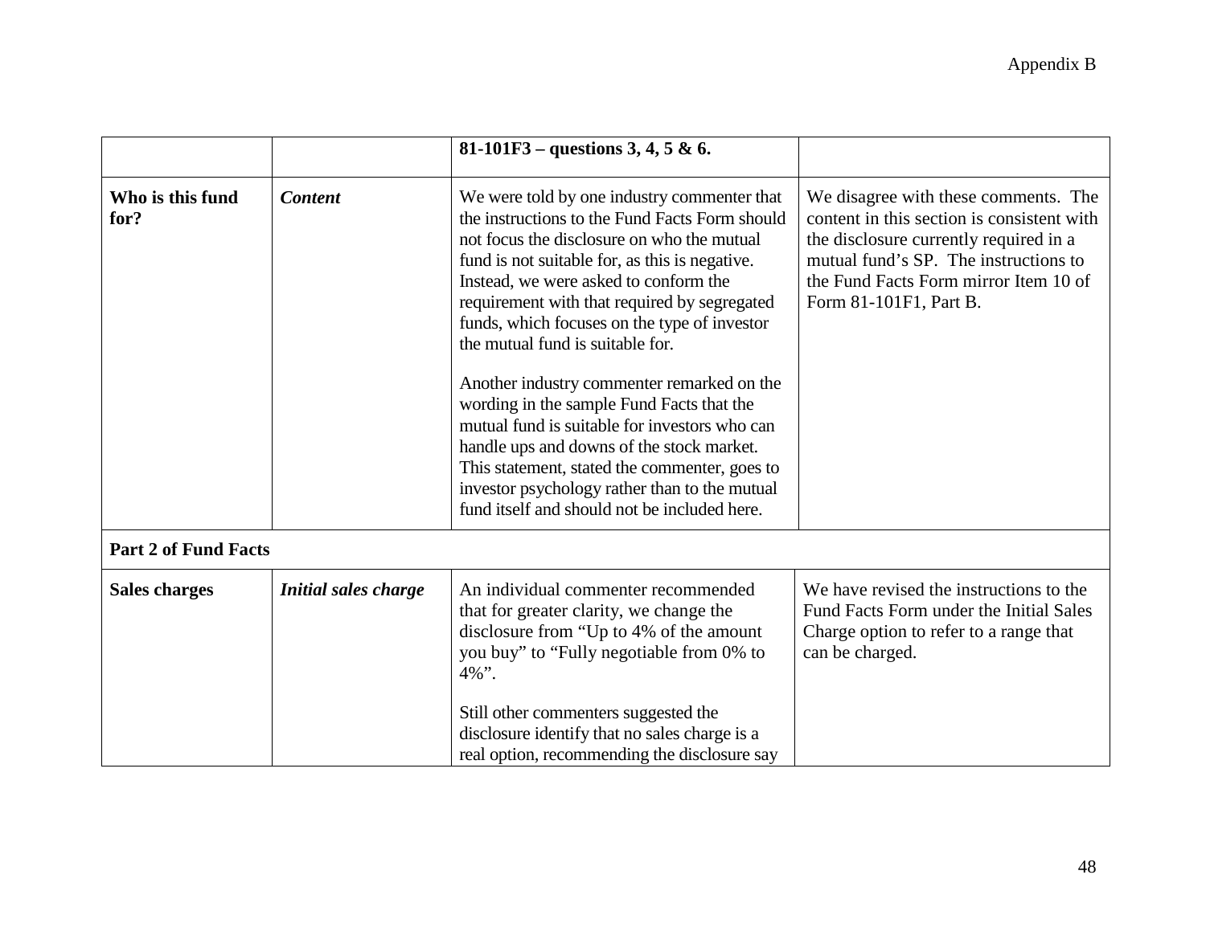| | | | |
|---|---|---|---|
| | | **81-101F3 – questions 3, 4, 5 & 6.** | |
| **Who is this fund for?** | ***Content*** | We were told by one industry commenter that the instructions to the Fund Facts Form should not focus the disclosure on who the mutual fund is not suitable for, as this is negative. Instead, we were asked to conform the requirement with that required by segregated funds, which focuses on the type of investor the mutual fund is suitable for.<br><br>Another industry commenter remarked on the wording in the sample Fund Facts that the mutual fund is suitable for investors who can handle ups and downs of the stock market. This statement, stated the commenter, goes to investor psychology rather than to the mutual fund itself and should not be included here. | We disagree with these comments. The content in this section is consistent with the disclosure currently required in a mutual fund's SP. The instructions to the Fund Facts Form mirror Item 10 of Form 81-101F1, Part B. |
| **Part 2 of Fund Facts** | | | |
| **Sales charges** | ***Initial sales charge*** | An individual commenter recommended that for greater clarity, we change the disclosure from "Up to 4% of the amount you buy" to "Fully negotiable from 0% to 4%".<br><br>Still other commenters suggested the disclosure identify that no sales charge is a real option, recommending the disclosure say | We have revised the instructions to the Fund Facts Form under the Initial Sales Charge option to refer to a range that can be charged. |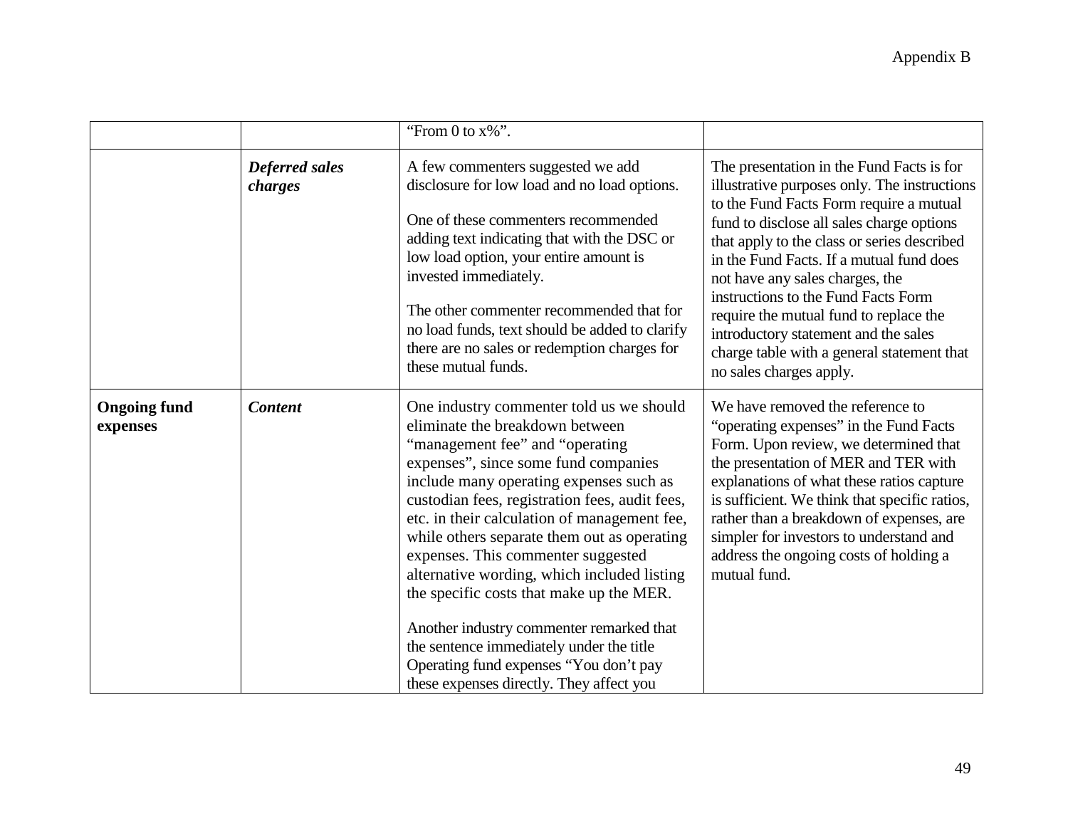| | | | |
|---|---|---|---|
| | | "From 0 to x%". | |
| | ***Deferred sales charges*** | A few commenters suggested we add disclosure for low load and no load options.<br><br>One of these commenters recommended adding text indicating that with the DSC or low load option, your entire amount is invested immediately.<br><br>The other commenter recommended that for no load funds, text should be added to clarify there are no sales or redemption charges for these mutual funds. | The presentation in the Fund Facts is for illustrative purposes only. The instructions to the Fund Facts Form require a mutual fund to disclose all sales charge options that apply to the class or series described in the Fund Facts. If a mutual fund does not have any sales charges, the instructions to the Fund Facts Form require the mutual fund to replace the introductory statement and the sales charge table with a general statement that no sales charges apply. |
| **Ongoing fund expenses** | ***Content*** | One industry commenter told us we should eliminate the breakdown between "management fee" and "operating expenses", since some fund companies include many operating expenses such as custodian fees, registration fees, audit fees, etc. in their calculation of management fee, while others separate them out as operating expenses. This commenter suggested alternative wording, which included listing the specific costs that make up the MER.<br><br>Another industry commenter remarked that the sentence immediately under the title Operating fund expenses "You don't pay these expenses directly. They affect you | We have removed the reference to "operating expenses" in the Fund Facts Form. Upon review, we determined that the presentation of MER and TER with explanations of what these ratios capture is sufficient. We think that specific ratios, rather than a breakdown of expenses, are simpler for investors to understand and address the ongoing costs of holding a mutual fund. |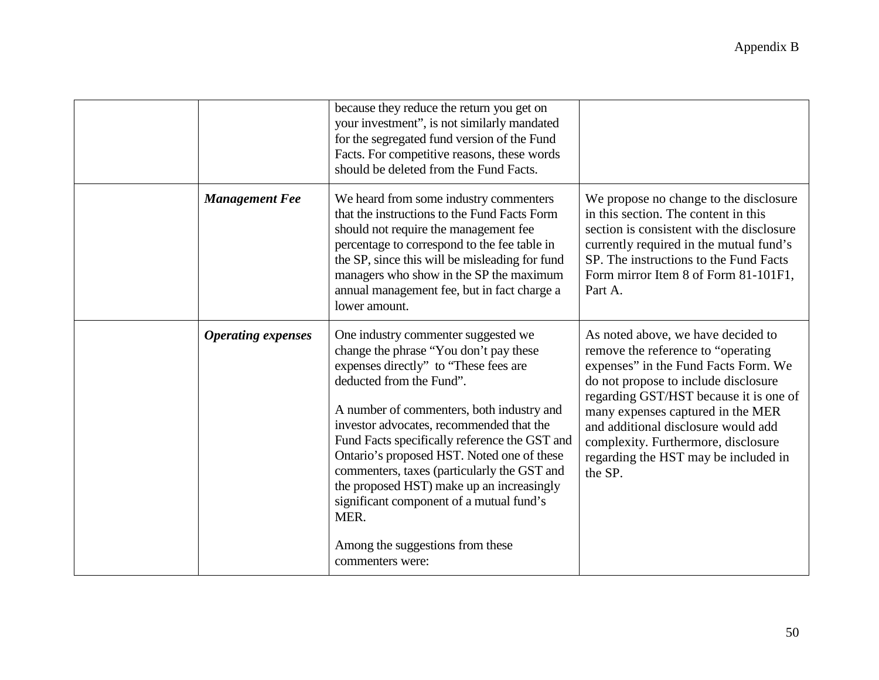| | | | |
|---|---|---|---|
| | | because they reduce the return you get on your investment", is not similarly mandated for the segregated fund version of the Fund Facts. For competitive reasons, these words should be deleted from the Fund Facts. | |
| | ***Management Fee*** | We heard from some industry commenters that the instructions to the Fund Facts Form should not require the management fee percentage to correspond to the fee table in the SP, since this will be misleading for fund managers who show in the SP the maximum annual management fee, but in fact charge a lower amount. | We propose no change to the disclosure in this section. The content in this section is consistent with the disclosure currently required in the mutual fund's SP. The instructions to the Fund Facts Form mirror Item 8 of Form 81-101F1, Part A. |
| | ***Operating expenses*** | One industry commenter suggested we change the phrase "You don't pay these expenses directly" to "These fees are deducted from the Fund".<br><br>A number of commenters, both industry and investor advocates, recommended that the Fund Facts specifically reference the GST and Ontario's proposed HST. Noted one of these commenters, taxes (particularly the GST and the proposed HST) make up an increasingly significant component of a mutual fund's MER.<br><br>Among the suggestions from these commenters were: | As noted above, we have decided to remove the reference to "operating expenses" in the Fund Facts Form. We do not propose to include disclosure regarding GST/HST because it is one of many expenses captured in the MER and additional disclosure would add complexity. Furthermore, disclosure regarding the HST may be included in the SP. |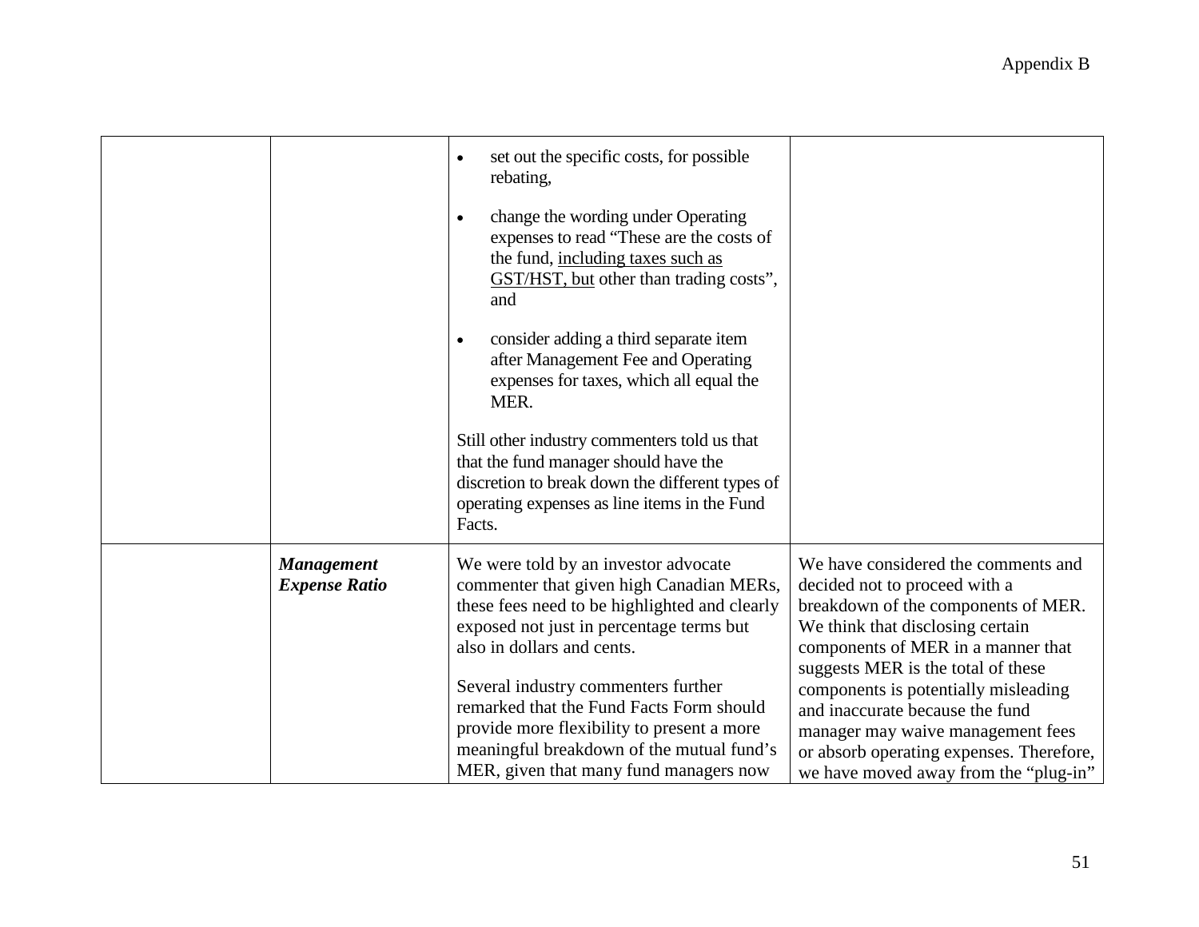| | | | |
|---|---|---|---|
| | | • set out the specific costs, for possible rebating,<br><br>• change the wording under Operating expenses to read "These are the costs of the fund, <u>including taxes such as GST/HST, but</u> other than trading costs", and<br><br>• consider adding a third separate item after Management Fee and Operating expenses for taxes, which all equal the MER.<br><br>Still other industry commenters told us that that the fund manager should have the discretion to break down the different types of operating expenses as line items in the Fund Facts. | |
| | ***Management Expense Ratio*** | We were told by an investor advocate commenter that given high Canadian MERs, these fees need to be highlighted and clearly exposed not just in percentage terms but also in dollars and cents.<br><br>Several industry commenters further remarked that the Fund Facts Form should provide more flexibility to present a more meaningful breakdown of the mutual fund's MER, given that many fund managers now | We have considered the comments and decided not to proceed with a breakdown of the components of MER. We think that disclosing certain components of MER in a manner that suggests MER is the total of these components is potentially misleading and inaccurate because the fund manager may waive management fees or absorb operating expenses. Therefore, we have moved away from the "plug-in" |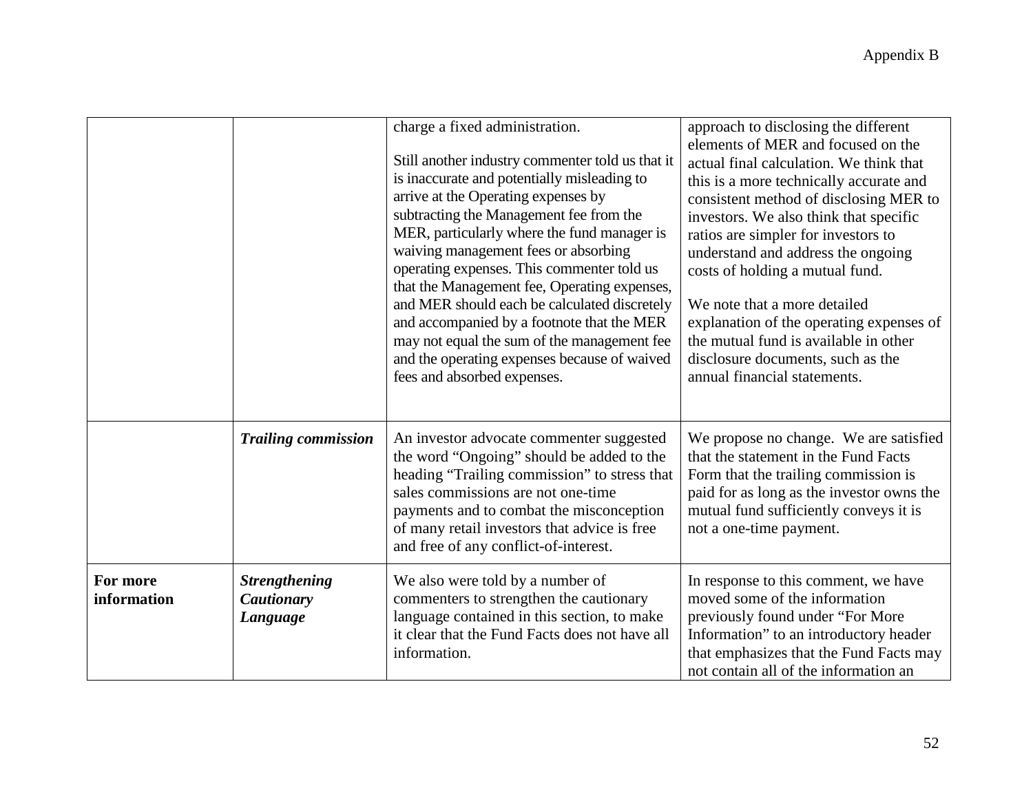| | | | |
|---|---|---|---|
| | | charge a fixed administration.<br><br>Still another industry commenter told us that it is inaccurate and potentially misleading to arrive at the Operating expenses by subtracting the Management fee from the MER, particularly where the fund manager is waiving management fees or absorbing operating expenses. This commenter told us that the Management fee, Operating expenses, and MER should each be calculated discretely and accompanied by a footnote that the MER may not equal the sum of the management fee and the operating expenses because of waived fees and absorbed expenses. | approach to disclosing the different elements of MER and focused on the actual final calculation. We think that this is a more technically accurate and consistent method of disclosing MER to investors. We also think that specific ratios are simpler for investors to understand and address the ongoing costs of holding a mutual fund.<br><br>We note that a more detailed explanation of the operating expenses of the mutual fund is available in other disclosure documents, such as the annual financial statements. |
| | ***Trailing commission*** | An investor advocate commenter suggested the word "Ongoing" should be added to the heading "Trailing commission" to stress that sales commissions are not one-time payments and to combat the misconception of many retail investors that advice is free and free of any conflict-of-interest. | We propose no change. We are satisfied that the statement in the Fund Facts Form that the trailing commission is paid for as long as the investor owns the mutual fund sufficiently conveys it is not a one-time payment. |
| **For more information** | ***Strengthening Cautionary Language*** | We also were told by a number of commenters to strengthen the cautionary language contained in this section, to make it clear that the Fund Facts does not have all information. | In response to this comment, we have moved some of the information previously found under "For More Information" to an introductory header that emphasizes that the Fund Facts may not contain all of the information an |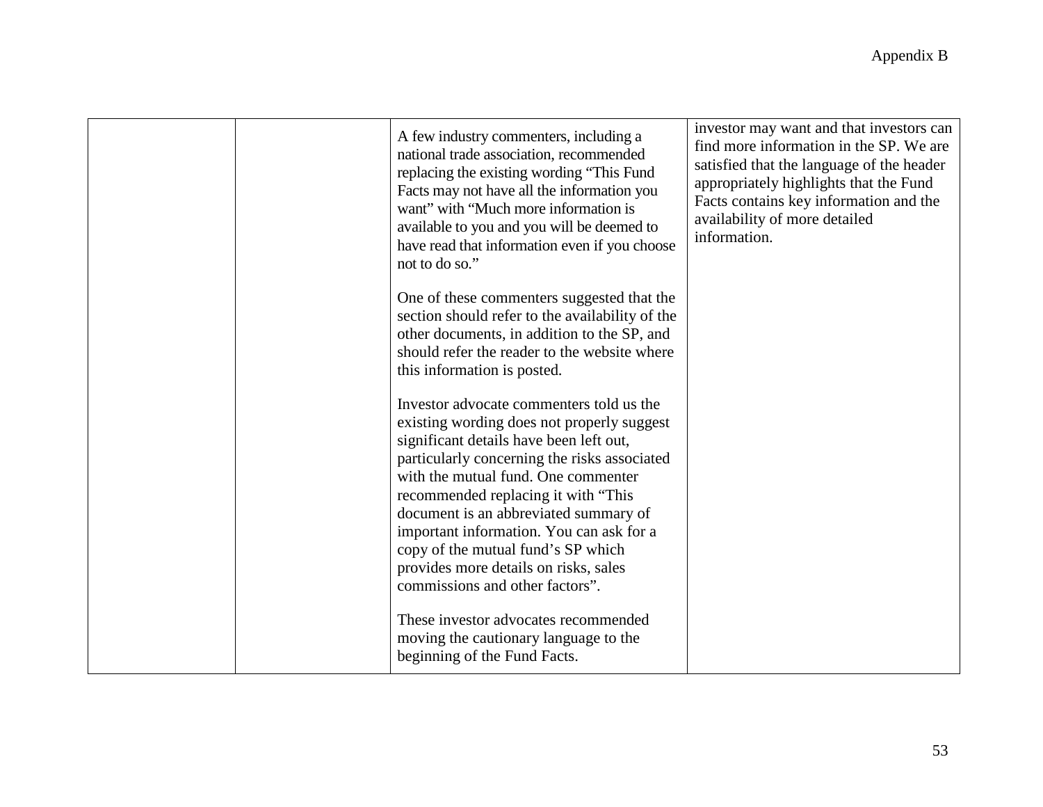| | | | |
|---|---|---|---|
| | | A few industry commenters, including a national trade association, recommended replacing the existing wording "This Fund Facts may not have all the information you want" with "Much more information is available to you and you will be deemed to have read that information even if you choose not to do so."<br><br>One of these commenters suggested that the section should refer to the availability of the other documents, in addition to the SP, and should refer the reader to the website where this information is posted.<br><br>Investor advocate commenters told us the existing wording does not properly suggest significant details have been left out, particularly concerning the risks associated with the mutual fund. One commenter recommended replacing it with "This document is an abbreviated summary of important information. You can ask for a copy of the mutual fund's SP which provides more details on risks, sales commissions and other factors".<br><br>These investor advocates recommended moving the cautionary language to the beginning of the Fund Facts. | investor may want and that investors can find more information in the SP. We are satisfied that the language of the header appropriately highlights that the Fund Facts contains key information and the availability of more detailed information. |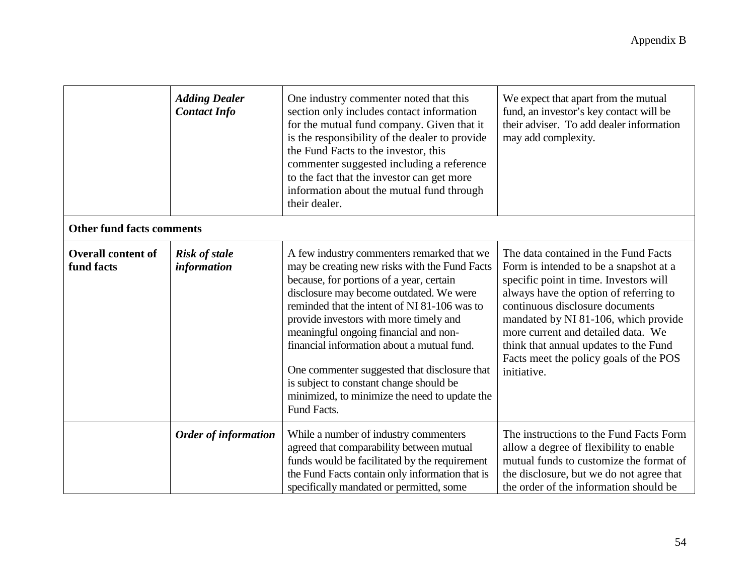| | | | |
|---|---|---|---|
| | ***Adding Dealer Contact Info*** | One industry commenter noted that this section only includes contact information for the mutual fund company. Given that it is the responsibility of the dealer to provide the Fund Facts to the investor, this commenter suggested including a reference to the fact that the investor can get more information about the mutual fund through their dealer. | We expect that apart from the mutual fund, an investor's key contact will be their adviser. To add dealer information may add complexity. |
| **Other fund facts comments** | | | |
| **Overall content of fund facts** | ***Risk of stale information*** | A few industry commenters remarked that we may be creating new risks with the Fund Facts because, for portions of a year, certain disclosure may become outdated. We were reminded that the intent of NI 81-106 was to provide investors with more timely and meaningful ongoing financial and non-financial information about a mutual fund.<br><br>One commenter suggested that disclosure that is subject to constant change should be minimized, to minimize the need to update the Fund Facts. | The data contained in the Fund Facts Form is intended to be a snapshot at a specific point in time. Investors will always have the option of referring to continuous disclosure documents mandated by NI 81-106, which provide more current and detailed data. We think that annual updates to the Fund Facts meet the policy goals of the POS initiative. |
| | ***Order of information*** | While a number of industry commenters agreed that comparability between mutual funds would be facilitated by the requirement the Fund Facts contain only information that is specifically mandated or permitted, some | The instructions to the Fund Facts Form allow a degree of flexibility to enable mutual funds to customize the format of the disclosure, but we do not agree that the order of the information should be |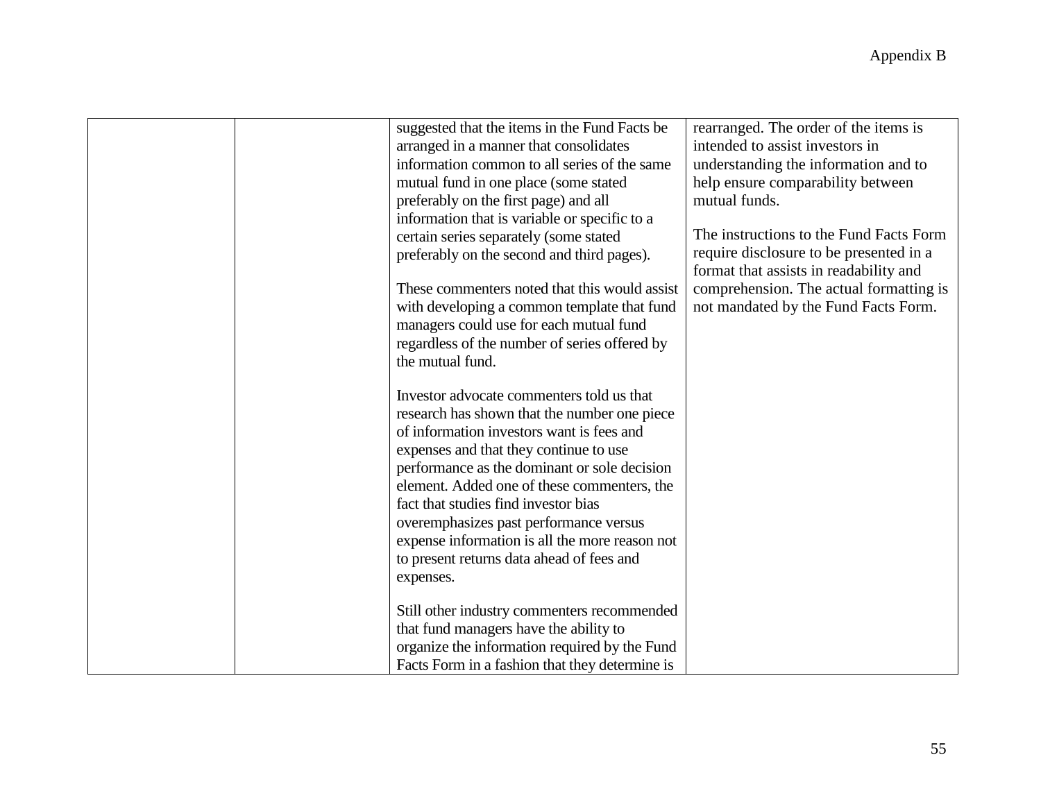| | | | |
|---|---|---|---|
| | | suggested that the items in the Fund Facts be arranged in a manner that consolidates information common to all series of the same mutual fund in one place (some stated preferably on the first page) and all information that is variable or specific to a certain series separately (some stated preferably on the second and third pages).<br><br>These commenters noted that this would assist with developing a common template that fund managers could use for each mutual fund regardless of the number of series offered by the mutual fund.<br><br>Investor advocate commenters told us that research has shown that the number one piece of information investors want is fees and expenses and that they continue to use performance as the dominant or sole decision element. Added one of these commenters, the fact that studies find investor bias overemphasizes past performance versus expense information is all the more reason not to present returns data ahead of fees and expenses.<br><br>Still other industry commenters recommended that fund managers have the ability to organize the information required by the Fund Facts Form in a fashion that they determine is | rearranged. The order of the items is intended to assist investors in understanding the information and to help ensure comparability between mutual funds.<br><br>The instructions to the Fund Facts Form require disclosure to be presented in a format that assists in readability and comprehension. The actual formatting is not mandated by the Fund Facts Form. |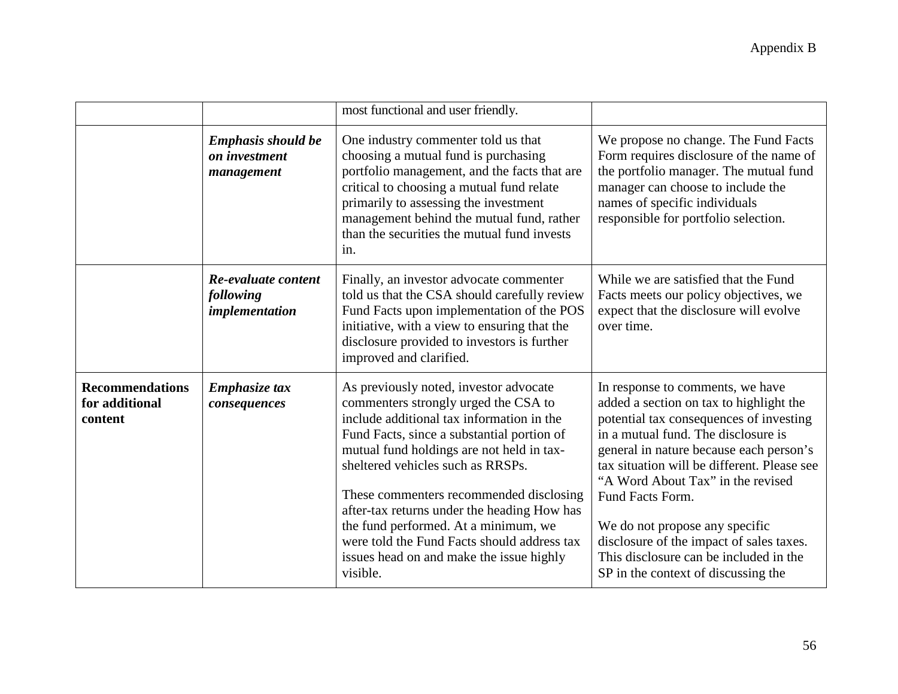| | | | |
|---|---|---|---|
| | | most functional and user friendly. | |
| | ***Emphasis should be on investment management*** | One industry commenter told us that choosing a mutual fund is purchasing portfolio management, and the facts that are critical to choosing a mutual fund relate primarily to assessing the investment management behind the mutual fund, rather than the securities the mutual fund invests in. | We propose no change. The Fund Facts Form requires disclosure of the name of the portfolio manager. The mutual fund manager can choose to include the names of specific individuals responsible for portfolio selection. |
| | ***Re-evaluate content following implementation*** | Finally, an investor advocate commenter told us that the CSA should carefully review Fund Facts upon implementation of the POS initiative, with a view to ensuring that the disclosure provided to investors is further improved and clarified. | While we are satisfied that the Fund Facts meets our policy objectives, we expect that the disclosure will evolve over time. |
| **Recommendations for additional content** | ***Emphasize tax consequences*** | As previously noted, investor advocate commenters strongly urged the CSA to include additional tax information in the Fund Facts, since a substantial portion of mutual fund holdings are not held in tax-sheltered vehicles such as RRSPs.<br><br>These commenters recommended disclosing after-tax returns under the heading How has the fund performed. At a minimum, we were told the Fund Facts should address tax issues head on and make the issue highly visible. | In response to comments, we have added a section on tax to highlight the potential tax consequences of investing in a mutual fund. The disclosure is general in nature because each person's tax situation will be different. Please see "A Word About Tax" in the revised Fund Facts Form.<br><br>We do not propose any specific disclosure of the impact of sales taxes. This disclosure can be included in the SP in the context of discussing the |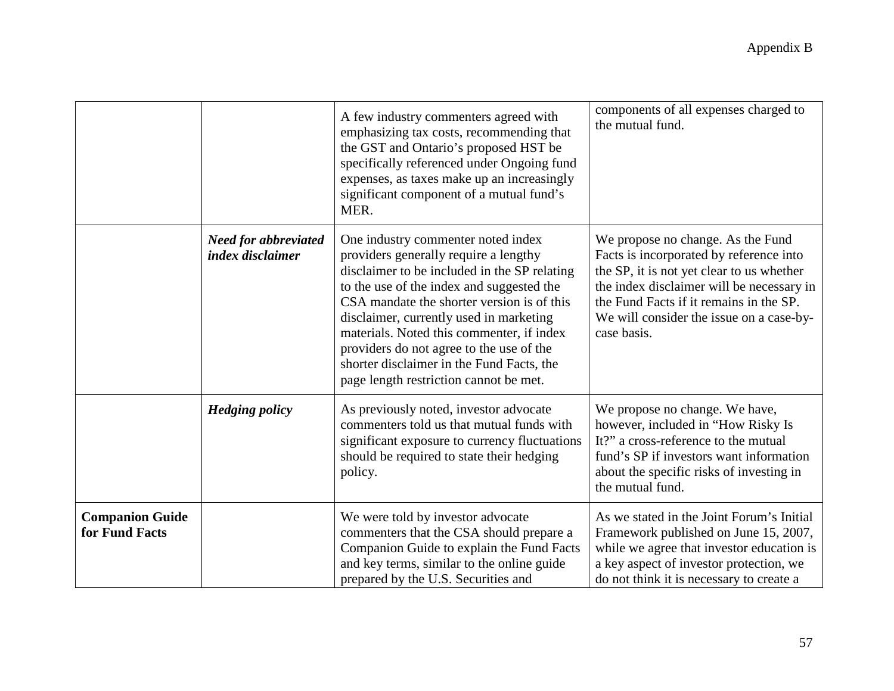| | | | |
|---|---|---|---|
| | | A few industry commenters agreed with emphasizing tax costs, recommending that the GST and Ontario's proposed HST be specifically referenced under Ongoing fund expenses, as taxes make up an increasingly significant component of a mutual fund's MER. | components of all expenses charged to the mutual fund. |
| | ***Need for abbreviated index disclaimer*** | One industry commenter noted index providers generally require a lengthy disclaimer to be included in the SP relating to the use of the index and suggested the CSA mandate the shorter version is of this disclaimer, currently used in marketing materials. Noted this commenter, if index providers do not agree to the use of the shorter disclaimer in the Fund Facts, the page length restriction cannot be met. | We propose no change. As the Fund Facts is incorporated by reference into the SP, it is not yet clear to us whether the index disclaimer will be necessary in the Fund Facts if it remains in the SP. We will consider the issue on a case-by-case basis. |
| | ***Hedging policy*** | As previously noted, investor advocate commenters told us that mutual funds with significant exposure to currency fluctuations should be required to state their hedging policy. | We propose no change. We have, however, included in "How Risky Is It?" a cross-reference to the mutual fund's SP if investors want information about the specific risks of investing in the mutual fund. |
| **Companion Guide for Fund Facts** | | We were told by investor advocate commenters that the CSA should prepare a Companion Guide to explain the Fund Facts and key terms, similar to the online guide prepared by the U.S. Securities and | As we stated in the Joint Forum's Initial Framework published on June 15, 2007, while we agree that investor education is a key aspect of investor protection, we do not think it is necessary to create a |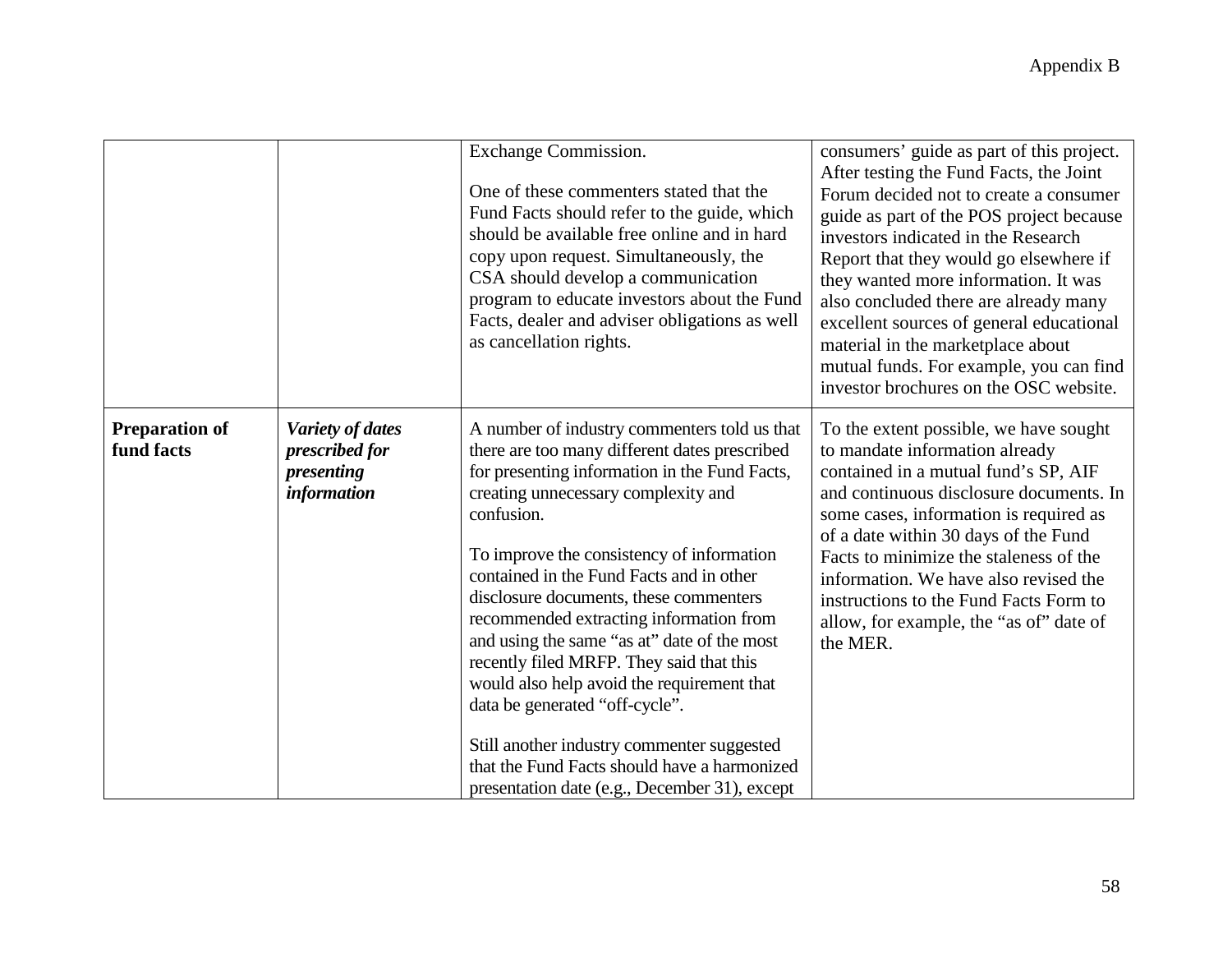| | | | |
|---|---|---|---|
| | | Exchange Commission.<br><br>One of these commenters stated that the Fund Facts should refer to the guide, which should be available free online and in hard copy upon request. Simultaneously, the CSA should develop a communication program to educate investors about the Fund Facts, dealer and adviser obligations as well as cancellation rights. | consumers' guide as part of this project. After testing the Fund Facts, the Joint Forum decided not to create a consumer guide as part of the POS project because investors indicated in the Research Report that they would go elsewhere if they wanted more information. It was also concluded there are already many excellent sources of general educational material in the marketplace about mutual funds. For example, you can find investor brochures on the OSC website. |
| **Preparation of fund facts** | ***Variety of dates prescribed for presenting information*** | A number of industry commenters told us that there are too many different dates prescribed for presenting information in the Fund Facts, creating unnecessary complexity and confusion.<br><br>To improve the consistency of information contained in the Fund Facts and in other disclosure documents, these commenters recommended extracting information from and using the same "as at" date of the most recently filed MRFP. They said that this would also help avoid the requirement that data be generated "off-cycle".<br><br>Still another industry commenter suggested that the Fund Facts should have a harmonized presentation date (e.g., December 31), except | To the extent possible, we have sought to mandate information already contained in a mutual fund's SP, AIF and continuous disclosure documents. In some cases, information is required as of a date within 30 days of the Fund Facts to minimize the staleness of the information. We have also revised the instructions to the Fund Facts Form to allow, for example, the "as of" date of the MER. |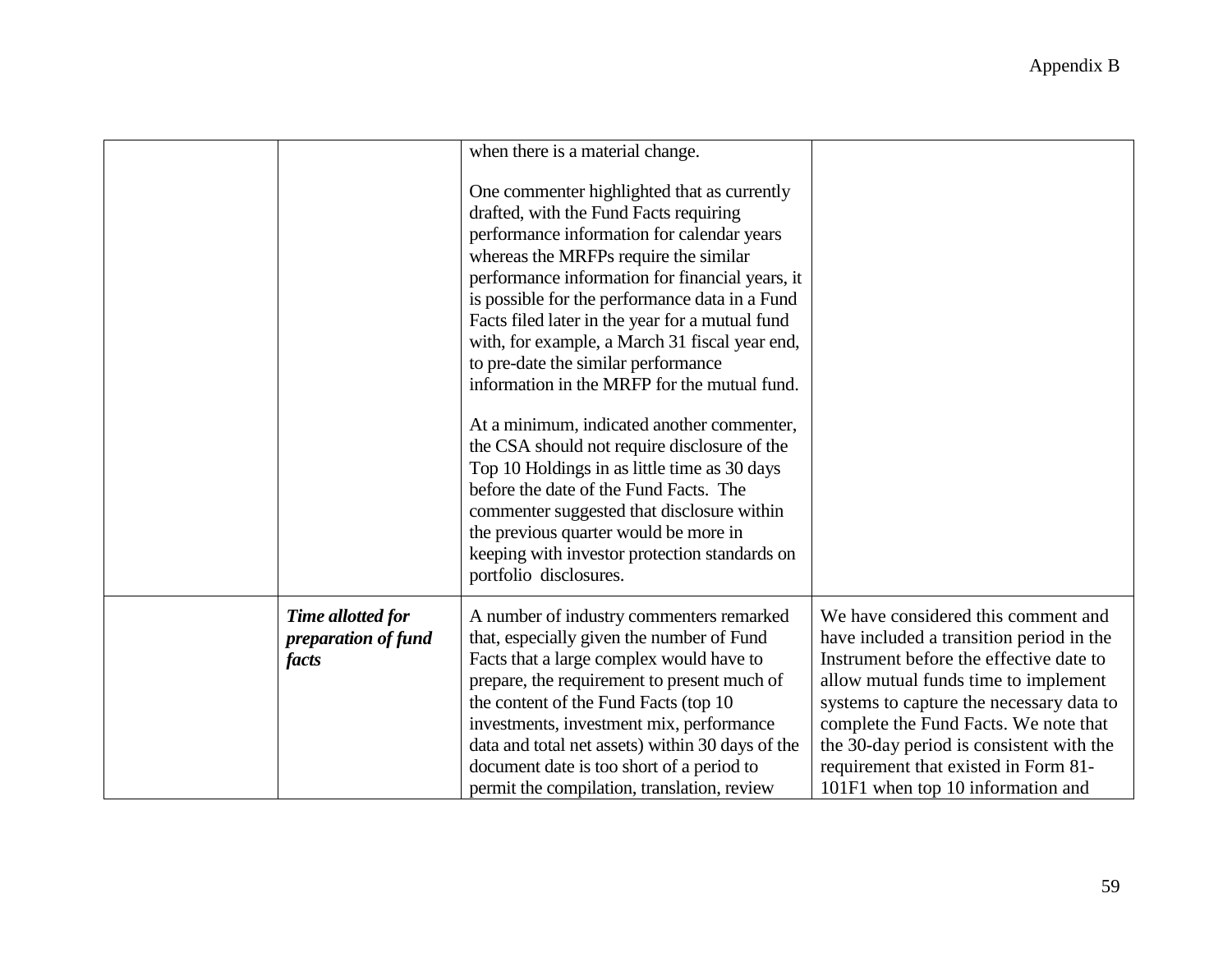| | | | |
|---|---|---|---|
| | | when there is a material change.<br><br>One commenter highlighted that as currently drafted, with the Fund Facts requiring performance information for calendar years whereas the MRFPs require the similar performance information for financial years, it is possible for the performance data in a Fund Facts filed later in the year for a mutual fund with, for example, a March 31 fiscal year end, to pre-date the similar performance information in the MRFP for the mutual fund.<br><br>At a minimum, indicated another commenter, the CSA should not require disclosure of the Top 10 Holdings in as little time as 30 days before the date of the Fund Facts. The commenter suggested that disclosure within the previous quarter would be more in keeping with investor protection standards on portfolio disclosures. | |
| | ***Time allotted for preparation of fund facts*** | A number of industry commenters remarked that, especially given the number of Fund Facts that a large complex would have to prepare, the requirement to present much of the content of the Fund Facts (top 10 investments, investment mix, performance data and total net assets) within 30 days of the document date is too short of a period to permit the compilation, translation, review | We have considered this comment and have included a transition period in the Instrument before the effective date to allow mutual funds time to implement systems to capture the necessary data to complete the Fund Facts. We note that the 30-day period is consistent with the requirement that existed in Form 81-101F1 when top 10 information and |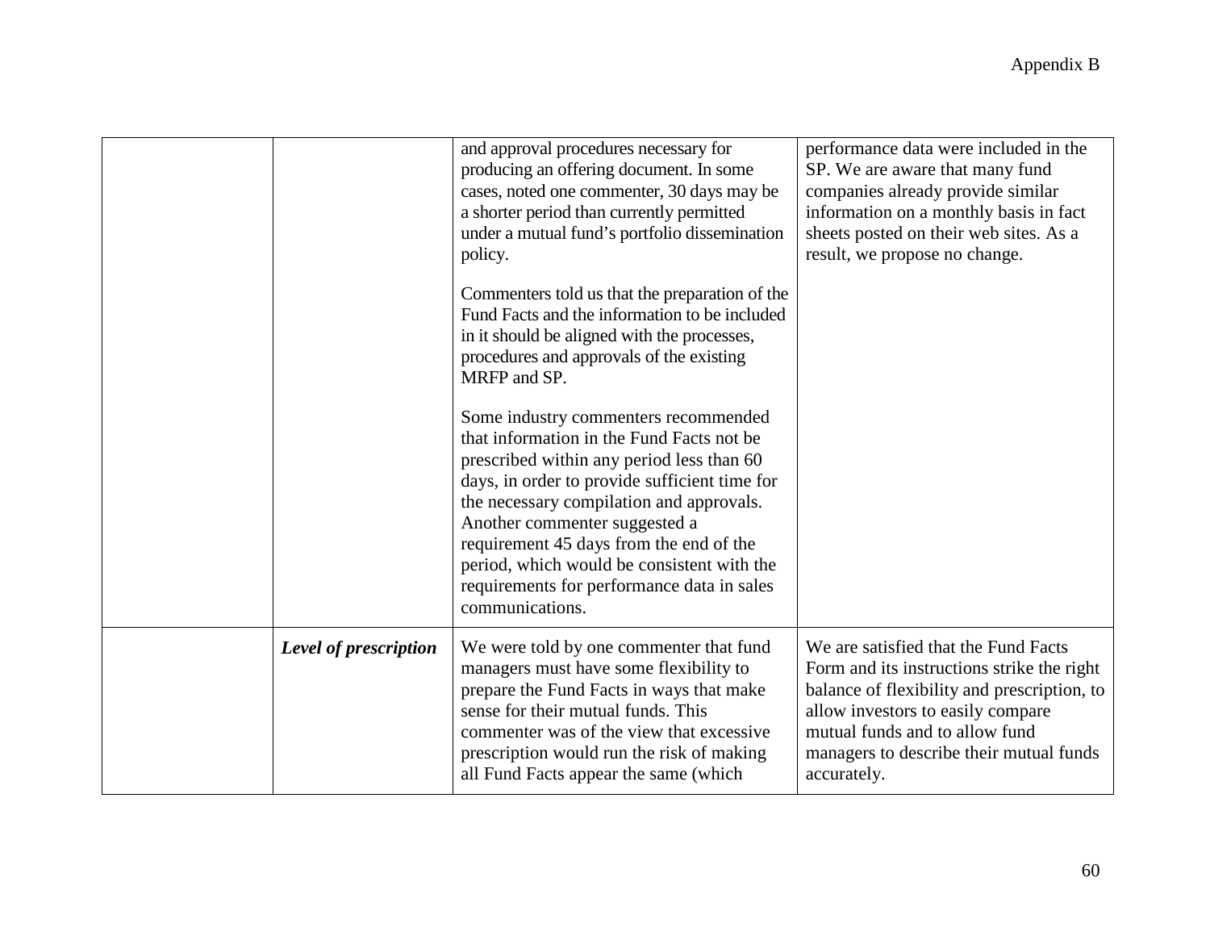Appendix B

| | | | |
|---|---|---|---|
| | | and approval procedures necessary for producing an offering document. In some cases, noted one commenter, 30 days may be a shorter period than currently permitted under a mutual fund's portfolio dissemination policy.<br><br>Commenters told us that the preparation of the Fund Facts and the information to be included in it should be aligned with the processes, procedures and approvals of the existing MRFP and SP.<br><br>Some industry commenters recommended that information in the Fund Facts not be prescribed within any period less than 60 days, in order to provide sufficient time for the necessary compilation and approvals. Another commenter suggested a requirement 45 days from the end of the period, which would be consistent with the requirements for performance data in sales communications. | performance data were included in the SP. We are aware that many fund companies already provide similar information on a monthly basis in fact sheets posted on their web sites. As a result, we propose no change. |
| | ***Level of prescription*** | We were told by one commenter that fund managers must have some flexibility to prepare the Fund Facts in ways that make sense for their mutual funds. This commenter was of the view that excessive prescription would run the risk of making all Fund Facts appear the same (which | We are satisfied that the Fund Facts Form and its instructions strike the right balance of flexibility and prescription, to allow investors to easily compare mutual funds and to allow fund managers to describe their mutual funds accurately. |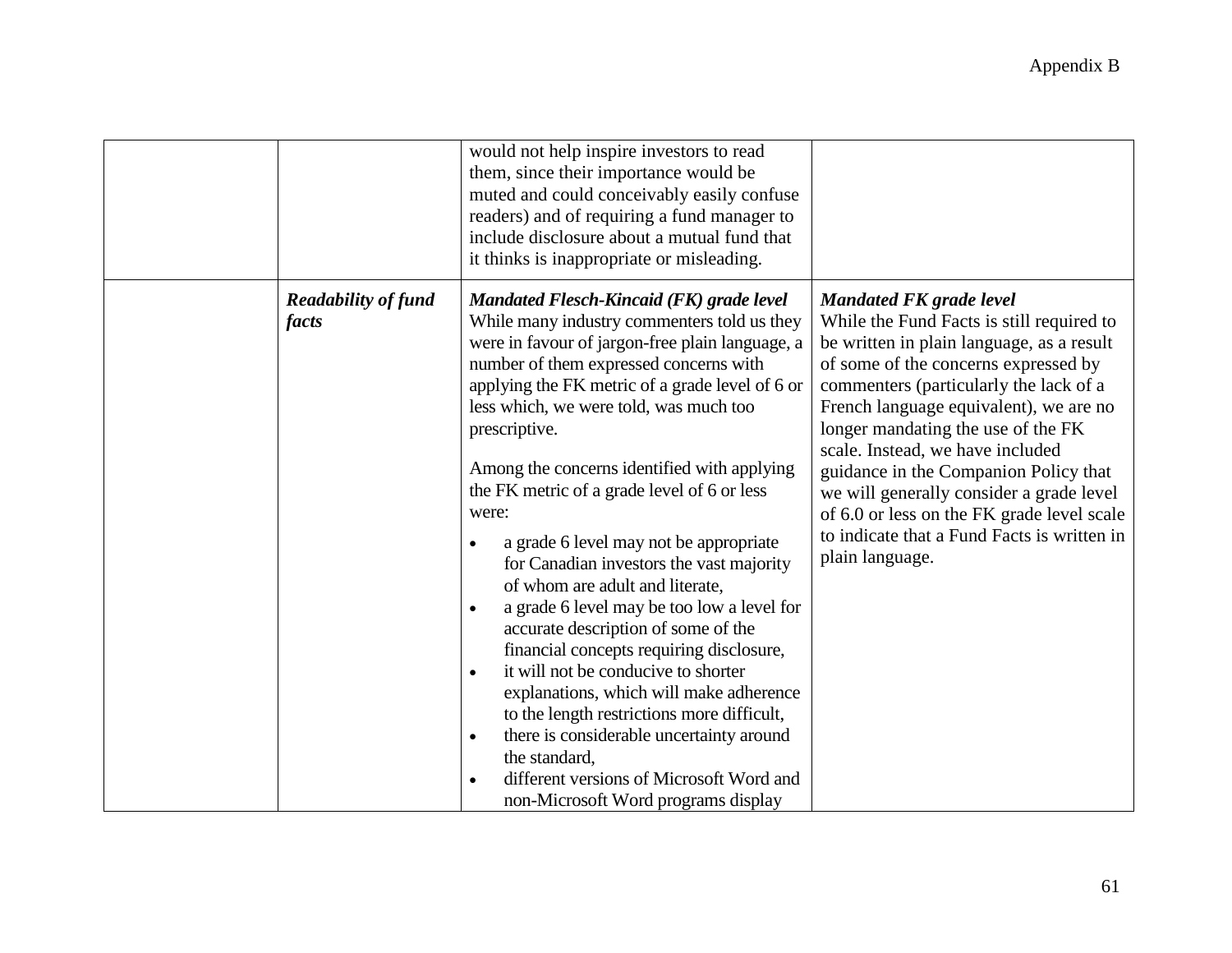|  |  |  |  |
|---|---|---|---|
|  |  | would not help inspire investors to read them, since their importance would be muted and could conceivably easily confuse readers) and of requiring a fund manager to include disclosure about a mutual fund that it thinks is inappropriate or misleading. |  |
|  | ***Readability of fund facts*** | ***Mandated Flesch-Kincaid (FK) grade level*** <br> While many industry commenters told us they were in favour of jargon-free plain language, a number of them expressed concerns with applying the FK metric of a grade level of 6 or less which, we were told, was much too prescriptive. <br><br> Among the concerns identified with applying the FK metric of a grade level of 6 or less were: <br> • a grade 6 level may not be appropriate for Canadian investors the vast majority of whom are adult and literate, <br> • a grade 6 level may be too low a level for accurate description of some of the financial concepts requiring disclosure, <br> • it will not be conducive to shorter explanations, which will make adherence to the length restrictions more difficult, <br> • there is considerable uncertainty around the standard, <br> • different versions of Microsoft Word and non-Microsoft Word programs display | ***Mandated FK grade level*** <br> While the Fund Facts is still required to be written in plain language, as a result of some of the concerns expressed by commenters (particularly the lack of a French language equivalent), we are no longer mandating the use of the FK scale. Instead, we have included guidance in the Companion Policy that we will generally consider a grade level of 6.0 or less on the FK grade level scale to indicate that a Fund Facts is written in plain language. |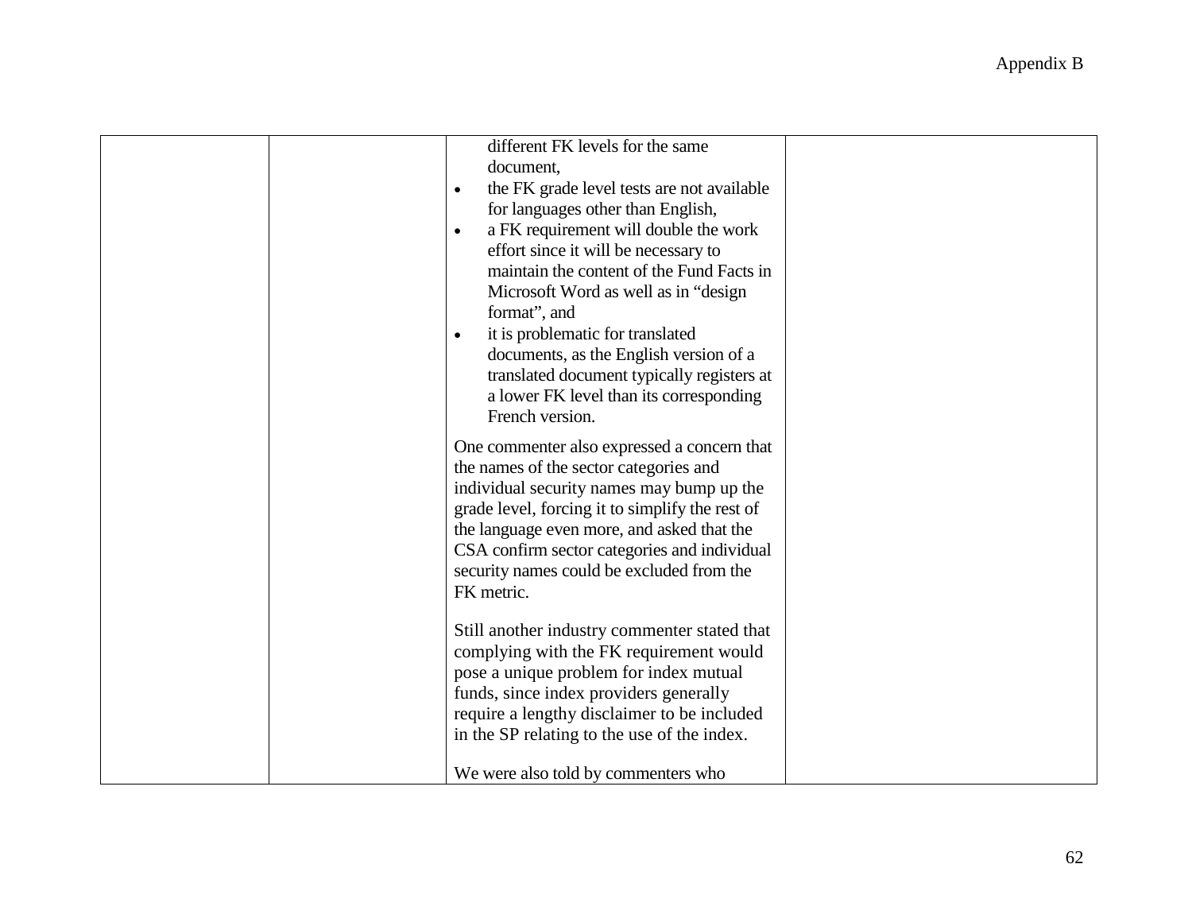| | | different FK levels for the same document,<br>• the FK grade level tests are not available for languages other than English,<br>• a FK requirement will double the work effort since it will be necessary to maintain the content of the Fund Facts in Microsoft Word as well as in "design format", and<br>• it is problematic for translated documents, as the English version of a translated document typically registers at a lower FK level than its corresponding French version.<br><br>One commenter also expressed a concern that the names of the sector categories and individual security names may bump up the grade level, forcing it to simplify the rest of the language even more, and asked that the CSA confirm sector categories and individual security names could be excluded from the FK metric.<br><br>Still another industry commenter stated that complying with the FK requirement would pose a unique problem for index mutual funds, since index providers generally require a lengthy disclaimer to be included in the SP relating to the use of the index.<br><br>We were also told by commenters who | |
|---|---|---|---|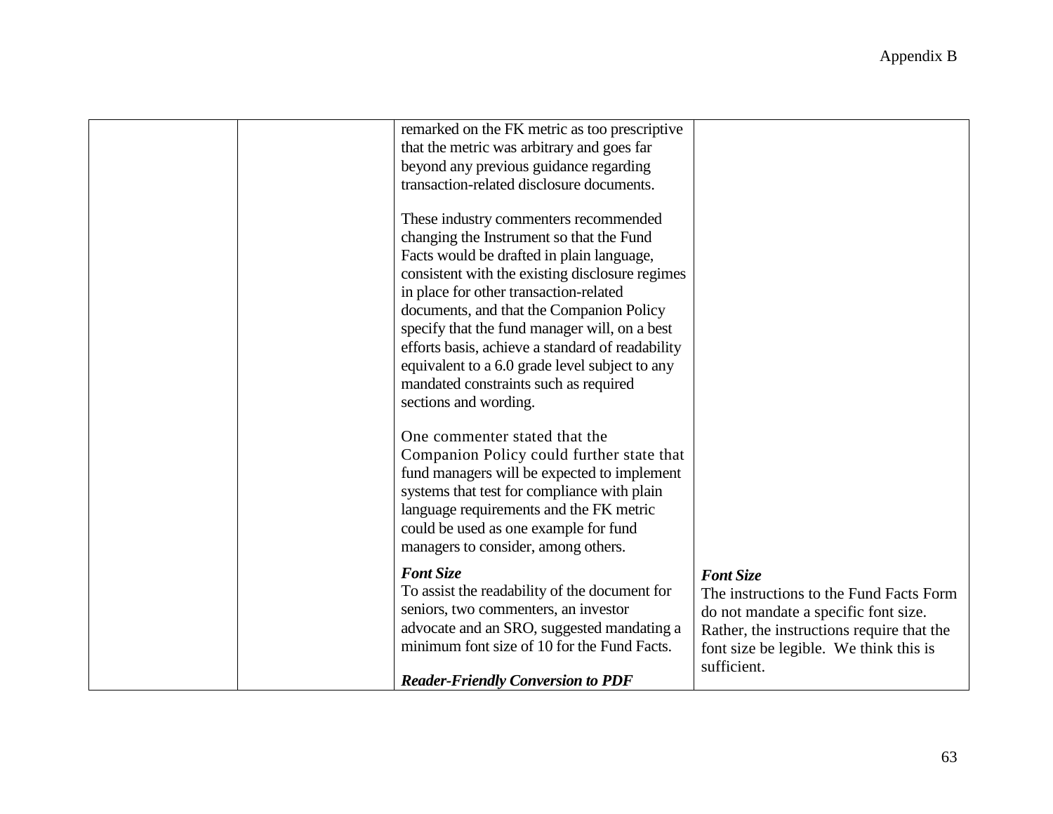| | | | |
|---|---|---|---|
| | | remarked on the FK metric as too prescriptive that the metric was arbitrary and goes far beyond any previous guidance regarding transaction-related disclosure documents.<br><br>These industry commenters recommended changing the Instrument so that the Fund Facts would be drafted in plain language, consistent with the existing disclosure regimes in place for other transaction-related documents, and that the Companion Policy specify that the fund manager will, on a best efforts basis, achieve a standard of readability equivalent to a 6.0 grade level subject to any mandated constraints such as required sections and wording.<br><br>One commenter stated that the Companion Policy could further state that fund managers will be expected to implement systems that test for compliance with plain language requirements and the FK metric could be used as one example for fund managers to consider, among others. | |
| | | ***Font Size***<br>To assist the readability of the document for seniors, two commenters, an investor advocate and an SRO, suggested mandating a minimum font size of 10 for the Fund Facts.<br><br>***Reader-Friendly Conversion to PDF*** | ***Font Size***<br>The instructions to the Fund Facts Form do not mandate a specific font size. Rather, the instructions require that the font size be legible. We think this is sufficient. |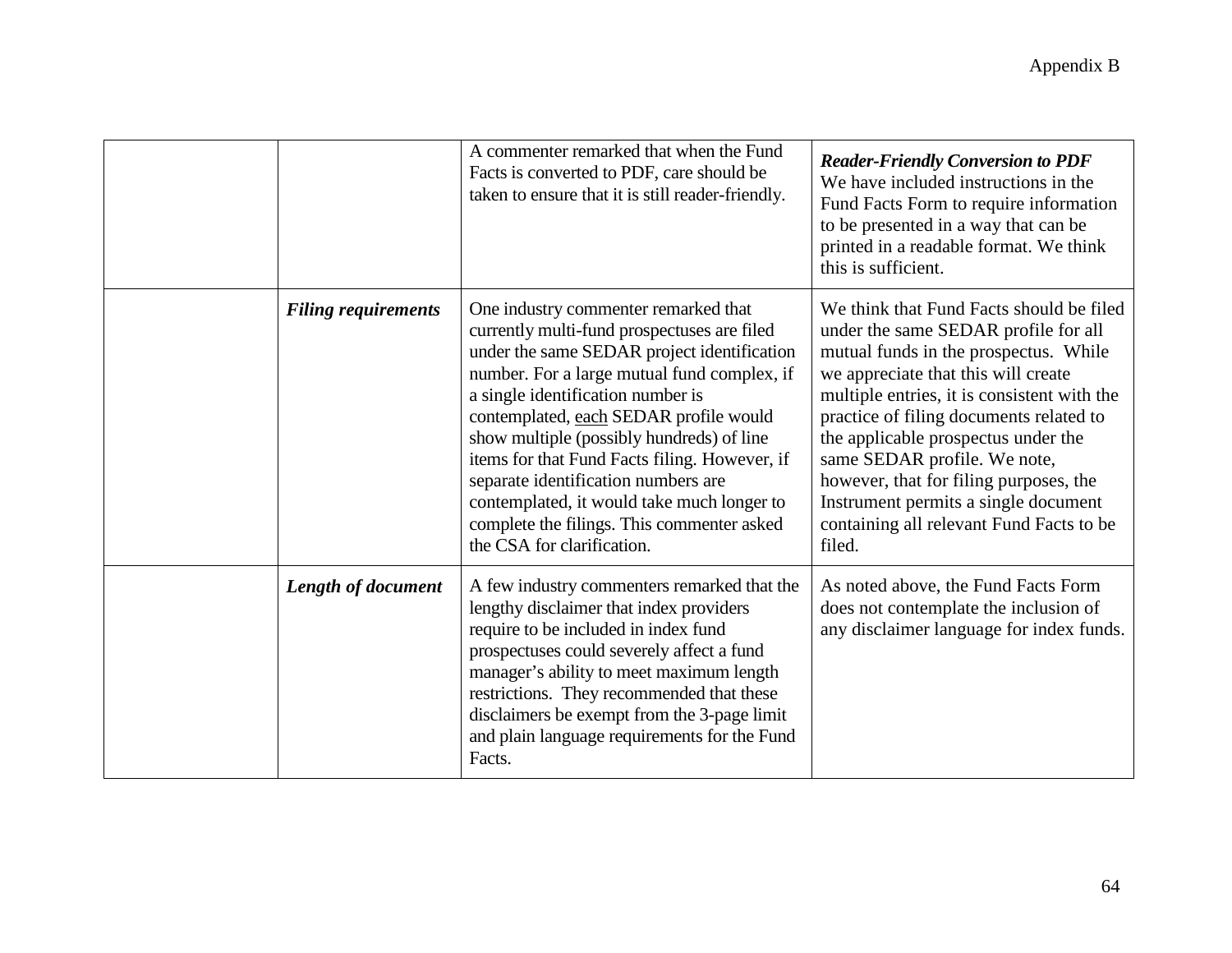| | | | |
|---|---|---|---|
| | | A commenter remarked that when the Fund Facts is converted to PDF, care should be taken to ensure that it is still reader-friendly. | ***Reader-Friendly Conversion to PDF*** We have included instructions in the Fund Facts Form to require information to be presented in a way that can be printed in a readable format. We think this is sufficient. |
| | ***Filing requirements*** | One industry commenter remarked that currently multi-fund prospectuses are filed under the same SEDAR project identification number. For a large mutual fund complex, if a single identification number is contemplated, each SEDAR profile would show multiple (possibly hundreds) of line items for that Fund Facts filing. However, if separate identification numbers are contemplated, it would take much longer to complete the filings. This commenter asked the CSA for clarification. | We think that Fund Facts should be filed under the same SEDAR profile for all mutual funds in the prospectus. While we appreciate that this will create multiple entries, it is consistent with the practice of filing documents related to the applicable prospectus under the same SEDAR profile. We note, however, that for filing purposes, the Instrument permits a single document containing all relevant Fund Facts to be filed. |
| | ***Length of document*** | A few industry commenters remarked that the lengthy disclaimer that index providers require to be included in index fund prospectuses could severely affect a fund manager's ability to meet maximum length restrictions. They recommended that these disclaimers be exempt from the 3-page limit and plain language requirements for the Fund Facts. | As noted above, the Fund Facts Form does not contemplate the inclusion of any disclaimer language for index funds. |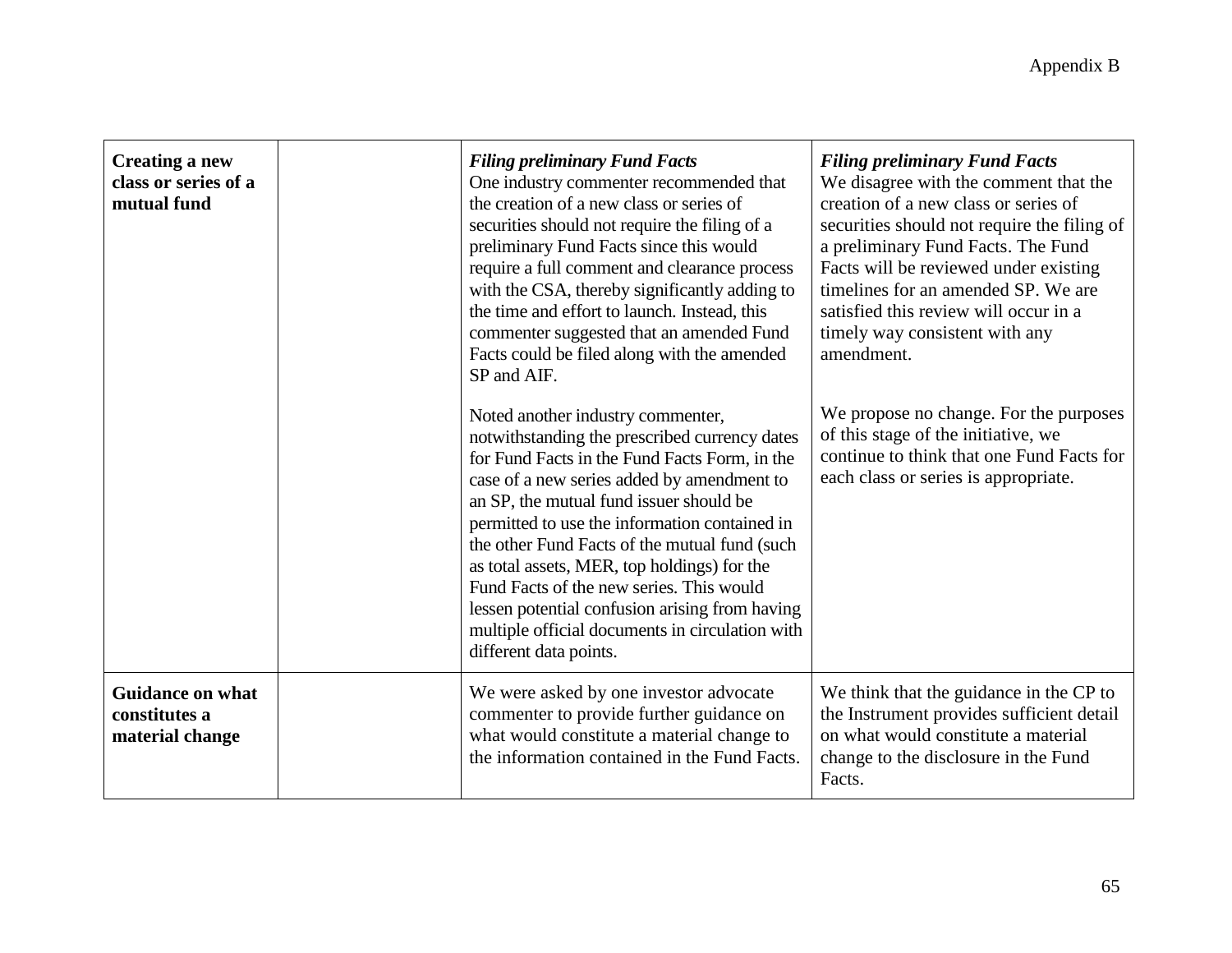| | | | |
|---|---|---|---|
| **Creating a new class or series of a mutual fund** | | ***Filing preliminary Fund Facts*** One industry commenter recommended that the creation of a new class or series of securities should not require the filing of a preliminary Fund Facts since this would require a full comment and clearance process with the CSA, thereby significantly adding to the time and effort to launch. Instead, this commenter suggested that an amended Fund Facts could be filed along with the amended SP and AIF.<br><br>Noted another industry commenter, notwithstanding the prescribed currency dates for Fund Facts in the Fund Facts Form, in the case of a new series added by amendment to an SP, the mutual fund issuer should be permitted to use the information contained in the other Fund Facts of the mutual fund (such as total assets, MER, top holdings) for the Fund Facts of the new series. This would lessen potential confusion arising from having multiple official documents in circulation with different data points. | ***Filing preliminary Fund Facts*** We disagree with the comment that the creation of a new class or series of securities should not require the filing of a preliminary Fund Facts. The Fund Facts will be reviewed under existing timelines for an amended SP. We are satisfied this review will occur in a timely way consistent with any amendment.<br><br>We propose no change. For the purposes of this stage of the initiative, we continue to think that one Fund Facts for each class or series is appropriate. |
| **Guidance on what constitutes a material change** | | We were asked by one investor advocate commenter to provide further guidance on what would constitute a material change to the information contained in the Fund Facts. | We think that the guidance in the CP to the Instrument provides sufficient detail on what would constitute a material change to the disclosure in the Fund Facts. |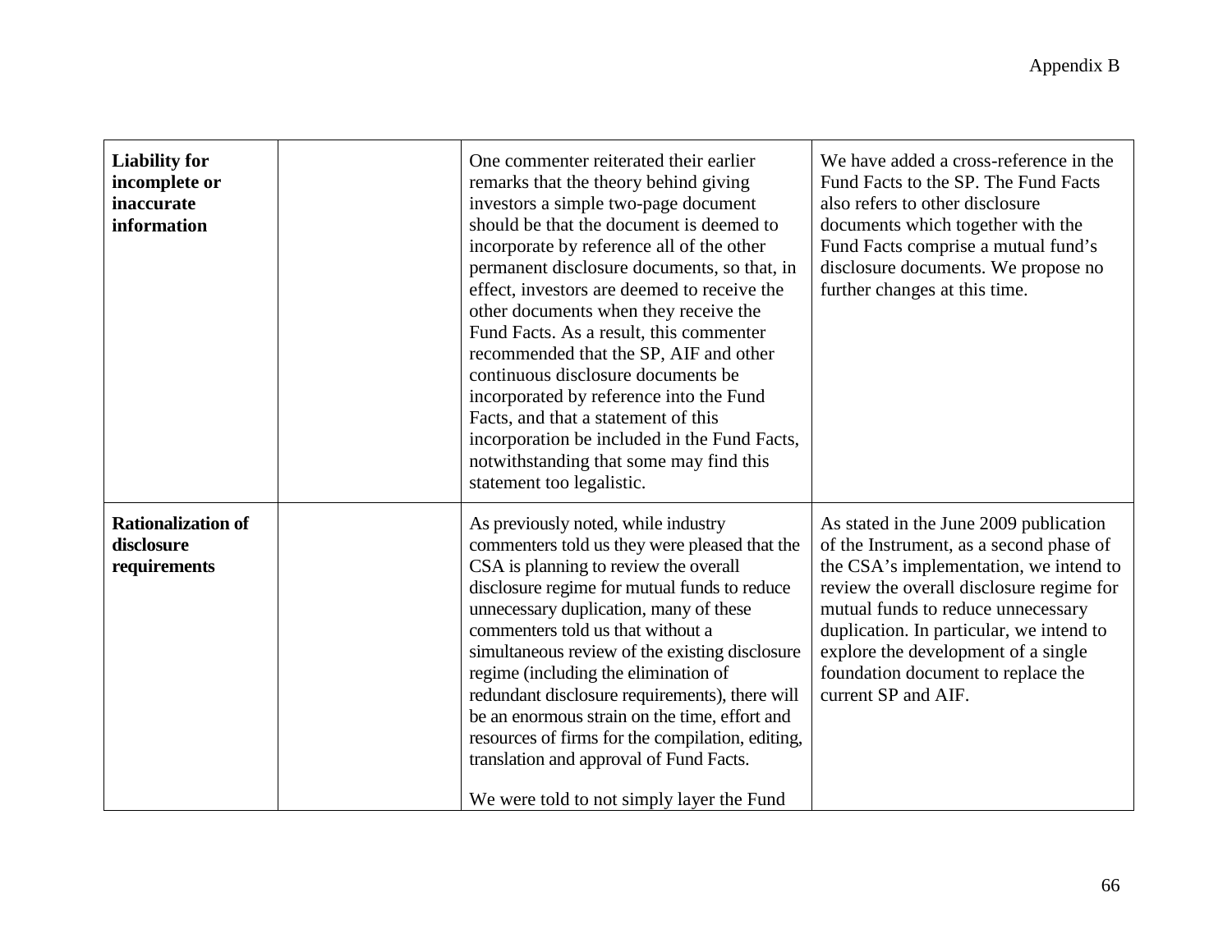| | | | |
|---|---|---|---|
| **Liability for incomplete or inaccurate information** | | One commenter reiterated their earlier remarks that the theory behind giving investors a simple two-page document should be that the document is deemed to incorporate by reference all of the other permanent disclosure documents, so that, in effect, investors are deemed to receive the other documents when they receive the Fund Facts. As a result, this commenter recommended that the SP, AIF and other continuous disclosure documents be incorporated by reference into the Fund Facts, and that a statement of this incorporation be included in the Fund Facts, notwithstanding that some may find this statement too legalistic. | We have added a cross-reference in the Fund Facts to the SP. The Fund Facts also refers to other disclosure documents which together with the Fund Facts comprise a mutual fund's disclosure documents. We propose no further changes at this time. |
| **Rationalization of disclosure requirements** | | As previously noted, while industry commenters told us they were pleased that the CSA is planning to review the overall disclosure regime for mutual funds to reduce unnecessary duplication, many of these commenters told us that without a simultaneous review of the existing disclosure regime (including the elimination of redundant disclosure requirements), there will be an enormous strain on the time, effort and resources of firms for the compilation, editing, translation and approval of Fund Facts.<br><br>We were told to not simply layer the Fund | As stated in the June 2009 publication of the Instrument, as a second phase of the CSA's implementation, we intend to review the overall disclosure regime for mutual funds to reduce unnecessary duplication. In particular, we intend to explore the development of a single foundation document to replace the current SP and AIF. |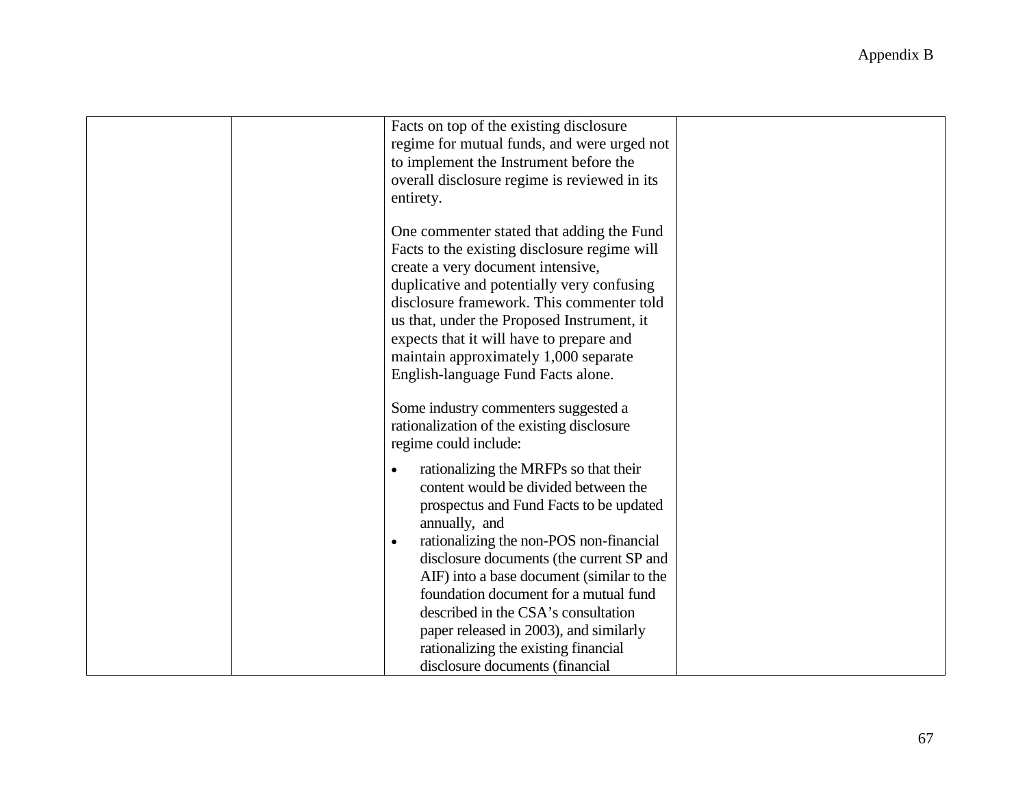| | | | |
|---|---|---|---|
| | | Facts on top of the existing disclosure regime for mutual funds, and were urged not to implement the Instrument before the overall disclosure regime is reviewed in its entirety.<br><br>One commenter stated that adding the Fund Facts to the existing disclosure regime will create a very document intensive, duplicative and potentially very confusing disclosure framework. This commenter told us that, under the Proposed Instrument, it expects that it will have to prepare and maintain approximately 1,000 separate English-language Fund Facts alone.<br><br>Some industry commenters suggested a rationalization of the existing disclosure regime could include:<br><br>• rationalizing the MRFPs so that their content would be divided between the prospectus and Fund Facts to be updated annually, and<br>• rationalizing the non-POS non-financial disclosure documents (the current SP and AIF) into a base document (similar to the foundation document for a mutual fund described in the CSA's consultation paper released in 2003), and similarly rationalizing the existing financial disclosure documents (financial | |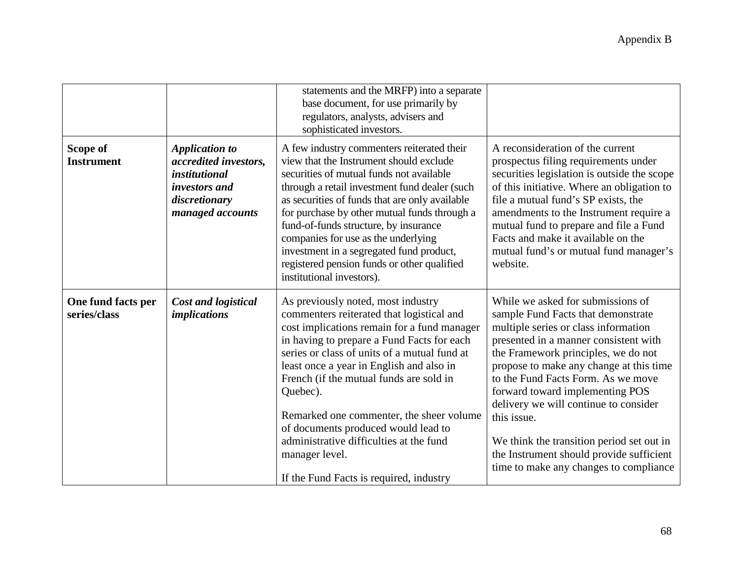| | | | |
|---|---|---|---|
| | | statements and the MRFP) into a separate base document, for use primarily by regulators, analysts, advisers and sophisticated investors. | |
| **Scope of Instrument** | ***Application to accredited investors, institutional investors and discretionary managed accounts*** | A few industry commenters reiterated their view that the Instrument should exclude securities of mutual funds not available through a retail investment fund dealer (such as securities of funds that are only available for purchase by other mutual funds through a fund-of-funds structure, by insurance companies for use as the underlying investment in a segregated fund product, registered pension funds or other qualified institutional investors). | A reconsideration of the current prospectus filing requirements under securities legislation is outside the scope of this initiative. Where an obligation to file a mutual fund's SP exists, the amendments to the Instrument require a mutual fund to prepare and file a Fund Facts and make it available on the mutual fund's or mutual fund manager's website. |
| **One fund facts per series/class** | ***Cost and logistical implications*** | As previously noted, most industry commenters reiterated that logistical and cost implications remain for a fund manager in having to prepare a Fund Facts for each series or class of units of a mutual fund at least once a year in English and also in French (if the mutual funds are sold in Quebec).<br><br>Remarked one commenter, the sheer volume of documents produced would lead to administrative difficulties at the fund manager level.<br><br>If the Fund Facts is required, industry | While we asked for submissions of sample Fund Facts that demonstrate multiple series or class information presented in a manner consistent with the Framework principles, we do not propose to make any change at this time to the Fund Facts Form. As we move forward toward implementing POS delivery we will continue to consider this issue.<br><br>We think the transition period set out in the Instrument should provide sufficient time to make any changes to compliance |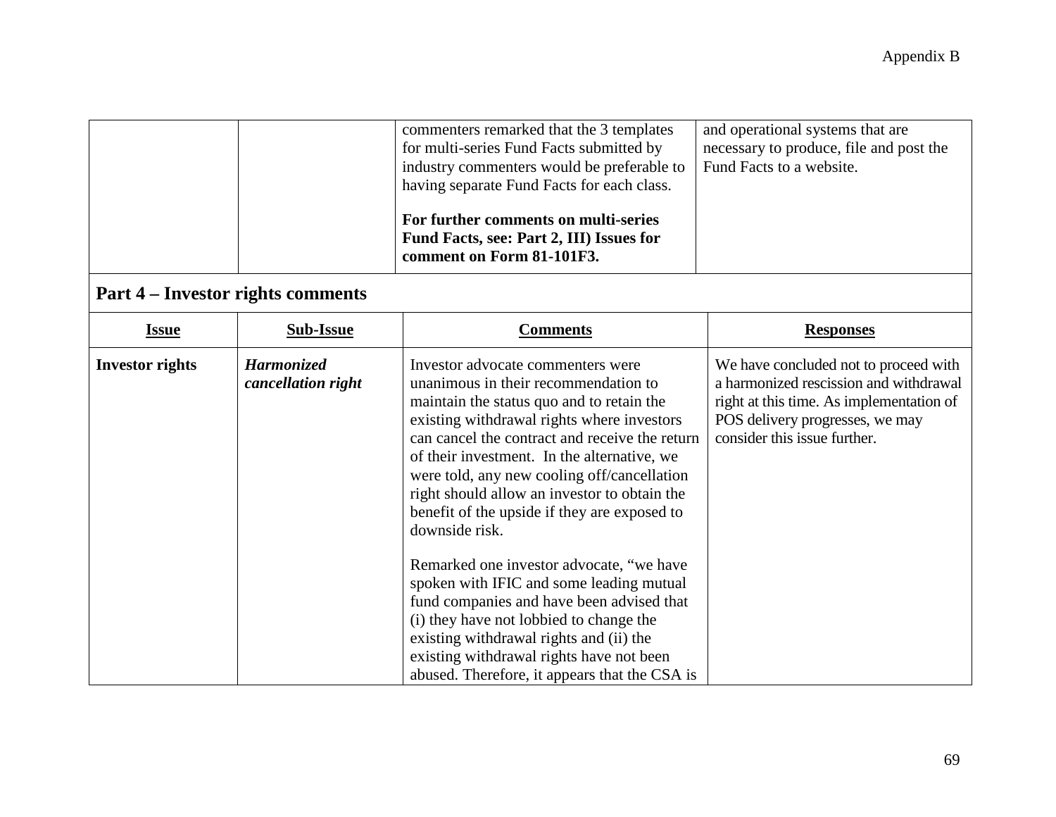| | | Comments | Responses |
|---|---|---|---|
| | | commenters remarked that the 3 templates for multi-series Fund Facts submitted by industry commenters would be preferable to having separate Fund Facts for each class.<br><br>**For further comments on multi-series Fund Facts, see: Part 2, III) Issues for comment on Form 81-101F3.** | and operational systems that are necessary to produce, file and post the Fund Facts to a website. |

## Part 4 – Investor rights comments

| <u>Issue</u> | <u>Sub-Issue</u> | <u>Comments</u> | <u>Responses</u> |
|---|---|---|---|
| **Investor rights** | ***Harmonized cancellation right*** | Investor advocate commenters were unanimous in their recommendation to maintain the status quo and to retain the existing withdrawal rights where investors can cancel the contract and receive the return of their investment. In the alternative, we were told, any new cooling off/cancellation right should allow an investor to obtain the benefit of the upside if they are exposed to downside risk.<br><br>Remarked one investor advocate, "we have spoken with IFIC and some leading mutual fund companies and have been advised that (i) they have not lobbied to change the existing withdrawal rights and (ii) the existing withdrawal rights have not been abused. Therefore, it appears that the CSA is | We have concluded not to proceed with a harmonized rescission and withdrawal right at this time. As implementation of POS delivery progresses, we may consider this issue further. |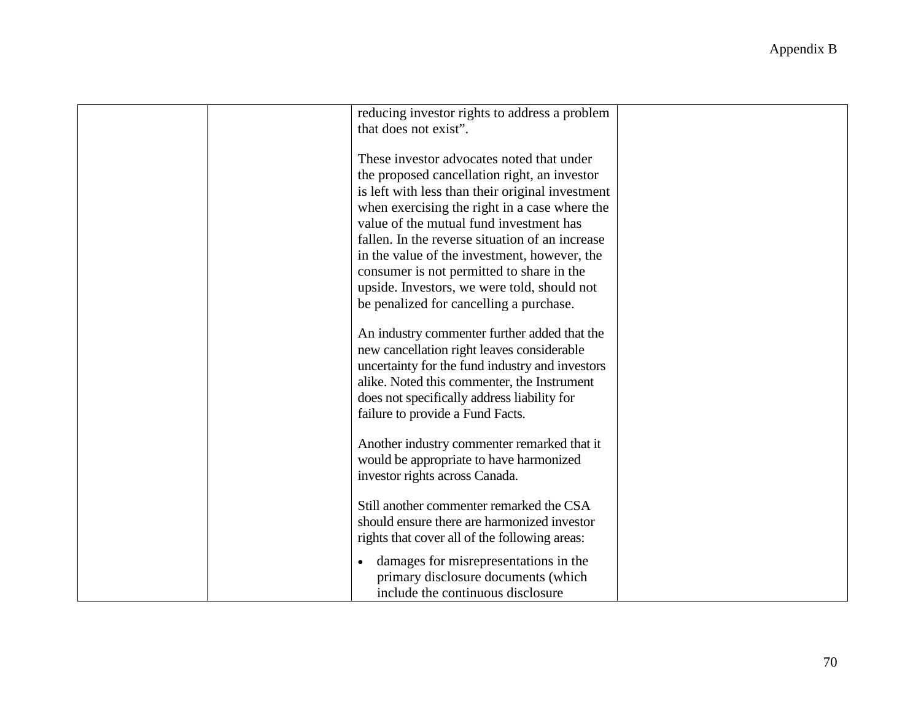| | | | |
|---|---|---|---|
| | | reducing investor rights to address a problem that does not exist".<br><br>These investor advocates noted that under the proposed cancellation right, an investor is left with less than their original investment when exercising the right in a case where the value of the mutual fund investment has fallen. In the reverse situation of an increase in the value of the investment, however, the consumer is not permitted to share in the upside. Investors, we were told, should not be penalized for cancelling a purchase.<br><br>An industry commenter further added that the new cancellation right leaves considerable uncertainty for the fund industry and investors alike. Noted this commenter, the Instrument does not specifically address liability for failure to provide a Fund Facts.<br><br>Another industry commenter remarked that it would be appropriate to have harmonized investor rights across Canada.<br><br>Still another commenter remarked the CSA should ensure there are harmonized investor rights that cover all of the following areas:<br><br>• damages for misrepresentations in the primary disclosure documents (which include the continuous disclosure | |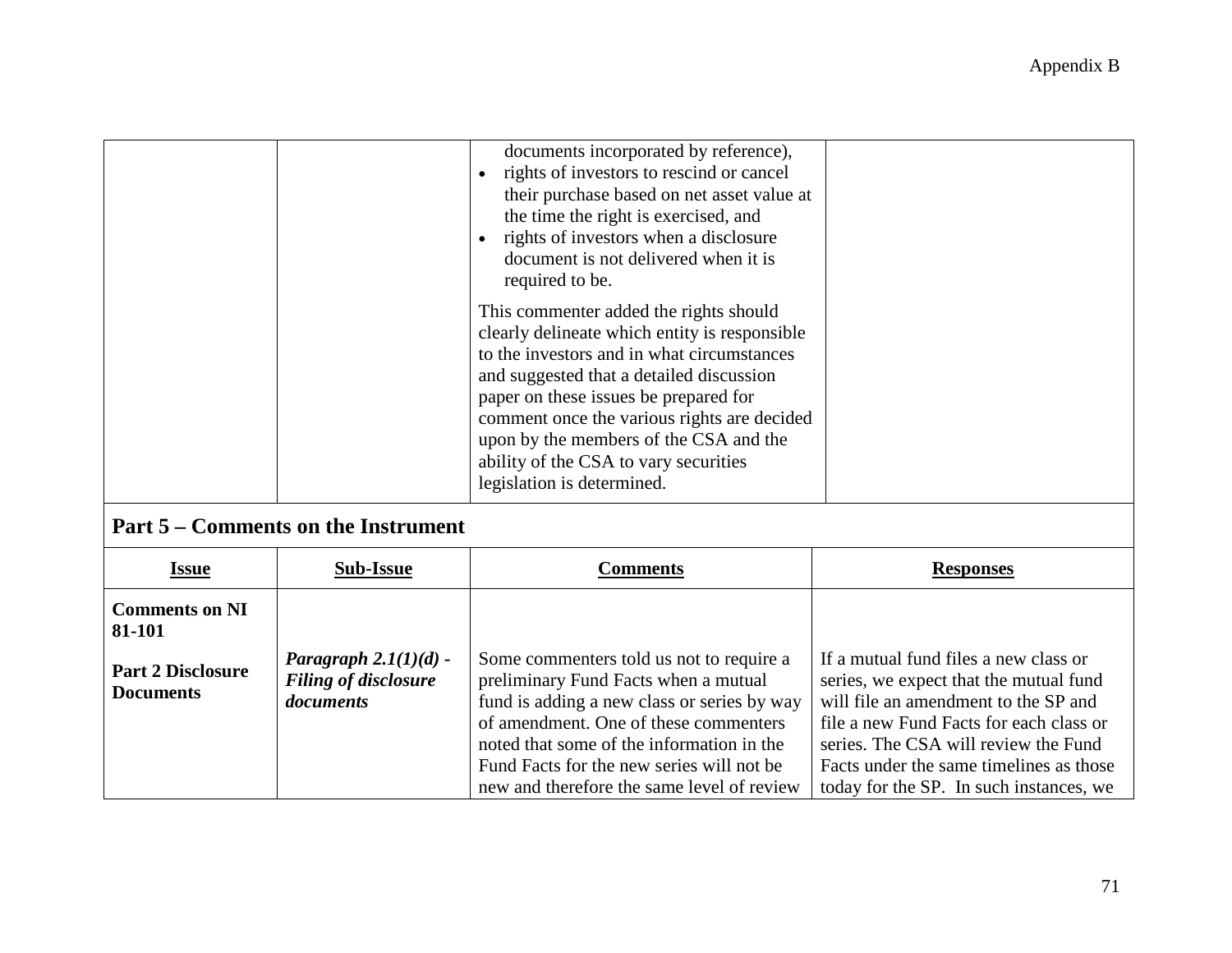| | | | |
|---|---|---|---|
| | | documents incorporated by reference),<br>• rights of investors to rescind or cancel their purchase based on net asset value at the time the right is exercised, and<br>• rights of investors when a disclosure document is not delivered when it is required to be.<br><br>This commenter added the rights should clearly delineate which entity is responsible to the investors and in what circumstances and suggested that a detailed discussion paper on these issues be prepared for comment once the various rights are decided upon by the members of the CSA and the ability of the CSA to vary securities legislation is determined. | |

## Part 5 – Comments on the Instrument

| Issue | Sub-Issue | Comments | Responses |
|---|---|---|---|
| **Comments on NI 81-101**<br><br>**Part 2 Disclosure Documents** | ***Paragraph 2.1(1)(d) - Filing of disclosure documents*** | Some commenters told us not to require a preliminary Fund Facts when a mutual fund is adding a new class or series by way of amendment. One of these commenters noted that some of the information in the Fund Facts for the new series will not be new and therefore the same level of review | If a mutual fund files a new class or series, we expect that the mutual fund will file an amendment to the SP and file a new Fund Facts for each class or series. The CSA will review the Fund Facts under the same timelines as those today for the SP. In such instances, we |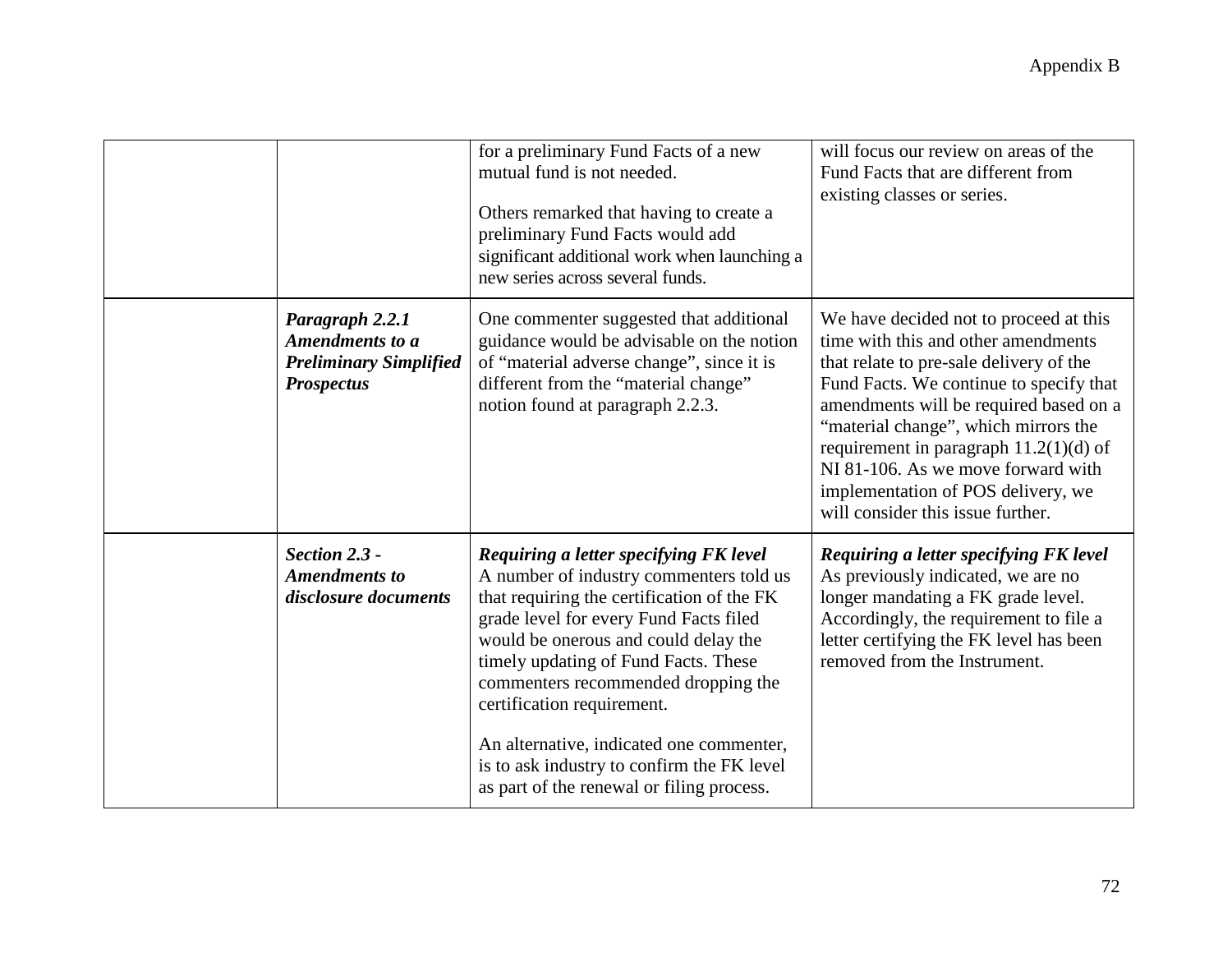| | | | |
|---|---|---|---|
| | | for a preliminary Fund Facts of a new mutual fund is not needed.<br><br>Others remarked that having to create a preliminary Fund Facts would add significant additional work when launching a new series across several funds. | will focus our review on areas of the Fund Facts that are different from existing classes or series. |
| | ***Paragraph 2.2.1 Amendments to a Preliminary Simplified Prospectus*** | One commenter suggested that additional guidance would be advisable on the notion of "material adverse change", since it is different from the "material change" notion found at paragraph 2.2.3. | We have decided not to proceed at this time with this and other amendments that relate to pre-sale delivery of the Fund Facts. We continue to specify that amendments will be required based on a "material change", which mirrors the requirement in paragraph 11.2(1)(d) of NI 81-106. As we move forward with implementation of POS delivery, we will consider this issue further. |
| | ***Section 2.3 - Amendments to disclosure documents*** | ***Requiring a letter specifying FK level***<br>A number of industry commenters told us that requiring the certification of the FK grade level for every Fund Facts filed would be onerous and could delay the timely updating of Fund Facts. These commenters recommended dropping the certification requirement.<br><br>An alternative, indicated one commenter, is to ask industry to confirm the FK level as part of the renewal or filing process. | ***Requiring a letter specifying FK level***<br>As previously indicated, we are no longer mandating a FK grade level. Accordingly, the requirement to file a letter certifying the FK level has been removed from the Instrument. |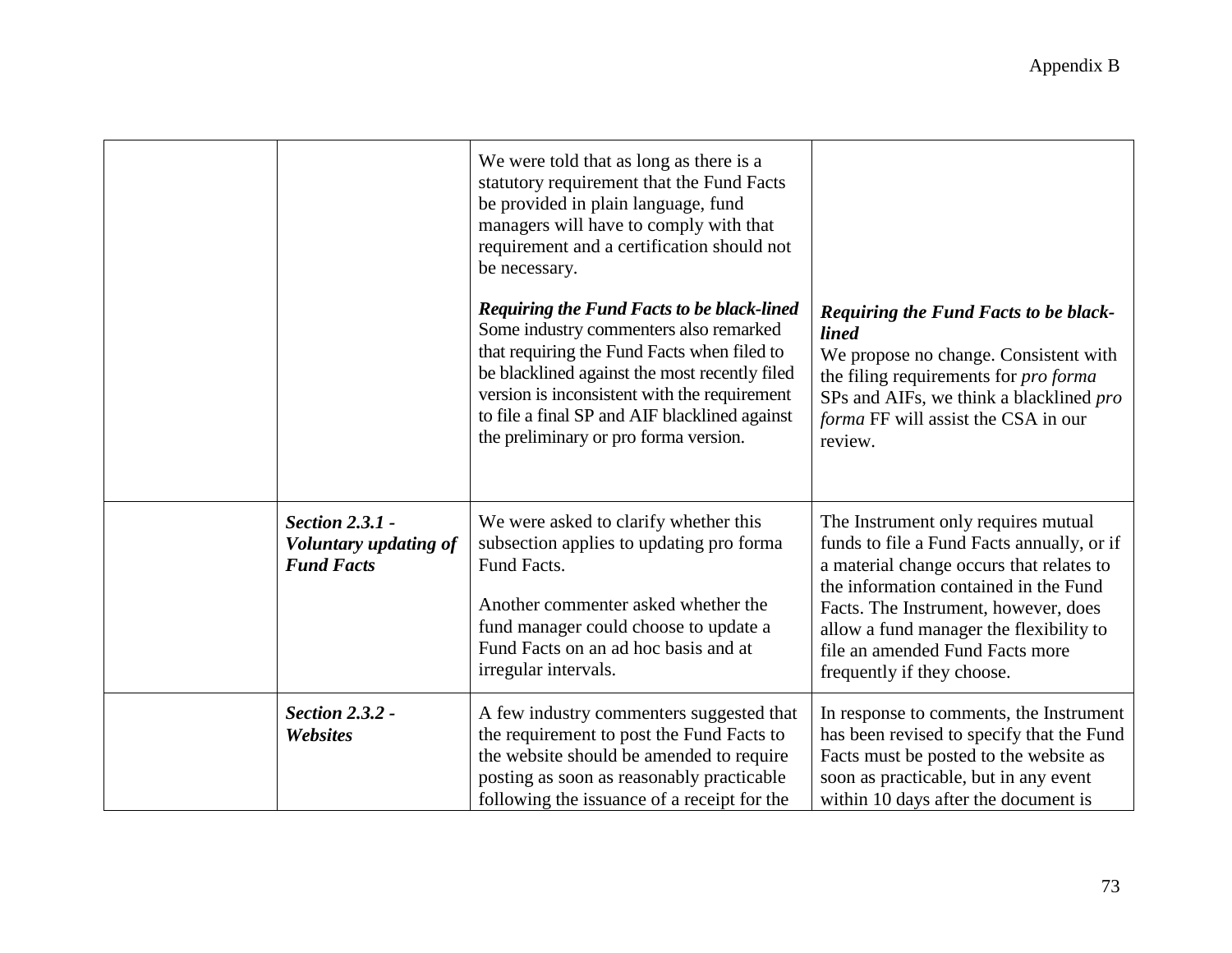| | | | |
|---|---|---|---|
| | | We were told that as long as there is a statutory requirement that the Fund Facts be provided in plain language, fund managers will have to comply with that requirement and a certification should not be necessary.<br><br>***Requiring the Fund Facts to be black-lined***<br>Some industry commenters also remarked that requiring the Fund Facts when filed to be blacklined against the most recently filed version is inconsistent with the requirement to file a final SP and AIF blacklined against the preliminary or pro forma version. | ***Requiring the Fund Facts to be black-lined***<br>We propose no change. Consistent with the filing requirements for *pro forma* SPs and AIFs, we think a blacklined *pro forma* FF will assist the CSA in our review. |
| | ***Section 2.3.1 - Voluntary updating of Fund Facts*** | We were asked to clarify whether this subsection applies to updating pro forma Fund Facts.<br><br>Another commenter asked whether the fund manager could choose to update a Fund Facts on an ad hoc basis and at irregular intervals. | The Instrument only requires mutual funds to file a Fund Facts annually, or if a material change occurs that relates to the information contained in the Fund Facts. The Instrument, however, does allow a fund manager the flexibility to file an amended Fund Facts more frequently if they choose. |
| | ***Section 2.3.2 - Websites*** | A few industry commenters suggested that the requirement to post the Fund Facts to the website should be amended to require posting as soon as reasonably practicable following the issuance of a receipt for the | In response to comments, the Instrument has been revised to specify that the Fund Facts must be posted to the website as soon as practicable, but in any event within 10 days after the document is |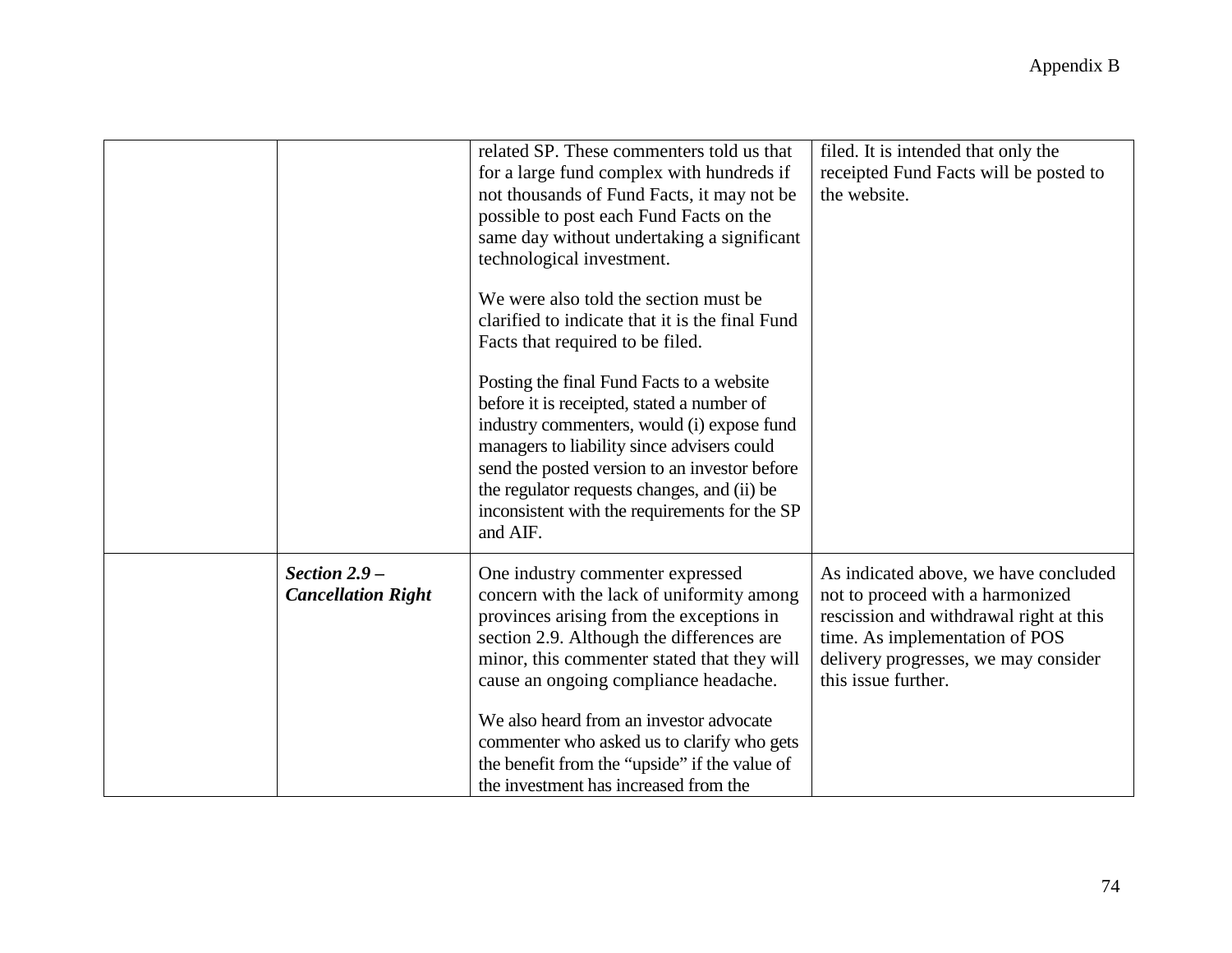| | | | |
|---|---|---|---|
| | | related SP. These commenters told us that for a large fund complex with hundreds if not thousands of Fund Facts, it may not be possible to post each Fund Facts on the same day without undertaking a significant technological investment.<br><br>We were also told the section must be clarified to indicate that it is the final Fund Facts that required to be filed.<br><br>Posting the final Fund Facts to a website before it is receipted, stated a number of industry commenters, would (i) expose fund managers to liability since advisers could send the posted version to an investor before the regulator requests changes, and (ii) be inconsistent with the requirements for the SP and AIF. | filed. It is intended that only the receipted Fund Facts will be posted to the website. |
| | ***Section 2.9 – Cancellation Right*** | One industry commenter expressed concern with the lack of uniformity among provinces arising from the exceptions in section 2.9. Although the differences are minor, this commenter stated that they will cause an ongoing compliance headache.<br><br>We also heard from an investor advocate commenter who asked us to clarify who gets the benefit from the "upside" if the value of the investment has increased from the | As indicated above, we have concluded not to proceed with a harmonized rescission and withdrawal right at this time. As implementation of POS delivery progresses, we may consider this issue further. |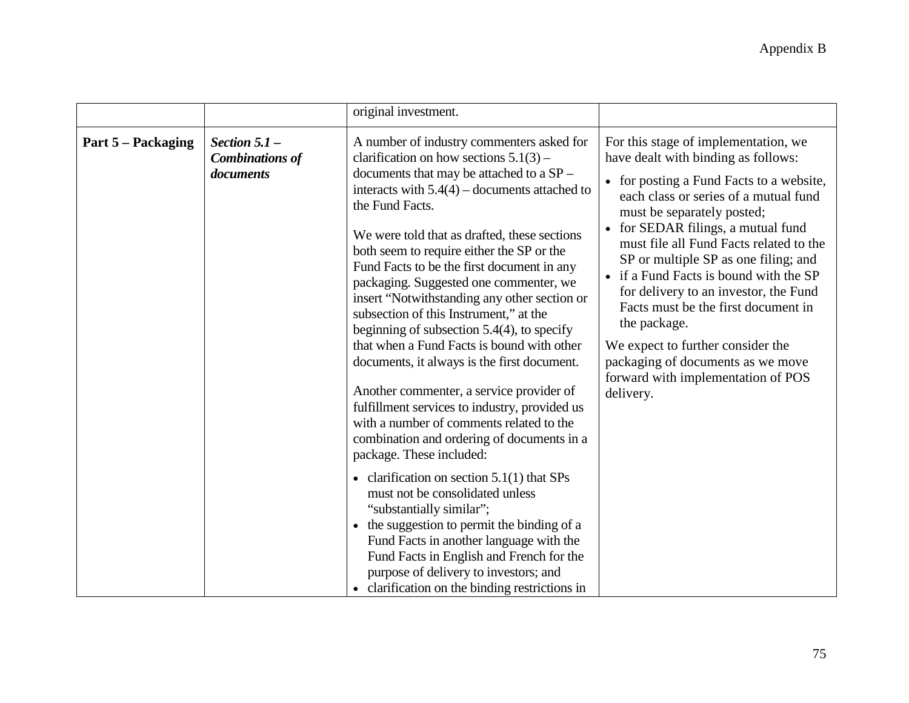| | | original investment. | |
|---|---|---|---|
| **Part 5 – Packaging** | ***Section 5.1 – Combinations of documents*** | A number of industry commenters asked for clarification on how sections 5.1(3) – documents that may be attached to a SP – interacts with 5.4(4) – documents attached to the Fund Facts.<br><br>We were told that as drafted, these sections both seem to require either the SP or the Fund Facts to be the first document in any packaging. Suggested one commenter, we insert "Notwithstanding any other section or subsection of this Instrument," at the beginning of subsection 5.4(4), to specify that when a Fund Facts is bound with other documents, it always is the first document.<br><br>Another commenter, a service provider of fulfillment services to industry, provided us with a number of comments related to the combination and ordering of documents in a package. These included:<br>• clarification on section 5.1(1) that SPs must not be consolidated unless "substantially similar";<br>• the suggestion to permit the binding of a Fund Facts in another language with the Fund Facts in English and French for the purpose of delivery to investors; and<br>• clarification on the binding restrictions in | For this stage of implementation, we have dealt with binding as follows:<br>• for posting a Fund Facts to a website, each class or series of a mutual fund must be separately posted;<br>• for SEDAR filings, a mutual fund must file all Fund Facts related to the SP or multiple SP as one filing; and<br>• if a Fund Facts is bound with the SP for delivery to an investor, the Fund Facts must be the first document in the package.<br><br>We expect to further consider the packaging of documents as we move forward with implementation of POS delivery. |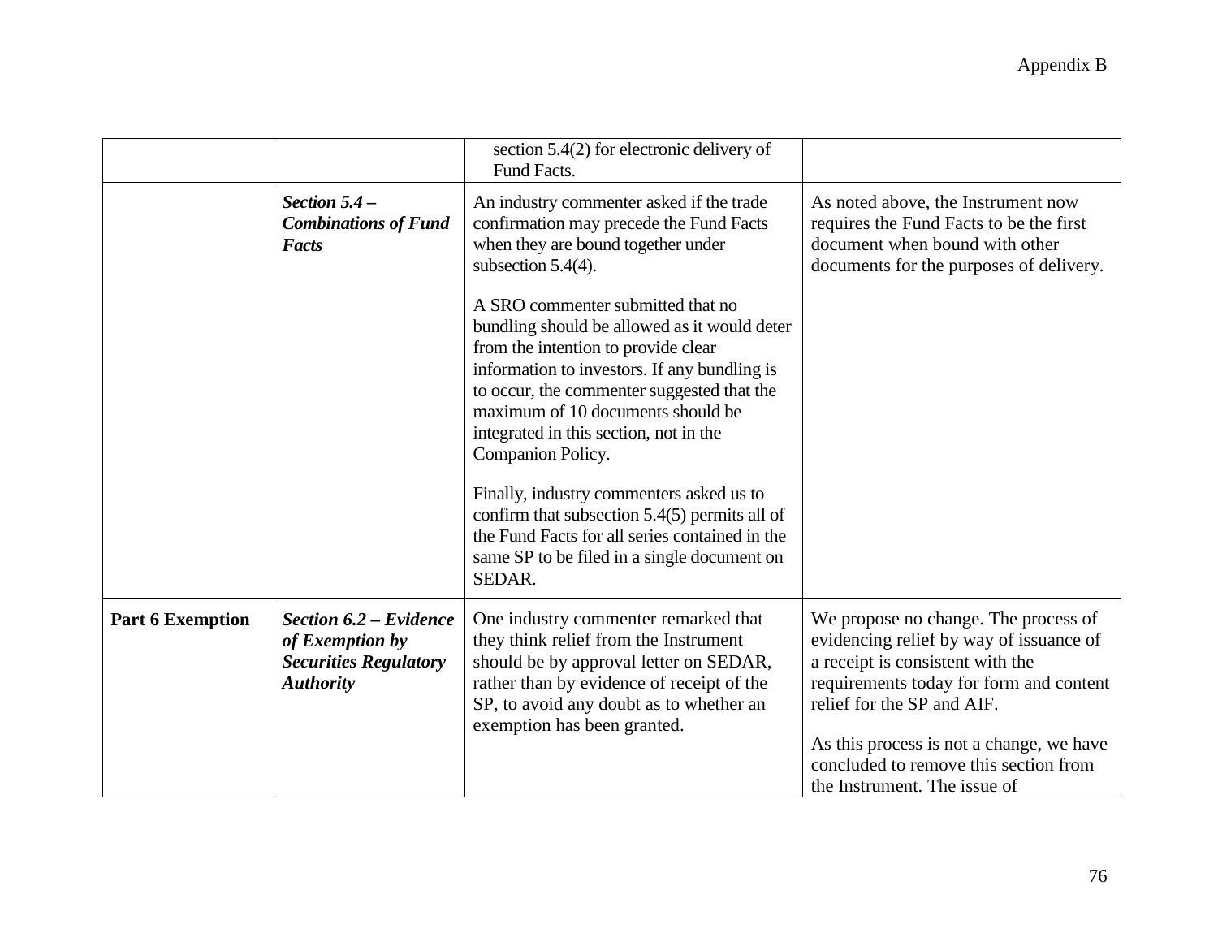| | | | |
|---|---|---|---|
| | | section 5.4(2) for electronic delivery of Fund Facts. | |
| | ***Section 5.4 – Combinations of Fund Facts*** | An industry commenter asked if the trade confirmation may precede the Fund Facts when they are bound together under subsection 5.4(4).<br><br>A SRO commenter submitted that no bundling should be allowed as it would deter from the intention to provide clear information to investors. If any bundling is to occur, the commenter suggested that the maximum of 10 documents should be integrated in this section, not in the Companion Policy.<br><br>Finally, industry commenters asked us to confirm that subsection 5.4(5) permits all of the Fund Facts for all series contained in the same SP to be filed in a single document on SEDAR. | As noted above, the Instrument now requires the Fund Facts to be the first document when bound with other documents for the purposes of delivery. |
| **Part 6 Exemption** | ***Section 6.2 – Evidence of Exemption by Securities Regulatory Authority*** | One industry commenter remarked that they think relief from the Instrument should be by approval letter on SEDAR, rather than by evidence of receipt of the SP, to avoid any doubt as to whether an exemption has been granted. | We propose no change. The process of evidencing relief by way of issuance of a receipt is consistent with the requirements today for form and content relief for the SP and AIF.<br><br>As this process is not a change, we have concluded to remove this section from the Instrument. The issue of |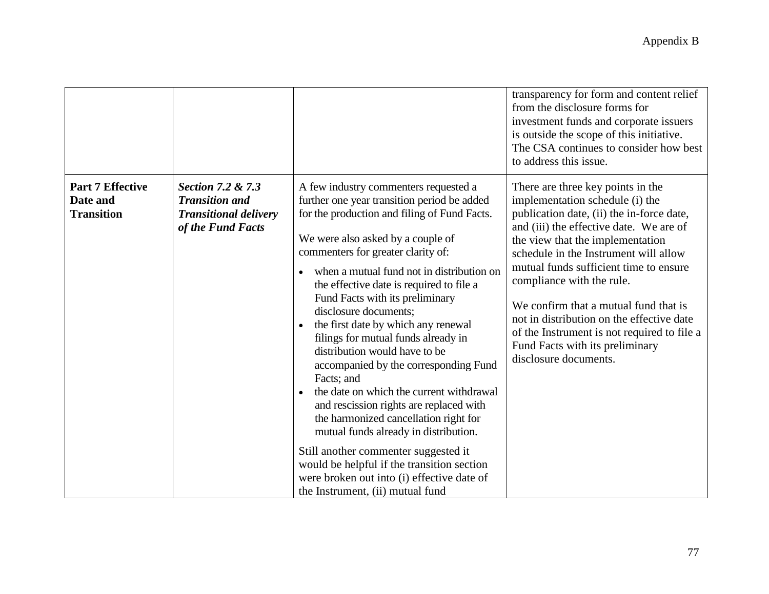| | | | |
|---|---|---|---|
| | | | transparency for form and content relief from the disclosure forms for investment funds and corporate issuers is outside the scope of this initiative. The CSA continues to consider how best to address this issue. |
| **Part 7 Effective Date and Transition** | ***Section 7.2 & 7.3 Transition and Transitional delivery of the Fund Facts*** | A few industry commenters requested a further one year transition period be added for the production and filing of Fund Facts.<br><br>We were also asked by a couple of commenters for greater clarity of:<br><br>• when a mutual fund not in distribution on the effective date is required to file a Fund Facts with its preliminary disclosure documents;<br>• the first date by which any renewal filings for mutual funds already in distribution would have to be accompanied by the corresponding Fund Facts; and<br>• the date on which the current withdrawal and rescission rights are replaced with the harmonized cancellation right for mutual funds already in distribution.<br><br>Still another commenter suggested it would be helpful if the transition section were broken out into (i) effective date of the Instrument, (ii) mutual fund | There are three key points in the implementation schedule (i) the publication date, (ii) the in-force date, and (iii) the effective date. We are of the view that the implementation schedule in the Instrument will allow mutual funds sufficient time to ensure compliance with the rule.<br><br>We confirm that a mutual fund that is not in distribution on the effective date of the Instrument is not required to file a Fund Facts with its preliminary disclosure documents. |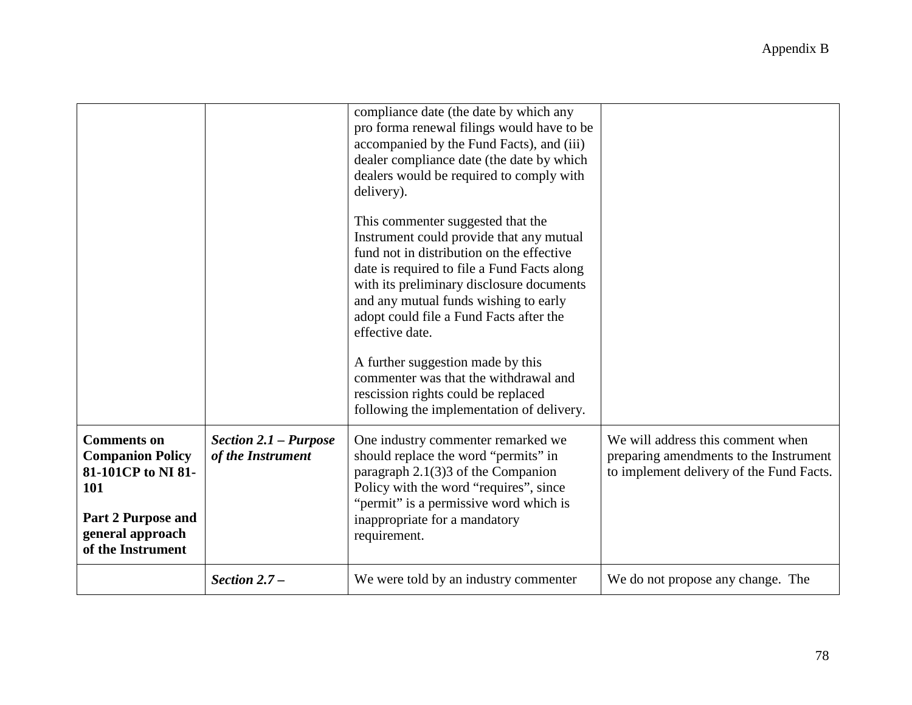Appendix B

| | | | |
|---|---|---|---|
| | | compliance date (the date by which any pro forma renewal filings would have to be accompanied by the Fund Facts), and (iii) dealer compliance date (the date by which dealers would be required to comply with delivery).<br><br>This commenter suggested that the Instrument could provide that any mutual fund not in distribution on the effective date is required to file a Fund Facts along with its preliminary disclosure documents and any mutual funds wishing to early adopt could file a Fund Facts after the effective date.<br><br>A further suggestion made by this commenter was that the withdrawal and rescission rights could be replaced following the implementation of delivery. | |
| **Comments on Companion Policy 81-101CP to NI 81-101**<br><br>**Part 2 Purpose and general approach of the Instrument** | ***Section 2.1 – Purpose of the Instrument*** | One industry commenter remarked we should replace the word "permits" in paragraph 2.1(3)3 of the Companion Policy with the word "requires", since "permit" is a permissive word which is inappropriate for a mandatory requirement. | We will address this comment when preparing amendments to the Instrument to implement delivery of the Fund Facts. |
| | ***Section 2.7 –*** | We were told by an industry commenter | We do not propose any change. The |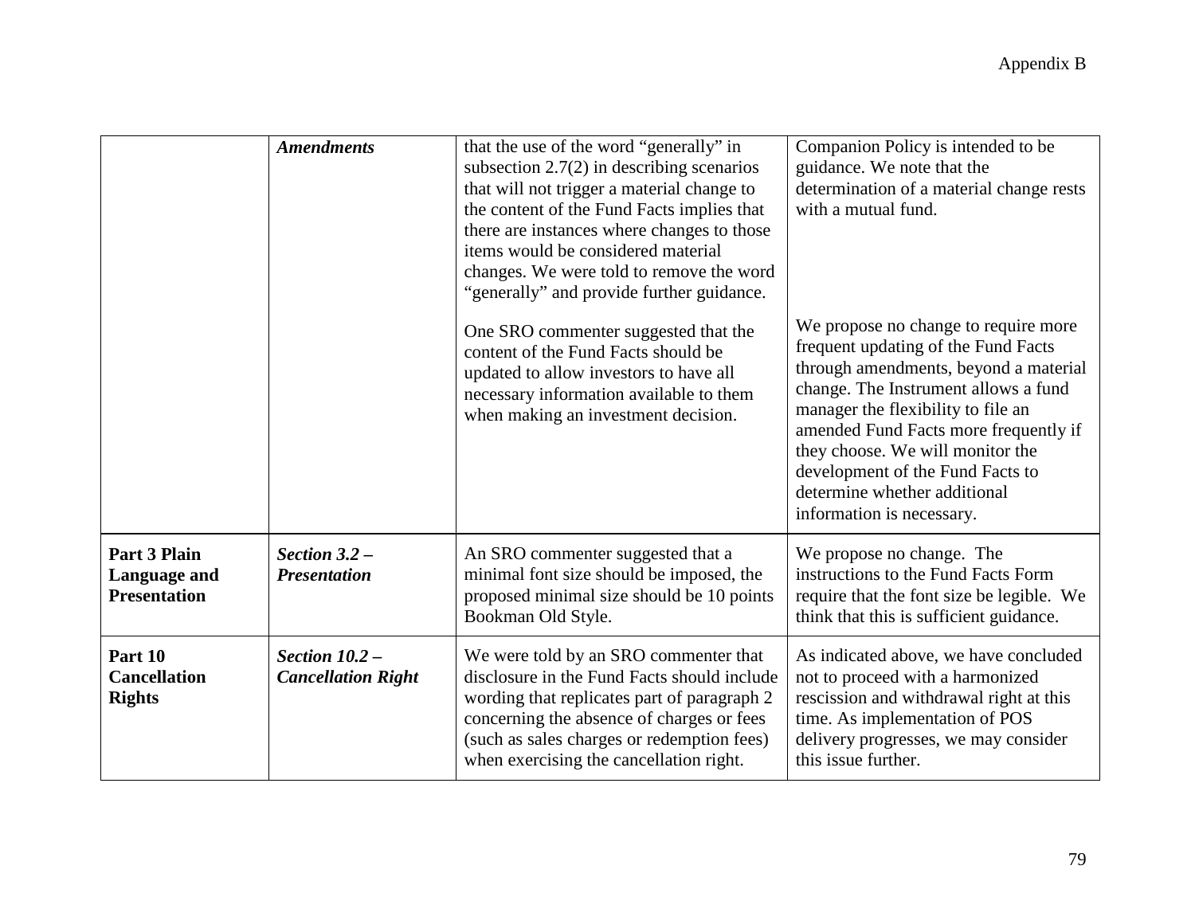| | | | |
|---|---|---|---|
| | ***Amendments*** | that the use of the word "generally" in subsection 2.7(2) in describing scenarios that will not trigger a material change to the content of the Fund Facts implies that there are instances where changes to those items would be considered material changes. We were told to remove the word "generally" and provide further guidance. | Companion Policy is intended to be guidance. We note that the determination of a material change rests with a mutual fund. |
| | | One SRO commenter suggested that the content of the Fund Facts should be updated to allow investors to have all necessary information available to them when making an investment decision. | We propose no change to require more frequent updating of the Fund Facts through amendments, beyond a material change. The Instrument allows a fund manager the flexibility to file an amended Fund Facts more frequently if they choose. We will monitor the development of the Fund Facts to determine whether additional information is necessary. |
| **Part 3 Plain Language and Presentation** | ***Section 3.2 – Presentation*** | An SRO commenter suggested that a minimal font size should be imposed, the proposed minimal size should be 10 points Bookman Old Style. | We propose no change. The instructions to the Fund Facts Form require that the font size be legible. We think that this is sufficient guidance. |
| **Part 10 Cancellation Rights** | ***Section 10.2 – Cancellation Right*** | We were told by an SRO commenter that disclosure in the Fund Facts should include wording that replicates part of paragraph 2 concerning the absence of charges or fees (such as sales charges or redemption fees) when exercising the cancellation right. | As indicated above, we have concluded not to proceed with a harmonized rescission and withdrawal right at this time. As implementation of POS delivery progresses, we may consider this issue further. |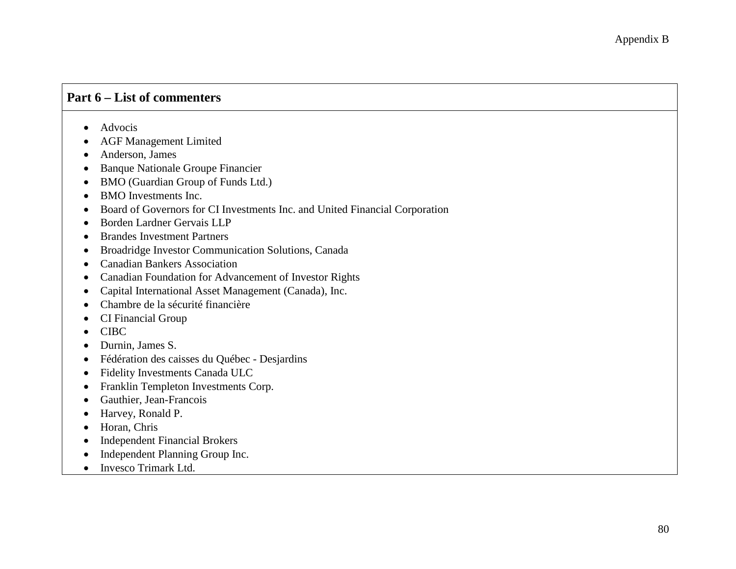## Part 6 – List of commenters

- Advocis
- AGF Management Limited
- Anderson, James
- Banque Nationale Groupe Financier
- BMO (Guardian Group of Funds Ltd.)
- BMO Investments Inc.
- Board of Governors for CI Investments Inc. and United Financial Corporation
- Borden Lardner Gervais LLP
- Brandes Investment Partners
- Broadridge Investor Communication Solutions, Canada
- Canadian Bankers Association
- Canadian Foundation for Advancement of Investor Rights
- Capital International Asset Management (Canada), Inc.
- Chambre de la sécurité financière
- CI Financial Group
- CIBC
- Durnin, James S.
- Fédération des caisses du Québec - Desjardins
- Fidelity Investments Canada ULC
- Franklin Templeton Investments Corp.
- Gauthier, Jean-Francois
- Harvey, Ronald P.
- Horan, Chris
- Independent Financial Brokers
- Independent Planning Group Inc.
- Invesco Trimark Ltd.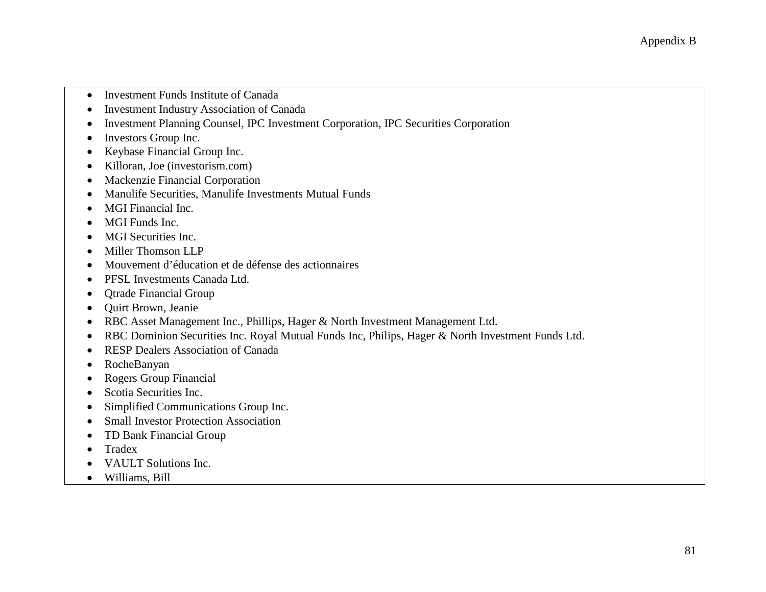- Investment Funds Institute of Canada
- Investment Industry Association of Canada
- Investment Planning Counsel, IPC Investment Corporation, IPC Securities Corporation
- Investors Group Inc.
- Keybase Financial Group Inc.
- Killoran, Joe (investorism.com)
- Mackenzie Financial Corporation
- Manulife Securities, Manulife Investments Mutual Funds
- MGI Financial Inc.
- MGI Funds Inc.
- MGI Securities Inc.
- Miller Thomson LLP
- Mouvement d'éducation et de défense des actionnaires
- PFSL Investments Canada Ltd.
- Qtrade Financial Group
- Quirt Brown, Jeanie
- RBC Asset Management Inc., Phillips, Hager & North Investment Management Ltd.
- RBC Dominion Securities Inc. Royal Mutual Funds Inc, Philips, Hager & North Investment Funds Ltd.
- RESP Dealers Association of Canada
- RocheBanyan
- Rogers Group Financial
- Scotia Securities Inc.
- Simplified Communications Group Inc.
- Small Investor Protection Association
- TD Bank Financial Group
- Tradex
- VAULT Solutions Inc.
- Williams, Bill